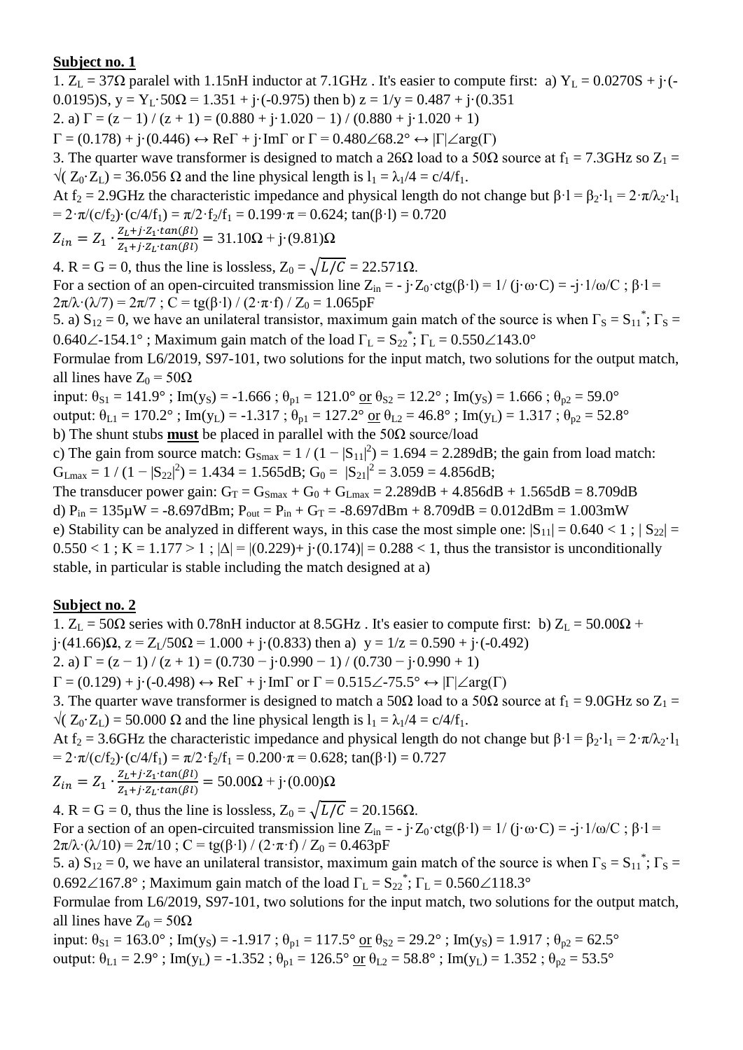**Subject no. 1**

1. $Z_L = 37\Omega$ paralel with 1.15nH inductor at 7.1GHz . It's easier to compute first: a) $Y_L = 0.0270S + j\cdot(-0.0195)S$, $y = Y_L\cdot 50\Omega = 1.351 + j\cdot(-0.975)$ then b) $z = 1/y = 0.487 + j\cdot(0.351$

2. a) $\Gamma = (z - 1) / (z + 1) = (0.880 + j\cdot 1.020 - 1) / (0.880 + j\cdot 1.020 + 1)$

$\Gamma = (0.178) + j\cdot(0.446) \leftrightarrow \text{Re}\Gamma + j\cdot\text{Im}\Gamma$ or $\Gamma = 0.480\angle 68.2° \leftrightarrow |\Gamma|\angle\arg(\Gamma)$

3. The quarter wave transformer is designed to match a $26\Omega$ load to a $50\Omega$ source at $f_1 = 7.3$GHz so $Z_1 = \sqrt{(Z_0\cdot Z_L)} = 36.056\ \Omega$ and the line physical length is $l_1 = \lambda_1/4 = c/4/f_1$.

At $f_2 = 2.9$GHz the characteristic impedance and physical length do not change but $\beta\cdot l = \beta_2\cdot l_1 = 2\cdot\pi/\lambda_2\cdot l_1 = 2\cdot\pi/(c/f_2)\cdot(c/4/f_1) = \pi/2\cdot f_2/f_1 = 0.199\cdot\pi = 0.624$; $\tan(\beta\cdot l) = 0.720$

$$Z_{in} = Z_1 \cdot \frac{Z_L + j\cdot Z_1\cdot \tan(\beta l)}{Z_1 + j\cdot Z_L\cdot \tan(\beta l)} = 31.10\Omega + j\cdot(9.81)\Omega$$

4. R = G = 0, thus the line is lossless, $Z_0 = \sqrt{L/C} = 22.571\Omega$.

For a section of an open-circuited transmission line $Z_{in} = -j\cdot Z_0\cdot \text{ctg}(\beta\cdot l) = 1/(j\cdot\omega\cdot C) = -j\cdot 1/\omega/C$ ; $\beta\cdot l = 2\pi/\lambda\cdot(\lambda/7) = 2\pi/7$ ; $C = \text{tg}(\beta\cdot l) / (2\cdot\pi\cdot f) / Z_0 = 1.065$pF

5. a) $S_{12} = 0$, we have an unilateral transistor, maximum gain match of the source is when $\Gamma_S = S_{11}^*$; $\Gamma_S = 0.640\angle -154.1°$ ; Maximum gain match of the load $\Gamma_L = S_{22}^*$; $\Gamma_L = 0.550\angle 143.0°$

Formulae from L6/2019, S97-101, two solutions for the input match, two solutions for the output match, all lines have $Z_0 = 50\Omega$

input: $\theta_{S1} = 141.9°$ ; $\text{Im}(y_S) = -1.666$ ; $\theta_{p1} = 121.0°$ or $\theta_{S2} = 12.2°$ ; $\text{Im}(y_S) = 1.666$ ; $\theta_{p2} = 59.0°$

output: $\theta_{L1} = 170.2°$ ; $\text{Im}(y_L) = -1.317$ ; $\theta_{p1} = 127.2°$ or $\theta_{L2} = 46.8°$ ; $\text{Im}(y_L) = 1.317$ ; $\theta_{p2} = 52.8°$

b) The shunt stubs **must** be placed in parallel with the $50\Omega$ source/load

c) The gain from source match: $G_{Smax} = 1 / (1 - |S_{11}|^2) = 1.694 = 2.289$dB; the gain from load match: $G_{Lmax} = 1 / (1 - |S_{22}|^2) = 1.434 = 1.565$dB; $G_0 = |S_{21}|^2 = 3.059 = 4.856$dB;

The transducer power gain: $G_T = G_{Smax} + G_0 + G_{Lmax} = 2.289\text{dB} + 4.856\text{dB} + 1.565\text{dB} = 8.709\text{dB}$

d) $P_{in} = 135\mu W = -8.697$dBm; $P_{out} = P_{in} + G_T = -8.697\text{dBm} + 8.709\text{dB} = 0.012\text{dBm} = 1.003$mW

e) Stability can be analyzed in different ways, in this case the most simple one: $|S_{11}| = 0.640 < 1$ ; $|S_{22}| = 0.550 < 1$ ; $K = 1.177 > 1$ ; $|\Delta| = |(0.229) + j\cdot(0.174)| = 0.288 < 1$, thus the transistor is unconditionally stable, in particular is stable including the match designed at a)

**Subject no. 2**

1. $Z_L = 50\Omega$ series with 0.78nH inductor at 8.5GHz . It's easier to compute first: b) $Z_L = 50.00\Omega + j\cdot(41.66)\Omega$, $z = Z_L/50\Omega = 1.000 + j\cdot(0.833)$ then a) $y = 1/z = 0.590 + j\cdot(-0.492)$

2. a) $\Gamma = (z - 1) / (z + 1) = (0.730 - j\cdot 0.990 - 1) / (0.730 - j\cdot 0.990 + 1)$

$\Gamma = (0.129) + j\cdot(-0.498) \leftrightarrow \text{Re}\Gamma + j\cdot\text{Im}\Gamma$ or $\Gamma = 0.515\angle -75.5° \leftrightarrow |\Gamma|\angle\arg(\Gamma)$

3. The quarter wave transformer is designed to match a $50\Omega$ load to a $50\Omega$ source at $f_1 = 9.0$GHz so $Z_1 = \sqrt{(Z_0\cdot Z_L)} = 50.000\ \Omega$ and the line physical length is $l_1 = \lambda_1/4 = c/4/f_1$.

At $f_2 = 3.6$GHz the characteristic impedance and physical length do not change but $\beta\cdot l = \beta_2\cdot l_1 = 2\cdot\pi/\lambda_2\cdot l_1 = 2\cdot\pi/(c/f_2)\cdot(c/4/f_1) = \pi/2\cdot f_2/f_1 = 0.200\cdot\pi = 0.628$; $\tan(\beta\cdot l) = 0.727$

$$Z_{in} = Z_1 \cdot \frac{Z_L + j\cdot Z_1\cdot \tan(\beta l)}{Z_1 + j\cdot Z_L\cdot \tan(\beta l)} = 50.00\Omega + j\cdot(0.00)\Omega$$

4. R = G = 0, thus the line is lossless, $Z_0 = \sqrt{L/C} = 20.156\Omega$.

For a section of an open-circuited transmission line $Z_{in} = -j\cdot Z_0\cdot \text{ctg}(\beta\cdot l) = 1/(j\cdot\omega\cdot C) = -j\cdot 1/\omega/C$ ; $\beta\cdot l = 2\pi/\lambda\cdot(\lambda/10) = 2\pi/10$ ; $C = \text{tg}(\beta\cdot l) / (2\cdot\pi\cdot f) / Z_0 = 0.463$pF

5. a) $S_{12} = 0$, we have an unilateral transistor, maximum gain match of the source is when $\Gamma_S = S_{11}^*$; $\Gamma_S = 0.692\angle 167.8°$ ; Maximum gain match of the load $\Gamma_L = S_{22}^*$; $\Gamma_L = 0.560\angle 118.3°$

Formulae from L6/2019, S97-101, two solutions for the input match, two solutions for the output match, all lines have $Z_0 = 50\Omega$

input: $\theta_{S1} = 163.0°$ ; $\text{Im}(y_S) = -1.917$ ; $\theta_{p1} = 117.5°$ or $\theta_{S2} = 29.2°$ ; $\text{Im}(y_S) = 1.917$ ; $\theta_{p2} = 62.5°$

output: $\theta_{L1} = 2.9°$ ; $\text{Im}(y_L) = -1.352$ ; $\theta_{p1} = 126.5°$ or $\theta_{L2} = 58.8°$ ; $\text{Im}(y_L) = 1.352$ ; $\theta_{p2} = 53.5°$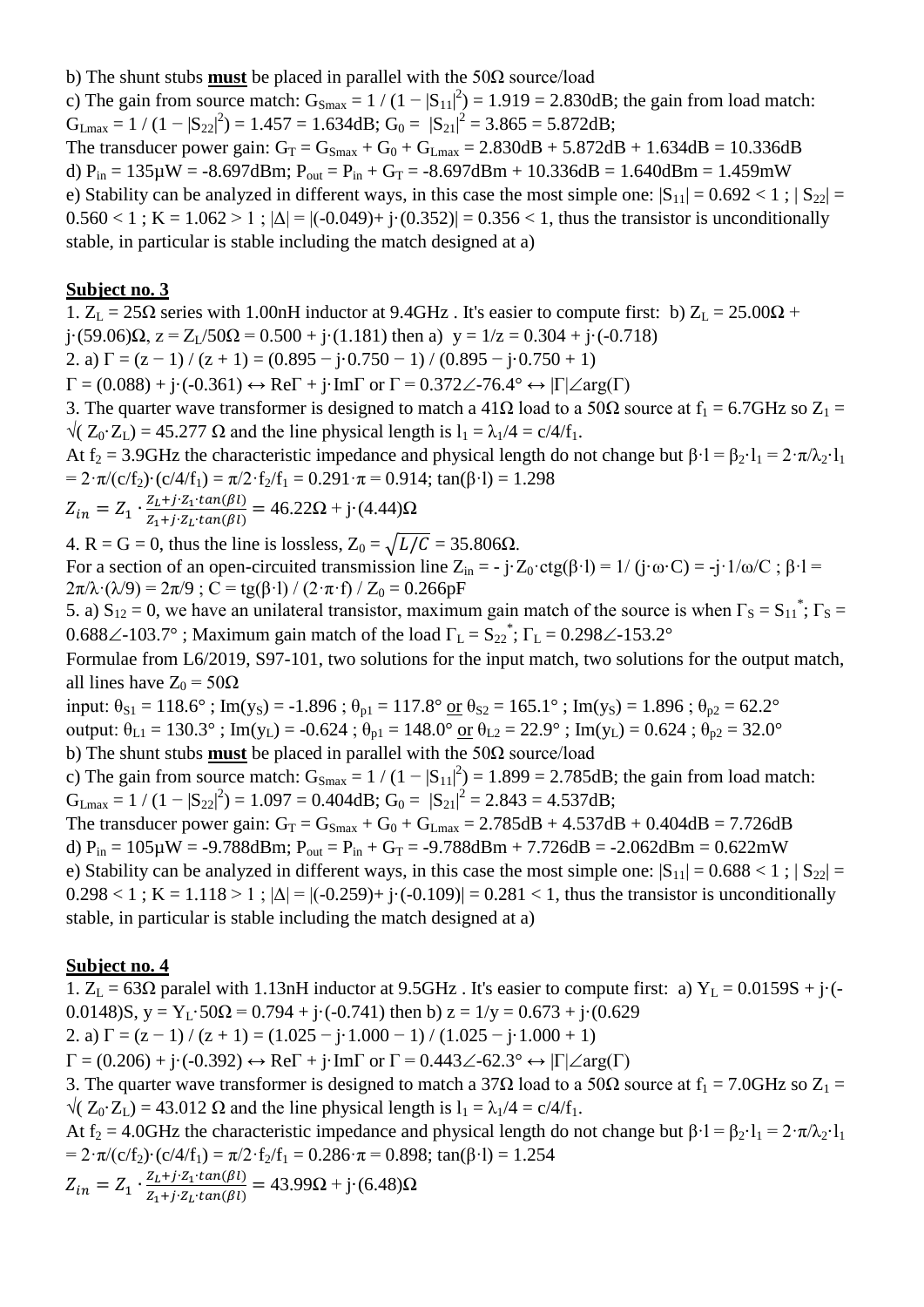b) The shunt stubs **must** be placed in parallel with the 50Ω source/load

c) The gain from source match: $G_{Smax} = 1 / (1 - |S_{11}|^2) = 1.919 = 2.830\text{dB}$; the gain from load match: $G_{Lmax} = 1 / (1 - |S_{22}|^2) = 1.457 = 1.634\text{dB}$; $G_0 = |S_{21}|^2 = 3.865 = 5.872\text{dB}$;

The transducer power gain: $G_T = G_{Smax} + G_0 + G_{Lmax} = 2.830\text{dB} + 5.872\text{dB} + 1.634\text{dB} = 10.336\text{dB}$

d) $P_{in} = 135\mu W = -8.697\text{dBm}$; $P_{out} = P_{in} + G_T = -8.697\text{dBm} + 10.336\text{dB} = 1.640\text{dBm} = 1.459\text{mW}$

e) Stability can be analyzed in different ways, in this case the most simple one: $|S_{11}| = 0.692 < 1$ ; $|S_{22}| = 0.560 < 1$ ; $K = 1.062 > 1$ ; $|\Delta| = |(-0.049) + j\cdot(0.352)| = 0.356 < 1$, thus the transistor is unconditionally stable, in particular is stable including the match designed at a)

**Subject no. 3**

1. $Z_L = 25\Omega$ series with 1.00nH inductor at 9.4GHz . It's easier to compute first: b) $Z_L = 25.00\Omega + j\cdot(59.06)\Omega$, $z = Z_L/50\Omega = 0.500 + j\cdot(1.181)$ then a) $y = 1/z = 0.304 + j\cdot(-0.718)$

2. a) $\Gamma = (z - 1) / (z + 1) = (0.895 - j\cdot 0.750 - 1) / (0.895 - j\cdot 0.750 + 1)$

$\Gamma = (0.088) + j\cdot(-0.361) \leftrightarrow \text{Re}\Gamma + j\cdot\text{Im}\Gamma$ or $\Gamma = 0.372\angle -76.4° \leftrightarrow |\Gamma|\angle\arg(\Gamma)$

3. The quarter wave transformer is designed to match a 41Ω load to a 50Ω source at $f_1 = 6.7\text{GHz}$ so $Z_1 = \sqrt{Z_0\cdot Z_L} = 45.277\ \Omega$ and the line physical length is $l_1 = \lambda_1/4 = c/4/f_1$.

At $f_2 = 3.9\text{GHz}$ the characteristic impedance and physical length do not change but $\beta\cdot l = \beta_2\cdot l_1 = 2\cdot\pi/\lambda_2\cdot l_1 = 2\cdot\pi/(c/f_2)\cdot(c/4/f_1) = \pi/2\cdot f_2/f_1 = 0.291\cdot\pi = 0.914$; $\tan(\beta\cdot l) = 1.298$

$$Z_{in} = Z_1 \cdot \frac{Z_L + j\cdot Z_1\cdot \tan(\beta l)}{Z_1 + j\cdot Z_L\cdot \tan(\beta l)} = 46.22\Omega + j\cdot(4.44)\Omega$$

4. R = G = 0, thus the line is lossless, $Z_0 = \sqrt{L/C} = 35.806\Omega$.

For a section of an open-circuited transmission line $Z_{in} = -j\cdot Z_0\cdot \text{ctg}(\beta\cdot l) = 1/(j\cdot\omega\cdot C) = -j\cdot 1/\omega/C$ ; $\beta\cdot l = 2\pi/\lambda\cdot(\lambda/9) = 2\pi/9$ ; $C = \text{tg}(\beta\cdot l) / (2\cdot\pi\cdot f) / Z_0 = 0.266\text{pF}$

5. a) $S_{12} = 0$, we have an unilateral transistor, maximum gain match of the source is when $\Gamma_S = S_{11}^*$; $\Gamma_S = 0.688\angle -103.7°$ ; Maximum gain match of the load $\Gamma_L = S_{22}^*$; $\Gamma_L = 0.298\angle -153.2°$

Formulae from L6/2019, S97-101, two solutions for the input match, two solutions for the output match, all lines have $Z_0 = 50\Omega$

input: $\theta_{S1} = 118.6°$ ; $\text{Im}(y_S) = -1.896$ ; $\theta_{p1} = 117.8°$ <u>or</u> $\theta_{S2} = 165.1°$ ; $\text{Im}(y_S) = 1.896$ ; $\theta_{p2} = 62.2°$

output: $\theta_{L1} = 130.3°$ ; $\text{Im}(y_L) = -0.624$ ; $\theta_{p1} = 148.0°$ <u>or</u> $\theta_{L2} = 22.9°$ ; $\text{Im}(y_L) = 0.624$ ; $\theta_{p2} = 32.0°$

b) The shunt stubs **must** be placed in parallel with the 50Ω source/load

c) The gain from source match: $G_{Smax} = 1 / (1 - |S_{11}|^2) = 1.899 = 2.785\text{dB}$; the gain from load match: $G_{Lmax} = 1 / (1 - |S_{22}|^2) = 1.097 = 0.404\text{dB}$; $G_0 = |S_{21}|^2 = 2.843 = 4.537\text{dB}$;

The transducer power gain: $G_T = G_{Smax} + G_0 + G_{Lmax} = 2.785\text{dB} + 4.537\text{dB} + 0.404\text{dB} = 7.726\text{dB}$

d) $P_{in} = 105\mu W = -9.788\text{dBm}$; $P_{out} = P_{in} + G_T = -9.788\text{dBm} + 7.726\text{dB} = -2.062\text{dBm} = 0.622\text{mW}$

e) Stability can be analyzed in different ways, in this case the most simple one: $|S_{11}| = 0.688 < 1$ ; $|S_{22}| = 0.298 < 1$ ; $K = 1.118 > 1$ ; $|\Delta| = |(-0.259) + j\cdot(-0.109)| = 0.281 < 1$, thus the transistor is unconditionally stable, in particular is stable including the match designed at a)

**Subject no. 4**

1. $Z_L = 63\Omega$ paralel with 1.13nH inductor at 9.5GHz . It's easier to compute first: a) $Y_L = 0.0159\text{S} + j\cdot(-0.0148)\text{S}$, $y = Y_L\cdot 50\Omega = 0.794 + j\cdot(-0.741)$ then b) $z = 1/y = 0.673 + j\cdot(0.629$

2. a) $\Gamma = (z - 1) / (z + 1) = (1.025 - j\cdot 1.000 - 1) / (1.025 - j\cdot 1.000 + 1)$

$\Gamma = (0.206) + j\cdot(-0.392) \leftrightarrow \text{Re}\Gamma + j\cdot\text{Im}\Gamma$ or $\Gamma = 0.443\angle -62.3° \leftrightarrow |\Gamma|\angle\arg(\Gamma)$

3. The quarter wave transformer is designed to match a 37Ω load to a 50Ω source at $f_1 = 7.0\text{GHz}$ so $Z_1 = \sqrt{Z_0\cdot Z_L} = 43.012\ \Omega$ and the line physical length is $l_1 = \lambda_1/4 = c/4/f_1$.

At $f_2 = 4.0\text{GHz}$ the characteristic impedance and physical length do not change but $\beta\cdot l = \beta_2\cdot l_1 = 2\cdot\pi/\lambda_2\cdot l_1 = 2\cdot\pi/(c/f_2)\cdot(c/4/f_1) = \pi/2\cdot f_2/f_1 = 0.286\cdot\pi = 0.898$; $\tan(\beta\cdot l) = 1.254$

$$Z_{in} = Z_1 \cdot \frac{Z_L + j\cdot Z_1\cdot \tan(\beta l)}{Z_1 + j\cdot Z_L\cdot \tan(\beta l)} = 43.99\Omega + j\cdot(6.48)\Omega$$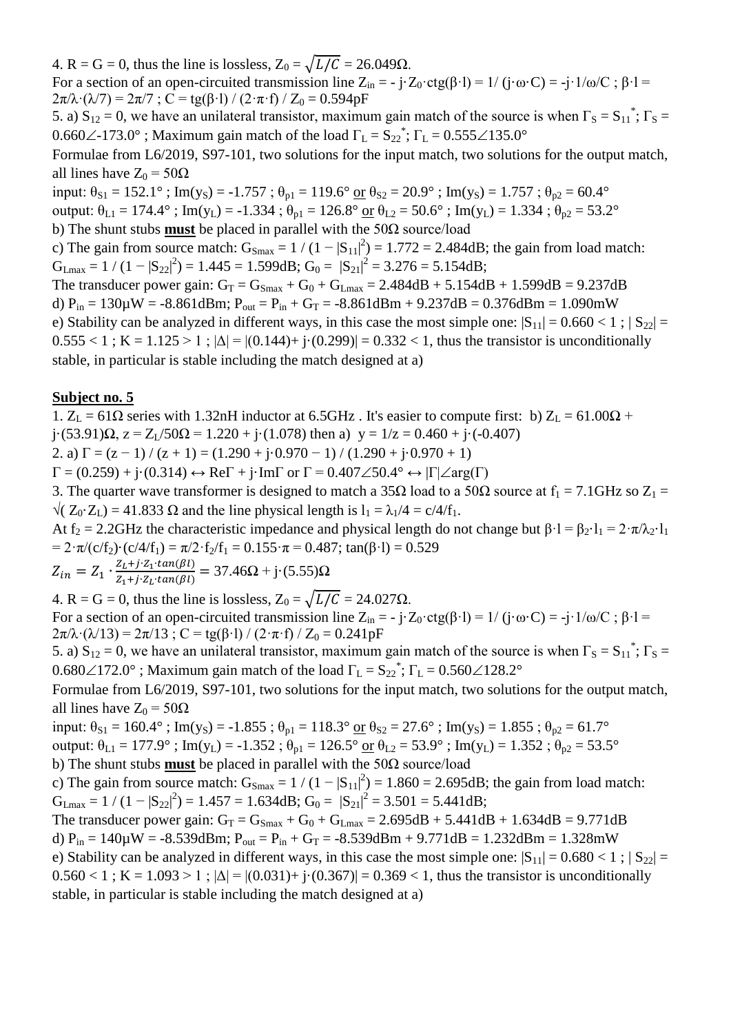4. R = G = 0, thus the line is lossless, $Z_0 = \sqrt{L/C}$ = 26.049Ω.
For a section of an open-circuited transmission line $Z_{in}$ = - j·$Z_0$·ctg(β·l) = 1/ (j·ω·C) = -j·1/ω/C ; β·l = 2π/λ·(λ/7) = 2π/7 ; C = tg(β·l) / (2·π·f) / $Z_0$ = 0.594pF

5. a) $S_{12}$ = 0, we have an unilateral transistor, maximum gain match of the source is when $\Gamma_S = S_{11}^*$; $\Gamma_S$ = 0.660∠-173.0° ; Maximum gain match of the load $\Gamma_L = S_{22}^*$; $\Gamma_L$ = 0.555∠135.0°
Formulae from L6/2019, S97-101, two solutions for the input match, two solutions for the output match, all lines have $Z_0$ = 50Ω
input: $\theta_{S1}$ = 152.1° ; Im($y_S$) = -1.757 ; $\theta_{p1}$ = 119.6° or $\theta_{S2}$ = 20.9° ; Im($y_S$) = 1.757 ; $\theta_{p2}$ = 60.4°
output: $\theta_{L1}$ = 174.4° ; Im($y_L$) = -1.334 ; $\theta_{p1}$ = 126.8° or $\theta_{L2}$ = 50.6° ; Im($y_L$) = 1.334 ; $\theta_{p2}$ = 53.2°
b) The shunt stubs **must** be placed in parallel with the 50Ω source/load
c) The gain from source match: $G_{Smax} = 1 / (1 - |S_{11}|^2)$ = 1.772 = 2.484dB; the gain from load match: $G_{Lmax} = 1 / (1 - |S_{22}|^2)$ = 1.445 = 1.599dB; $G_0 = |S_{21}|^2$ = 3.276 = 5.154dB;
The transducer power gain: $G_T = G_{Smax} + G_0 + G_{Lmax}$ = 2.484dB + 5.154dB + 1.599dB = 9.237dB
d) $P_{in}$ = 130μW = -8.861dBm; $P_{out} = P_{in} + G_T$ = -8.861dBm + 9.237dB = 0.376dBm = 1.090mW
e) Stability can be analyzed in different ways, in this case the most simple one: $|S_{11}|$ = 0.660 < 1 ; $|S_{22}|$ = 0.555 < 1 ; K = 1.125 > 1 ; |Δ| = |(0.144)+ j·(0.299)| = 0.332 < 1, thus the transistor is unconditionally stable, in particular is stable including the match designed at a)

## Subject no. 5

1. $Z_L$ = 61Ω series with 1.32nH inductor at 6.5GHz . It's easier to compute first: b) $Z_L$ = 61.00Ω + j·(53.91)Ω, z = $Z_L$/50Ω = 1.220 + j·(1.078) then a) y = 1/z = 0.460 + j·(-0.407)

2. a) Γ = (z − 1) / (z + 1) = (1.290 + j·0.970 − 1) / (1.290 + j·0.970 + 1)
Γ = (0.259) + j·(0.314) ↔ ReΓ + j·ImΓ or Γ = 0.407∠50.4° ↔ |Γ|∠arg(Γ)

3. The quarter wave transformer is designed to match a 35Ω load to a 50Ω source at $f_1$ = 7.1GHz so $Z_1 = \sqrt{Z_0 \cdot Z_L}$ = 41.833 Ω and the line physical length is $l_1 = \lambda_1/4 = c/4/f_1$.
At $f_2$ = 2.2GHz the characteristic impedance and physical length do not change but $\beta \cdot l = \beta_2 \cdot l_1 = 2 \cdot \pi/\lambda_2 \cdot l_1 = 2 \cdot \pi/(c/f_2) \cdot (c/4/f_1) = \pi/2 \cdot f_2/f_1$ = 0.155·π = 0.487; tan(β·l) = 0.529

$$Z_{in} = Z_1 \cdot \frac{Z_L + j \cdot Z_1 \cdot tan(\beta l)}{Z_1 + j \cdot Z_L \cdot tan(\beta l)} = 37.46\Omega + j \cdot (5.55)\Omega$$

4. R = G = 0, thus the line is lossless, $Z_0 = \sqrt{L/C}$ = 24.027Ω.
For a section of an open-circuited transmission line $Z_{in}$ = - j·$Z_0$·ctg(β·l) = 1/ (j·ω·C) = -j·1/ω/C ; β·l = 2π/λ·(λ/13) = 2π/13 ; C = tg(β·l) / (2·π·f) / $Z_0$ = 0.241pF

5. a) $S_{12}$ = 0, we have an unilateral transistor, maximum gain match of the source is when $\Gamma_S = S_{11}^*$; $\Gamma_S$ = 0.680∠172.0° ; Maximum gain match of the load $\Gamma_L = S_{22}^*$; $\Gamma_L$ = 0.560∠128.2°
Formulae from L6/2019, S97-101, two solutions for the input match, two solutions for the output match, all lines have $Z_0$ = 50Ω
input: $\theta_{S1}$ = 160.4° ; Im($y_S$) = -1.855 ; $\theta_{p1}$ = 118.3° or $\theta_{S2}$ = 27.6° ; Im($y_S$) = 1.855 ; $\theta_{p2}$ = 61.7°
output: $\theta_{L1}$ = 177.9° ; Im($y_L$) = -1.352 ; $\theta_{p1}$ = 126.5° or $\theta_{L2}$ = 53.9° ; Im($y_L$) = 1.352 ; $\theta_{p2}$ = 53.5°
b) The shunt stubs **must** be placed in parallel with the 50Ω source/load
c) The gain from source match: $G_{Smax} = 1 / (1 - |S_{11}|^2)$ = 1.860 = 2.695dB; the gain from load match: $G_{Lmax} = 1 / (1 - |S_{22}|^2)$ = 1.457 = 1.634dB; $G_0 = |S_{21}|^2$ = 3.501 = 5.441dB;
The transducer power gain: $G_T = G_{Smax} + G_0 + G_{Lmax}$ = 2.695dB + 5.441dB + 1.634dB = 9.771dB
d) $P_{in}$ = 140μW = -8.539dBm; $P_{out} = P_{in} + G_T$ = -8.539dBm + 9.771dB = 1.232dBm = 1.328mW
e) Stability can be analyzed in different ways, in this case the most simple one: $|S_{11}|$ = 0.680 < 1 ; $|S_{22}|$ = 0.560 < 1 ; K = 1.093 > 1 ; |Δ| = |(0.031)+ j·(0.367)| = 0.369 < 1, thus the transistor is unconditionally stable, in particular is stable including the match designed at a)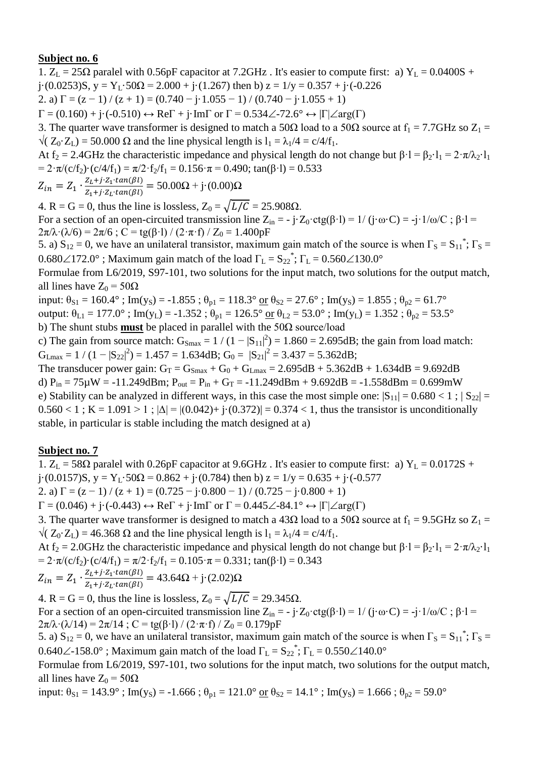**Subject no. 6**

1. $Z_L = 25\Omega$ paralel with 0.56pF capacitor at 7.2GHz . It's easier to compute first: a) $Y_L = 0.0400S + j\cdot(0.0253)S$, $y = Y_L\cdot 50\Omega = 2.000 + j\cdot(1.267)$ then b) $z = 1/y = 0.357 + j\cdot(-0.226$

2. a) $\Gamma = (z - 1) / (z + 1) = (0.740 - j\cdot 1.055 - 1) / (0.740 - j\cdot 1.055 + 1)$

$\Gamma = (0.160) + j\cdot(-0.510) \leftrightarrow \text{Re}\Gamma + j\cdot\text{Im}\Gamma$ or $\Gamma = 0.534\angle{-72.6°} \leftrightarrow |\Gamma|\angle\arg(\Gamma)$

3. The quarter wave transformer is designed to match a 50Ω load to a 50Ω source at $f_1$ = 7.7GHz so $Z_1 = \sqrt{Z_0\cdot Z_L} = 50.000\ \Omega$ and the line physical length is $l_1 = \lambda_1/4 = c/4/f_1$.

At $f_2$ = 2.4GHz the characteristic impedance and physical length do not change but $\beta\cdot l = \beta_2\cdot l_1 = 2\cdot\pi/\lambda_2\cdot l_1 = 2\cdot\pi/(c/f_2)\cdot(c/4/f_1) = \pi/2\cdot f_2/f_1 = 0.156\cdot\pi = 0.490$; $\tan(\beta\cdot l) = 0.533$

$$Z_{in} = Z_1 \cdot \frac{Z_L + j\cdot Z_1\cdot tan(\beta l)}{Z_1 + j\cdot Z_L\cdot tan(\beta l)} = 50.00\Omega + j\cdot(0.00)\Omega$$

4. R = G = 0, thus the line is lossless, $Z_0 = \sqrt{L/C} = 25.908\Omega$.

For a section of an open-circuited transmission line $Z_{in} = -j\cdot Z_0\cdot \text{ctg}(\beta\cdot l) = 1/(j\cdot\omega\cdot C) = -j\cdot 1/\omega/C$ ; $\beta\cdot l = 2\pi/\lambda\cdot(\lambda/6) = 2\pi/6$ ; $C = \text{tg}(\beta\cdot l) / (2\cdot\pi\cdot f) / Z_0 = 1.400\text{pF}$

5. a) $S_{12} = 0$, we have an unilateral transistor, maximum gain match of the source is when $\Gamma_S = S_{11}^*$; $\Gamma_S = 0.680\angle 172.0°$ ; Maximum gain match of the load $\Gamma_L = S_{22}^*$; $\Gamma_L = 0.560\angle 130.0°$

Formulae from L6/2019, S97-101, two solutions for the input match, two solutions for the output match, all lines have $Z_0 = 50\Omega$

input: $\theta_{S1} = 160.4°$ ; $\text{Im}(y_S) = -1.855$ ; $\theta_{p1} = 118.3°$ or $\theta_{S2} = 27.6°$ ; $\text{Im}(y_S) = 1.855$ ; $\theta_{p2} = 61.7°$

output: $\theta_{L1} = 177.0°$ ; $\text{Im}(y_L) = -1.352$ ; $\theta_{p1} = 126.5°$ or $\theta_{L2} = 53.0°$ ; $\text{Im}(y_L) = 1.352$ ; $\theta_{p2} = 53.5°$

b) The shunt stubs **must** be placed in parallel with the 50Ω source/load

c) The gain from source match: $G_{Smax} = 1 / (1 - |S_{11}|^2) = 1.860 = 2.695\text{dB}$; the gain from load match: $G_{Lmax} = 1 / (1 - |S_{22}|^2) = 1.457 = 1.634\text{dB}$; $G_0 = |S_{21}|^2 = 3.437 = 5.362\text{dB}$;

The transducer power gain: $G_T = G_{Smax} + G_0 + G_{Lmax} = 2.695\text{dB} + 5.362\text{dB} + 1.634\text{dB} = 9.692\text{dB}$

d) $P_{in} = 75\mu W = -11.249\text{dBm}$; $P_{out} = P_{in} + G_T = -11.249\text{dBm} + 9.692\text{dB} = -1.558\text{dBm} = 0.699\text{mW}$

e) Stability can be analyzed in different ways, in this case the most simple one: $|S_{11}| = 0.680 < 1$ ; $|S_{22}| = 0.560 < 1$ ; $K = 1.091 > 1$ ; $|\Delta| = |(0.042) + j\cdot(0.372)| = 0.374 < 1$, thus the transistor is unconditionally stable, in particular is stable including the match designed at a)

**Subject no. 7**

1. $Z_L = 58\Omega$ paralel with 0.26pF capacitor at 9.6GHz . It's easier to compute first: a) $Y_L = 0.0172S + j\cdot(0.0157)S$, $y = Y_L\cdot 50\Omega = 0.862 + j\cdot(0.784)$ then b) $z = 1/y = 0.635 + j\cdot(-0.577$

2. a) $\Gamma = (z - 1) / (z + 1) = (0.725 - j\cdot 0.800 - 1) / (0.725 - j\cdot 0.800 + 1)$

$\Gamma = (0.046) + j\cdot(-0.443) \leftrightarrow \text{Re}\Gamma + j\cdot\text{Im}\Gamma$ or $\Gamma = 0.445\angle{-84.1°} \leftrightarrow |\Gamma|\angle\arg(\Gamma)$

3. The quarter wave transformer is designed to match a 43Ω load to a 50Ω source at $f_1$ = 9.5GHz so $Z_1 = \sqrt{Z_0\cdot Z_L} = 46.368\ \Omega$ and the line physical length is $l_1 = \lambda_1/4 = c/4/f_1$.

At $f_2$ = 2.0GHz the characteristic impedance and physical length do not change but $\beta\cdot l = \beta_2\cdot l_1 = 2\cdot\pi/\lambda_2\cdot l_1 = 2\cdot\pi/(c/f_2)\cdot(c/4/f_1) = \pi/2\cdot f_2/f_1 = 0.105\cdot\pi = 0.331$; $\tan(\beta\cdot l) = 0.343$

$$Z_{in} = Z_1 \cdot \frac{Z_L + j\cdot Z_1\cdot tan(\beta l)}{Z_1 + j\cdot Z_L\cdot tan(\beta l)} = 43.64\Omega + j\cdot(2.02)\Omega$$

4. R = G = 0, thus the line is lossless, $Z_0 = \sqrt{L/C} = 29.345\Omega$.

For a section of an open-circuited transmission line $Z_{in} = -j\cdot Z_0\cdot \text{ctg}(\beta\cdot l) = 1/(j\cdot\omega\cdot C) = -j\cdot 1/\omega/C$ ; $\beta\cdot l = 2\pi/\lambda\cdot(\lambda/14) = 2\pi/14$ ; $C = \text{tg}(\beta\cdot l) / (2\cdot\pi\cdot f) / Z_0 = 0.179\text{pF}$

5. a) $S_{12} = 0$, we have an unilateral transistor, maximum gain match of the source is when $\Gamma_S = S_{11}^*$; $\Gamma_S = 0.640\angle{-158.0°}$ ; Maximum gain match of the load $\Gamma_L = S_{22}^*$; $\Gamma_L = 0.550\angle 140.0°$

Formulae from L6/2019, S97-101, two solutions for the input match, two solutions for the output match, all lines have $Z_0 = 50\Omega$

input: $\theta_{S1} = 143.9°$ ; $\text{Im}(y_S) = -1.666$ ; $\theta_{p1} = 121.0°$ or $\theta_{S2} = 14.1°$ ; $\text{Im}(y_S) = 1.666$ ; $\theta_{p2} = 59.0°$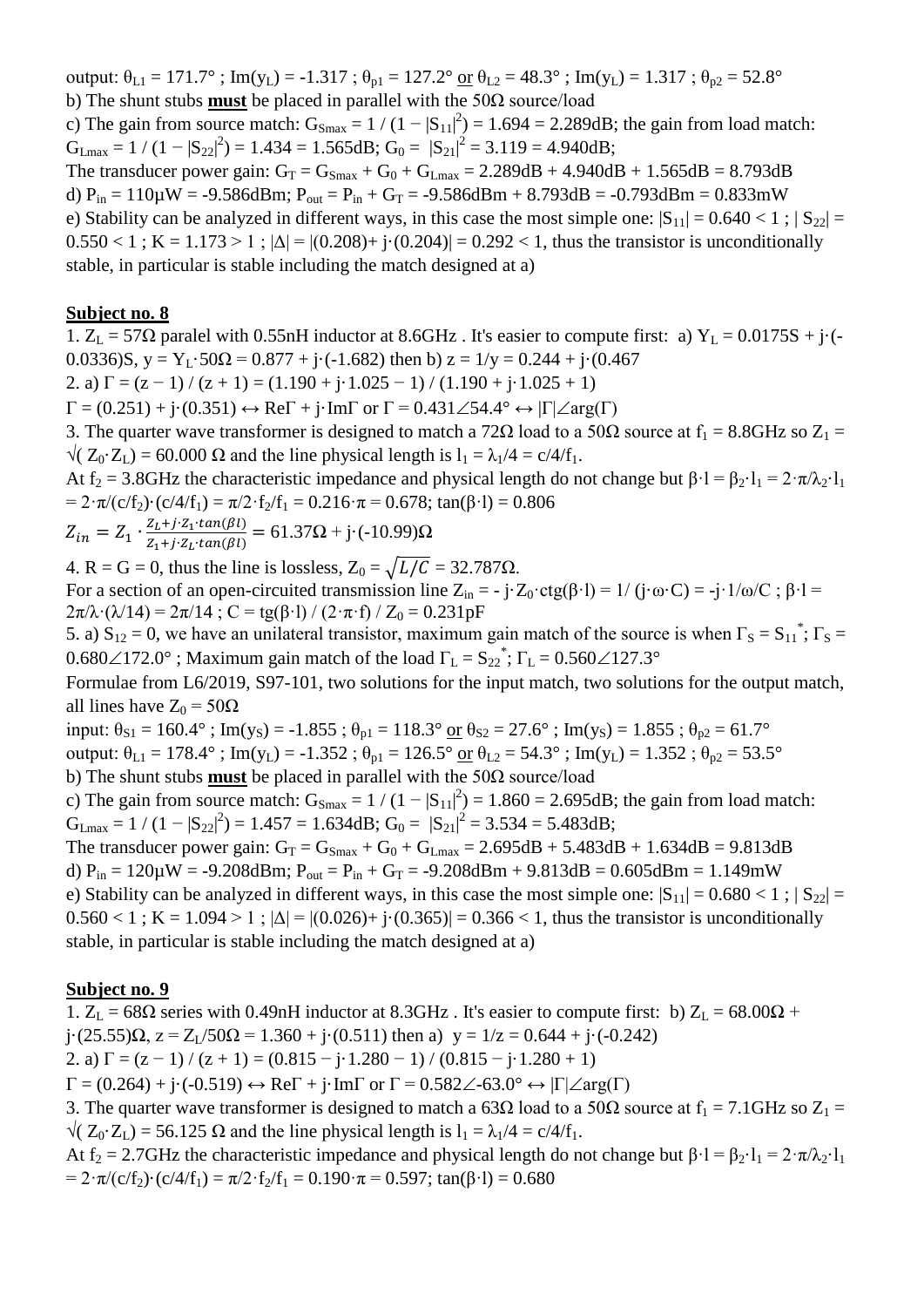output: $\theta_{L1} = 171.7°$ ; $Im(y_L) = -1.317$ ; $\theta_{p1} = 127.2°$ or $\theta_{L2} = 48.3°$ ; $Im(y_L) = 1.317$ ; $\theta_{p2} = 52.8°$

b) The shunt stubs **must** be placed in parallel with the 50Ω source/load

c) The gain from source match: $G_{Smax} = 1 / (1 - |S_{11}|^2) = 1.694 = 2.289dB$; the gain from load match: $G_{Lmax} = 1 / (1 - |S_{22}|^2) = 1.434 = 1.565dB$; $G_0 = |S_{21}|^2 = 3.119 = 4.940dB$;

The transducer power gain: $G_T = G_{Smax} + G_0 + G_{Lmax} = 2.289dB + 4.940dB + 1.565dB = 8.793dB$

d) $P_{in} = 110\mu W = -9.586dBm$; $P_{out} = P_{in} + G_T = -9.586dBm + 8.793dB = -0.793dBm = 0.833mW$

e) Stability can be analyzed in different ways, in this case the most simple one: $|S_{11}| = 0.640 < 1$ ; $|S_{22}| = 0.550 < 1$ ; $K = 1.173 > 1$ ; $|\Delta| = |(0.208)+ j\cdot(0.204)| = 0.292 < 1$, thus the transistor is unconditionally stable, in particular is stable including the match designed at a)

## Subject no. 8

1. $Z_L = 57\Omega$ paralel with 0.55nH inductor at 8.6GHz . It's easier to compute first: a) $Y_L = 0.0175S + j\cdot(-0.0336)S$, $y = Y_L\cdot 50\Omega = 0.877 + j\cdot(-1.682)$ then b) $z = 1/y = 0.244 + j\cdot(0.467$

2. a) $\Gamma = (z - 1) / (z + 1) = (1.190 + j\cdot 1.025 - 1) / (1.190 + j\cdot 1.025 + 1)$

$\Gamma = (0.251) + j\cdot(0.351) \leftrightarrow Re\Gamma + j\cdot Im\Gamma$ or $\Gamma = 0.431\angle 54.4° \leftrightarrow |\Gamma|\angle arg(\Gamma)$

3. The quarter wave transformer is designed to match a 72Ω load to a 50Ω source at $f_1 = 8.8GHz$ so $Z_1 = \sqrt{(Z_0\cdot Z_L)} = 60.000\ \Omega$ and the line physical length is $l_1 = \lambda_1/4 = c/4/f_1$.

At $f_2 = 3.8GHz$ the characteristic impedance and physical length do not change but $\beta\cdot l = \beta_2\cdot l_1 = 2\cdot\pi/\lambda_2\cdot l_1 = 2\cdot\pi/(c/f_2)\cdot(c/4/f_1) = \pi/2\cdot f_2/f_1 = 0.216\cdot\pi = 0.678$; $\tan(\beta\cdot l) = 0.806$

$$Z_{in} = Z_1 \cdot \frac{Z_L + j\cdot Z_1\cdot tan(\beta l)}{Z_1 + j\cdot Z_L\cdot tan(\beta l)} = 61.37\Omega + j\cdot(-10.99)\Omega$$

4. R = G = 0, thus the line is lossless, $Z_0 = \sqrt{L/C} = 32.787\Omega$.

For a section of an open-circuited transmission line $Z_{in} = -j\cdot Z_0\cdot ctg(\beta\cdot l) = 1/(j\cdot\omega\cdot C) = -j\cdot 1/\omega/C$ ; $\beta\cdot l = 2\pi/\lambda\cdot(\lambda/14) = 2\pi/14$ ; $C = tg(\beta\cdot l) / (2\cdot\pi\cdot f) / Z_0 = 0.231pF$

5. a) $S_{12} = 0$, we have an unilateral transistor, maximum gain match of the source is when $\Gamma_S = S_{11}^*$; $\Gamma_S = 0.680\angle 172.0°$ ; Maximum gain match of the load $\Gamma_L = S_{22}^*$; $\Gamma_L = 0.560\angle 127.3°$

Formulae from L6/2019, S97-101, two solutions for the input match, two solutions for the output match, all lines have $Z_0 = 50\Omega$

input: $\theta_{S1} = 160.4°$ ; $Im(y_S) = -1.855$ ; $\theta_{p1} = 118.3°$ or $\theta_{S2} = 27.6°$ ; $Im(y_S) = 1.855$ ; $\theta_{p2} = 61.7°$

output: $\theta_{L1} = 178.4°$ ; $Im(y_L) = -1.352$ ; $\theta_{p1} = 126.5°$ or $\theta_{L2} = 54.3°$ ; $Im(y_L) = 1.352$ ; $\theta_{p2} = 53.5°$

b) The shunt stubs **must** be placed in parallel with the 50Ω source/load

c) The gain from source match: $G_{Smax} = 1 / (1 - |S_{11}|^2) = 1.860 = 2.695dB$; the gain from load match: $G_{Lmax} = 1 / (1 - |S_{22}|^2) = 1.457 = 1.634dB$; $G_0 = |S_{21}|^2 = 3.534 = 5.483dB$;

The transducer power gain: $G_T = G_{Smax} + G_0 + G_{Lmax} = 2.695dB + 5.483dB + 1.634dB = 9.813dB$

d) $P_{in} = 120\mu W = -9.208dBm$; $P_{out} = P_{in} + G_T = -9.208dBm + 9.813dB = 0.605dBm = 1.149mW$

e) Stability can be analyzed in different ways, in this case the most simple one: $|S_{11}| = 0.680 < 1$ ; $|S_{22}| = 0.560 < 1$ ; $K = 1.094 > 1$ ; $|\Delta| = |(0.026)+ j\cdot(0.365)| = 0.366 < 1$, thus the transistor is unconditionally stable, in particular is stable including the match designed at a)

## Subject no. 9

1. $Z_L = 68\Omega$ series with 0.49nH inductor at 8.3GHz . It's easier to compute first: b) $Z_L = 68.00\Omega + j\cdot(25.55)\Omega$, $z = Z_L/50\Omega = 1.360 + j\cdot(0.511)$ then a) $y = 1/z = 0.644 + j\cdot(-0.242)$

2. a) $\Gamma = (z - 1) / (z + 1) = (0.815 - j\cdot 1.280 - 1) / (0.815 - j\cdot 1.280 + 1)$

$\Gamma = (0.264) + j\cdot(-0.519) \leftrightarrow Re\Gamma + j\cdot Im\Gamma$ or $\Gamma = 0.582\angle -63.0° \leftrightarrow |\Gamma|\angle arg(\Gamma)$

3. The quarter wave transformer is designed to match a 63Ω load to a 50Ω source at $f_1 = 7.1GHz$ so $Z_1 = \sqrt{(Z_0\cdot Z_L)} = 56.125\ \Omega$ and the line physical length is $l_1 = \lambda_1/4 = c/4/f_1$.

At $f_2 = 2.7GHz$ the characteristic impedance and physical length do not change but $\beta\cdot l = \beta_2\cdot l_1 = 2\cdot\pi/\lambda_2\cdot l_1 = 2\cdot\pi/(c/f_2)\cdot(c/4/f_1) = \pi/2\cdot f_2/f_1 = 0.190\cdot\pi = 0.597$; $\tan(\beta\cdot l) = 0.680$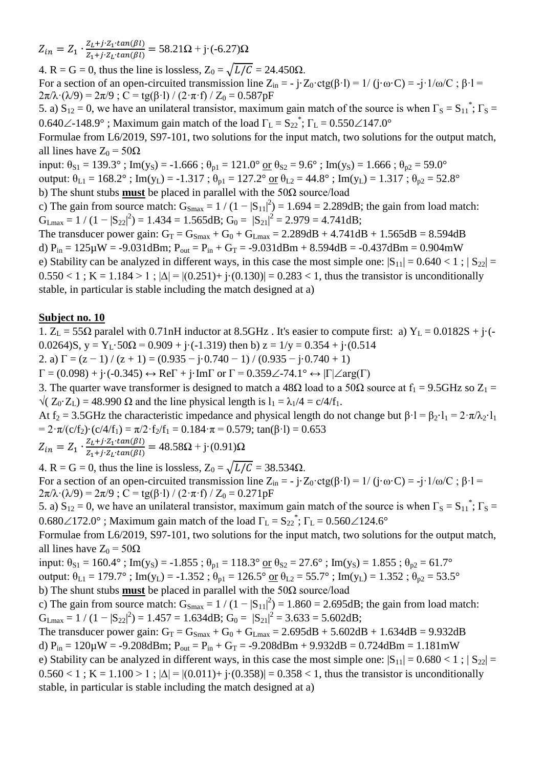$$Z_{in} = Z_1 \cdot \frac{Z_L + j \cdot Z_1 \cdot tan(\beta l)}{Z_1 + j \cdot Z_L \cdot tan(\beta l)} = 58.21\Omega + j\cdot(-6.27)\Omega$$

4. R = G = 0, thus the line is lossless, $Z_0 = \sqrt{L/C} = 24.450\Omega$.

For a section of an open-circuited transmission line $Z_{in} = -j\cdot Z_0\cdot ctg(\beta\cdot l) = 1/(j\cdot\omega\cdot C) = -j\cdot 1/\omega/C$ ; $\beta\cdot l = 2\pi/\lambda\cdot(\lambda/9) = 2\pi/9$ ; $C = tg(\beta\cdot l) / (2\cdot\pi\cdot f) / Z_0 = 0.587pF$

5. a) $S_{12} = 0$, we have an unilateral transistor, maximum gain match of the source is when $\Gamma_S = S_{11}^*$; $\Gamma_S = 0.640\angle{-148.9°}$ ; Maximum gain match of the load $\Gamma_L = S_{22}^*$; $\Gamma_L = 0.550\angle 147.0°$

Formulae from L6/2019, S97-101, two solutions for the input match, two solutions for the output match, all lines have $Z_0 = 50\Omega$

input: $\theta_{S1} = 139.3°$ ; $Im(y_S) = -1.666$ ; $\theta_{p1} = 121.0°$ or $\theta_{S2} = 9.6°$ ; $Im(y_S) = 1.666$ ; $\theta_{p2} = 59.0°$

output: $\theta_{L1} = 168.2°$ ; $Im(y_L) = -1.317$ ; $\theta_{p1} = 127.2°$ or $\theta_{L2} = 44.8°$ ; $Im(y_L) = 1.317$ ; $\theta_{p2} = 52.8°$

b) The shunt stubs **must** be placed in parallel with the 50Ω source/load

c) The gain from source match: $G_{Smax} = 1 / (1 - |S_{11}|^2) = 1.694 = 2.289dB$; the gain from load match: $G_{Lmax} = 1 / (1 - |S_{22}|^2) = 1.434 = 1.565dB$; $G_0 = |S_{21}|^2 = 2.979 = 4.741dB$;

The transducer power gain: $G_T = G_{Smax} + G_0 + G_{Lmax} = 2.289dB + 4.741dB + 1.565dB = 8.594dB$

d) $P_{in} = 125\mu W = -9.031dBm$; $P_{out} = P_{in} + G_T = -9.031dBm + 8.594dB = -0.437dBm = 0.904mW$

e) Stability can be analyzed in different ways, in this case the most simple one: $|S_{11}| = 0.640 < 1$ ; $|S_{22}| = 0.550 < 1$ ; $K = 1.184 > 1$ ; $|\Delta| = |(0.251)+ j\cdot(0.130)| = 0.283 < 1$, thus the transistor is unconditionally stable, in particular is stable including the match designed at a)

## Subject no. 10

1. $Z_L = 55\Omega$ paralel with 0.71nH inductor at 8.5GHz . It's easier to compute first: a) $Y_L = 0.0182S + j\cdot(-0.0264)S$, $y = Y_L\cdot 50\Omega = 0.909 + j\cdot(-1.319)$ then b) $z = 1/y = 0.354 + j\cdot(0.514$

2. a) $\Gamma = (z - 1) / (z + 1) = (0.935 - j\cdot 0.740 - 1) / (0.935 - j\cdot 0.740 + 1)$

$\Gamma = (0.098) + j\cdot(-0.345) \leftrightarrow Re\Gamma + j\cdot Im\Gamma$ or $\Gamma = 0.359\angle{-74.1°} \leftrightarrow |\Gamma|\angle arg(\Gamma)$

3. The quarter wave transformer is designed to match a 48Ω load to a 50Ω source at $f_1 = 9.5GHz$ so $Z_1 = \sqrt{Z_0\cdot Z_L} = 48.990\ \Omega$ and the line physical length is $l_1 = \lambda_1/4 = c/4/f_1$.

At $f_2 = 3.5GHz$ the characteristic impedance and physical length do not change but $\beta\cdot l = \beta_2\cdot l_1 = 2\cdot\pi/\lambda_2\cdot l_1 = 2\cdot\pi/(c/f_2)\cdot(c/4/f_1) = \pi/2\cdot f_2/f_1 = 0.184\cdot\pi = 0.579$; $tan(\beta\cdot l) = 0.653$

$$Z_{in} = Z_1 \cdot \frac{Z_L + j \cdot Z_1 \cdot tan(\beta l)}{Z_1 + j \cdot Z_L \cdot tan(\beta l)} = 48.58\Omega + j\cdot(0.91)\Omega$$

4. R = G = 0, thus the line is lossless, $Z_0 = \sqrt{L/C} = 38.534\Omega$.

For a section of an open-circuited transmission line $Z_{in} = -j\cdot Z_0\cdot ctg(\beta\cdot l) = 1/(j\cdot\omega\cdot C) = -j\cdot 1/\omega/C$ ; $\beta\cdot l = 2\pi/\lambda\cdot(\lambda/9) = 2\pi/9$ ; $C = tg(\beta\cdot l) / (2\cdot\pi\cdot f) / Z_0 = 0.271pF$

5. a) $S_{12} = 0$, we have an unilateral transistor, maximum gain match of the source is when $\Gamma_S = S_{11}^*$; $\Gamma_S = 0.680\angle 172.0°$ ; Maximum gain match of the load $\Gamma_L = S_{22}^*$; $\Gamma_L = 0.560\angle 124.6°$

Formulae from L6/2019, S97-101, two solutions for the input match, two solutions for the output match, all lines have $Z_0 = 50\Omega$

input: $\theta_{S1} = 160.4°$ ; $Im(y_S) = -1.855$ ; $\theta_{p1} = 118.3°$ or $\theta_{S2} = 27.6°$ ; $Im(y_S) = 1.855$ ; $\theta_{p2} = 61.7°$

output: $\theta_{L1} = 179.7°$ ; $Im(y_L) = -1.352$ ; $\theta_{p1} = 126.5°$ or $\theta_{L2} = 55.7°$ ; $Im(y_L) = 1.352$ ; $\theta_{p2} = 53.5°$

b) The shunt stubs **must** be placed in parallel with the 50Ω source/load

c) The gain from source match: $G_{Smax} = 1 / (1 - |S_{11}|^2) = 1.860 = 2.695dB$; the gain from load match: $G_{Lmax} = 1 / (1 - |S_{22}|^2) = 1.457 = 1.634dB$; $G_0 = |S_{21}|^2 = 3.633 = 5.602dB$;

The transducer power gain: $G_T = G_{Smax} + G_0 + G_{Lmax} = 2.695dB + 5.602dB + 1.634dB = 9.932dB$

d) $P_{in} = 120\mu W = -9.208dBm$; $P_{out} = P_{in} + G_T = -9.208dBm + 9.932dB = 0.724dBm = 1.181mW$

e) Stability can be analyzed in different ways, in this case the most simple one: $|S_{11}| = 0.680 < 1$ ; $|S_{22}| = 0.560 < 1$ ; $K = 1.100 > 1$ ; $|\Delta| = |(0.011)+ j\cdot(0.358)| = 0.358 < 1$, thus the transistor is unconditionally stable, in particular is stable including the match designed at a)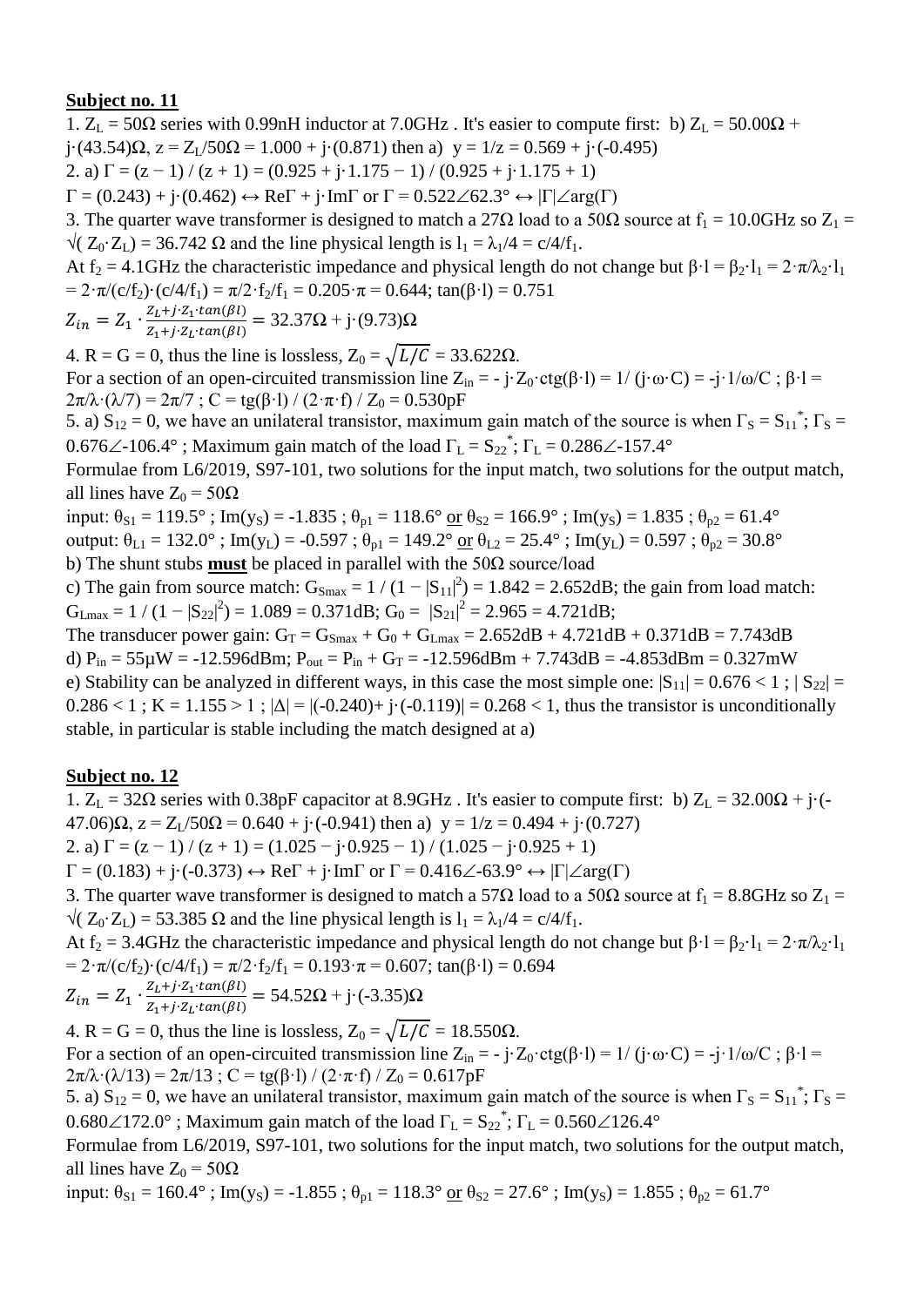**Subject no. 11**

1. $Z_L$ = 50Ω series with 0.99nH inductor at 7.0GHz . It's easier to compute first: b) $Z_L$ = 50.00Ω + j·(43.54)Ω, z = $Z_L$/50Ω = 1.000 + j·(0.871) then a) y = 1/z = 0.569 + j·(-0.495)

2. a) Γ = (z − 1) / (z + 1) = (0.925 + j·1.175 − 1) / (0.925 + j·1.175 + 1)

Γ = (0.243) + j·(0.462) ↔ ReΓ + j·ImΓ or Γ = 0.522∠62.3° ↔ |Γ|∠arg(Γ)

3. The quarter wave transformer is designed to match a 27Ω load to a 50Ω source at $f_1$ = 10.0GHz so $Z_1$ = $\sqrt{Z_0 \cdot Z_L}$ = 36.742 Ω and the line physical length is $l_1 = \lambda_1/4 = c/4/f_1$.

At $f_2$ = 4.1GHz the characteristic impedance and physical length do not change but $\beta \cdot l = \beta_2 \cdot l_1 = 2\cdot\pi/\lambda_2 \cdot l_1 = 2\cdot\pi/(c/f_2)\cdot(c/4/f_1) = \pi/2\cdot f_2/f_1 = 0.205\cdot\pi = 0.644$; tan(β·l) = 0.751

$$Z_{in} = Z_1 \cdot \frac{Z_L + j\cdot Z_1\cdot tan(\beta l)}{Z_1 + j\cdot Z_L\cdot tan(\beta l)} = 32.37\Omega + j\cdot(9.73)\Omega$$

4. R = G = 0, thus the line is lossless, $Z_0 = \sqrt{L/C}$ = 33.622Ω.

For a section of an open-circuited transmission line $Z_{in} = -j\cdot Z_0\cdot ctg(\beta\cdot l) = 1/(j\cdot\omega\cdot C) = -j\cdot 1/\omega/C$ ; $\beta\cdot l = 2\pi/\lambda\cdot(\lambda/7) = 2\pi/7$ ; $C = tg(\beta\cdot l) / (2\cdot\pi\cdot f) / Z_0$ = 0.530pF

5. a) $S_{12}$ = 0, we have an unilateral transistor, maximum gain match of the source is when $\Gamma_S = S_{11}^*$; $\Gamma_S$ = 0.676∠-106.4° ; Maximum gain match of the load $\Gamma_L = S_{22}^*$; $\Gamma_L$ = 0.286∠-157.4°

Formulae from L6/2019, S97-101, two solutions for the input match, two solutions for the output match, all lines have $Z_0$ = 50Ω

input: $\theta_{S1}$ = 119.5° ; Im($y_S$) = -1.835 ; $\theta_{p1}$ = 118.6° or $\theta_{S2}$ = 166.9° ; Im($y_S$) = 1.835 ; $\theta_{p2}$ = 61.4°

output: $\theta_{L1}$ = 132.0° ; Im($y_L$) = -0.597 ; $\theta_{p1}$ = 149.2° or $\theta_{L2}$ = 25.4° ; Im($y_L$) = 0.597 ; $\theta_{p2}$ = 30.8°

b) The shunt stubs **must** be placed in parallel with the 50Ω source/load

c) The gain from source match: $G_{Smax} = 1 / (1 - |S_{11}|^2)$ = 1.842 = 2.652dB; the gain from load match: $G_{Lmax} = 1 / (1 - |S_{22}|^2)$ = 1.089 = 0.371dB; $G_0 = |S_{21}|^2$ = 2.965 = 4.721dB;

The transducer power gain: $G_T = G_{Smax} + G_0 + G_{Lmax}$ = 2.652dB + 4.721dB + 0.371dB = 7.743dB

d) $P_{in}$ = 55μW = -12.596dBm; $P_{out} = P_{in} + G_T$ = -12.596dBm + 7.743dB = -4.853dBm = 0.327mW

e) Stability can be analyzed in different ways, in this case the most simple one: $|S_{11}|$ = 0.676 < 1 ; $|S_{22}|$ = 0.286 < 1 ; K = 1.155 > 1 ; |Δ| = |(-0.240)+ j·(-0.119)| = 0.268 < 1, thus the transistor is unconditionally stable, in particular is stable including the match designed at a)

**Subject no. 12**

1. $Z_L$ = 32Ω series with 0.38pF capacitor at 8.9GHz . It's easier to compute first: b) $Z_L$ = 32.00Ω + j·(-47.06)Ω, z = $Z_L$/50Ω = 0.640 + j·(-0.941) then a) y = 1/z = 0.494 + j·(0.727)

2. a) Γ = (z − 1) / (z + 1) = (1.025 − j·0.925 − 1) / (1.025 − j·0.925 + 1)

Γ = (0.183) + j·(-0.373) ↔ ReΓ + j·ImΓ or Γ = 0.416∠-63.9° ↔ |Γ|∠arg(Γ)

3. The quarter wave transformer is designed to match a 57Ω load to a 50Ω source at $f_1$ = 8.8GHz so $Z_1$ = $\sqrt{Z_0 \cdot Z_L}$ = 53.385 Ω and the line physical length is $l_1 = \lambda_1/4 = c/4/f_1$.

At $f_2$ = 3.4GHz the characteristic impedance and physical length do not change but $\beta \cdot l = \beta_2 \cdot l_1 = 2\cdot\pi/\lambda_2 \cdot l_1 = 2\cdot\pi/(c/f_2)\cdot(c/4/f_1) = \pi/2\cdot f_2/f_1 = 0.193\cdot\pi = 0.607$; tan(β·l) = 0.694

$$Z_{in} = Z_1 \cdot \frac{Z_L + j\cdot Z_1\cdot tan(\beta l)}{Z_1 + j\cdot Z_L\cdot tan(\beta l)} = 54.52\Omega + j\cdot(-3.35)\Omega$$

4. R = G = 0, thus the line is lossless, $Z_0 = \sqrt{L/C}$ = 18.550Ω.

For a section of an open-circuited transmission line $Z_{in} = -j\cdot Z_0\cdot ctg(\beta\cdot l) = 1/(j\cdot\omega\cdot C) = -j\cdot 1/\omega/C$ ; $\beta\cdot l = 2\pi/\lambda\cdot(\lambda/13) = 2\pi/13$ ; $C = tg(\beta\cdot l) / (2\cdot\pi\cdot f) / Z_0$ = 0.617pF

5. a) $S_{12}$ = 0, we have an unilateral transistor, maximum gain match of the source is when $\Gamma_S = S_{11}^*$; $\Gamma_S$ = 0.680∠172.0° ; Maximum gain match of the load $\Gamma_L = S_{22}^*$; $\Gamma_L$ = 0.560∠126.4°

Formulae from L6/2019, S97-101, two solutions for the input match, two solutions for the output match, all lines have $Z_0$ = 50Ω

input: $\theta_{S1}$ = 160.4° ; Im($y_S$) = -1.855 ; $\theta_{p1}$ = 118.3° or $\theta_{S2}$ = 27.6° ; Im($y_S$) = 1.855 ; $\theta_{p2}$ = 61.7°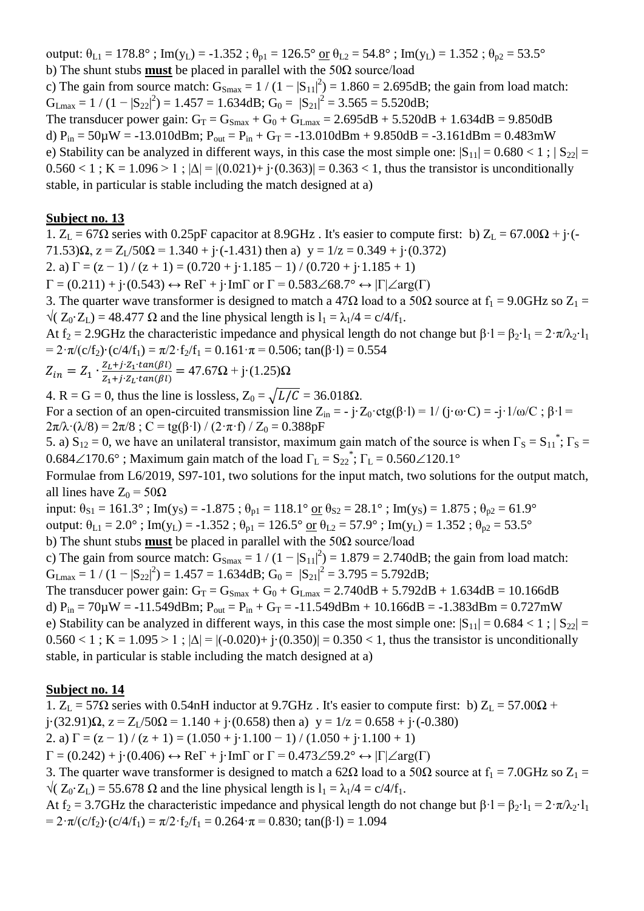output: $\theta_{L1} = 178.8°$ ; $Im(y_L) = -1.352$ ; $\theta_{p1} = 126.5°$ <u>or</u> $\theta_{L2} = 54.8°$ ; $Im(y_L) = 1.352$ ; $\theta_{p2} = 53.5°$

b) The shunt stubs **must** be placed in parallel with the 50Ω source/load

c) The gain from source match: $G_{Smax} = 1 / (1 - |S_{11}|^2) = 1.860 = 2.695dB$; the gain from load match: $G_{Lmax} = 1 / (1 - |S_{22}|^2) = 1.457 = 1.634dB$; $G_0 = |S_{21}|^2 = 3.565 = 5.520dB$;

The transducer power gain: $G_T = G_{Smax} + G_0 + G_{Lmax} = 2.695dB + 5.520dB + 1.634dB = 9.850dB$

d) $P_{in} = 50\mu W = -13.010dBm$; $P_{out} = P_{in} + G_T = -13.010dBm + 9.850dB = -3.161dBm = 0.483mW$

e) Stability can be analyzed in different ways, in this case the most simple one: $|S_{11}| = 0.680 < 1$ ; $|S_{22}| = 0.560 < 1$ ; $K = 1.096 > 1$ ; $|\Delta| = |(0.021)+ j\cdot(0.363)| = 0.363 < 1$, thus the transistor is unconditionally stable, in particular is stable including the match designed at a)

## Subject no. 13

1. $Z_L = 67\Omega$ series with 0.25pF capacitor at 8.9GHz . It's easier to compute first: b) $Z_L = 67.00\Omega + j\cdot(-71.53)\Omega$, $z = Z_L/50\Omega = 1.340 + j\cdot(-1.431)$ then a) $y = 1/z = 0.349 + j\cdot(0.372)$

2. a) $\Gamma = (z - 1) / (z + 1) = (0.720 + j\cdot 1.185 - 1) / (0.720 + j\cdot 1.185 + 1)$

$\Gamma = (0.211) + j\cdot(0.543) \leftrightarrow Re\Gamma + j\cdot Im\Gamma$ or $\Gamma = 0.583\angle 68.7° \leftrightarrow |\Gamma|\angle arg(\Gamma)$

3. The quarter wave transformer is designed to match a 47Ω load to a 50Ω source at $f_1 = 9.0GHz$ so $Z_1 = \sqrt{(Z_0 \cdot Z_L)} = 48.477\ \Omega$ and the line physical length is $l_1 = \lambda_1/4 = c/4/f_1$.

At $f_2 = 2.9GHz$ the characteristic impedance and physical length do not change but $\beta\cdot l = \beta_2\cdot l_1 = 2\cdot\pi/\lambda_2\cdot l_1 = 2\cdot\pi/(c/f_2)\cdot(c/4/f_1) = \pi/2\cdot f_2/f_1 = 0.161\cdot\pi = 0.506$; $\tan(\beta\cdot l) = 0.554$

$$Z_{in} = Z_1 \cdot \frac{Z_L + j\cdot Z_1\cdot tan(\beta l)}{Z_1 + j\cdot Z_L\cdot tan(\beta l)} = 47.67\Omega + j\cdot(1.25)\Omega$$

4. R = G = 0, thus the line is lossless, $Z_0 = \sqrt{L/C} = 36.018\Omega$.

For a section of an open-circuited transmission line $Z_{in} = -j\cdot Z_0\cdot ctg(\beta\cdot l) = 1/(j\cdot\omega\cdot C) = -j\cdot 1/\omega/C$ ; $\beta\cdot l = 2\pi/\lambda\cdot(\lambda/8) = 2\pi/8$ ; $C = tg(\beta\cdot l) / (2\cdot\pi\cdot f) / Z_0 = 0.388pF$

5. a) $S_{12} = 0$, we have an unilateral transistor, maximum gain match of the source is when $\Gamma_S = S_{11}^*$; $\Gamma_S = 0.684\angle 170.6°$ ; Maximum gain match of the load $\Gamma_L = S_{22}^*$; $\Gamma_L = 0.560\angle 120.1°$

Formulae from L6/2019, S97-101, two solutions for the input match, two solutions for the output match, all lines have $Z_0 = 50\Omega$

input: $\theta_{S1} = 161.3°$ ; $Im(y_S) = -1.875$ ; $\theta_{p1} = 118.1°$ <u>or</u> $\theta_{S2} = 28.1°$ ; $Im(y_S) = 1.875$ ; $\theta_{p2} = 61.9°$

output: $\theta_{L1} = 2.0°$ ; $Im(y_L) = -1.352$ ; $\theta_{p1} = 126.5°$ <u>or</u> $\theta_{L2} = 57.9°$ ; $Im(y_L) = 1.352$ ; $\theta_{p2} = 53.5°$

b) The shunt stubs **must** be placed in parallel with the 50Ω source/load

c) The gain from source match: $G_{Smax} = 1 / (1 - |S_{11}|^2) = 1.879 = 2.740dB$; the gain from load match: $G_{Lmax} = 1 / (1 - |S_{22}|^2) = 1.457 = 1.634dB$; $G_0 = |S_{21}|^2 = 3.795 = 5.792dB$;

The transducer power gain: $G_T = G_{Smax} + G_0 + G_{Lmax} = 2.740dB + 5.792dB + 1.634dB = 10.166dB$

d) $P_{in} = 70\mu W = -11.549dBm$; $P_{out} = P_{in} + G_T = -11.549dBm + 10.166dB = -1.383dBm = 0.727mW$

e) Stability can be analyzed in different ways, in this case the most simple one: $|S_{11}| = 0.684 < 1$ ; $|S_{22}| = 0.560 < 1$ ; $K = 1.095 > 1$ ; $|\Delta| = |(-0.020)+ j\cdot(0.350)| = 0.350 < 1$, thus the transistor is unconditionally stable, in particular is stable including the match designed at a)

## Subject no. 14

1. $Z_L = 57\Omega$ series with 0.54nH inductor at 9.7GHz . It's easier to compute first: b) $Z_L = 57.00\Omega + j\cdot(32.91)\Omega$, $z = Z_L/50\Omega = 1.140 + j\cdot(0.658)$ then a) $y = 1/z = 0.658 + j\cdot(-0.380)$

2. a) $\Gamma = (z - 1) / (z + 1) = (1.050 + j\cdot 1.100 - 1) / (1.050 + j\cdot 1.100 + 1)$

$\Gamma = (0.242) + j\cdot(0.406) \leftrightarrow Re\Gamma + j\cdot Im\Gamma$ or $\Gamma = 0.473\angle 59.2° \leftrightarrow |\Gamma|\angle arg(\Gamma)$

3. The quarter wave transformer is designed to match a 62Ω load to a 50Ω source at $f_1 = 7.0GHz$ so $Z_1 = \sqrt{(Z_0 \cdot Z_L)} = 55.678\ \Omega$ and the line physical length is $l_1 = \lambda_1/4 = c/4/f_1$.

At $f_2 = 3.7GHz$ the characteristic impedance and physical length do not change but $\beta\cdot l = \beta_2\cdot l_1 = 2\cdot\pi/\lambda_2\cdot l_1 = 2\cdot\pi/(c/f_2)\cdot(c/4/f_1) = \pi/2\cdot f_2/f_1 = 0.264\cdot\pi = 0.830$; $\tan(\beta\cdot l) = 1.094$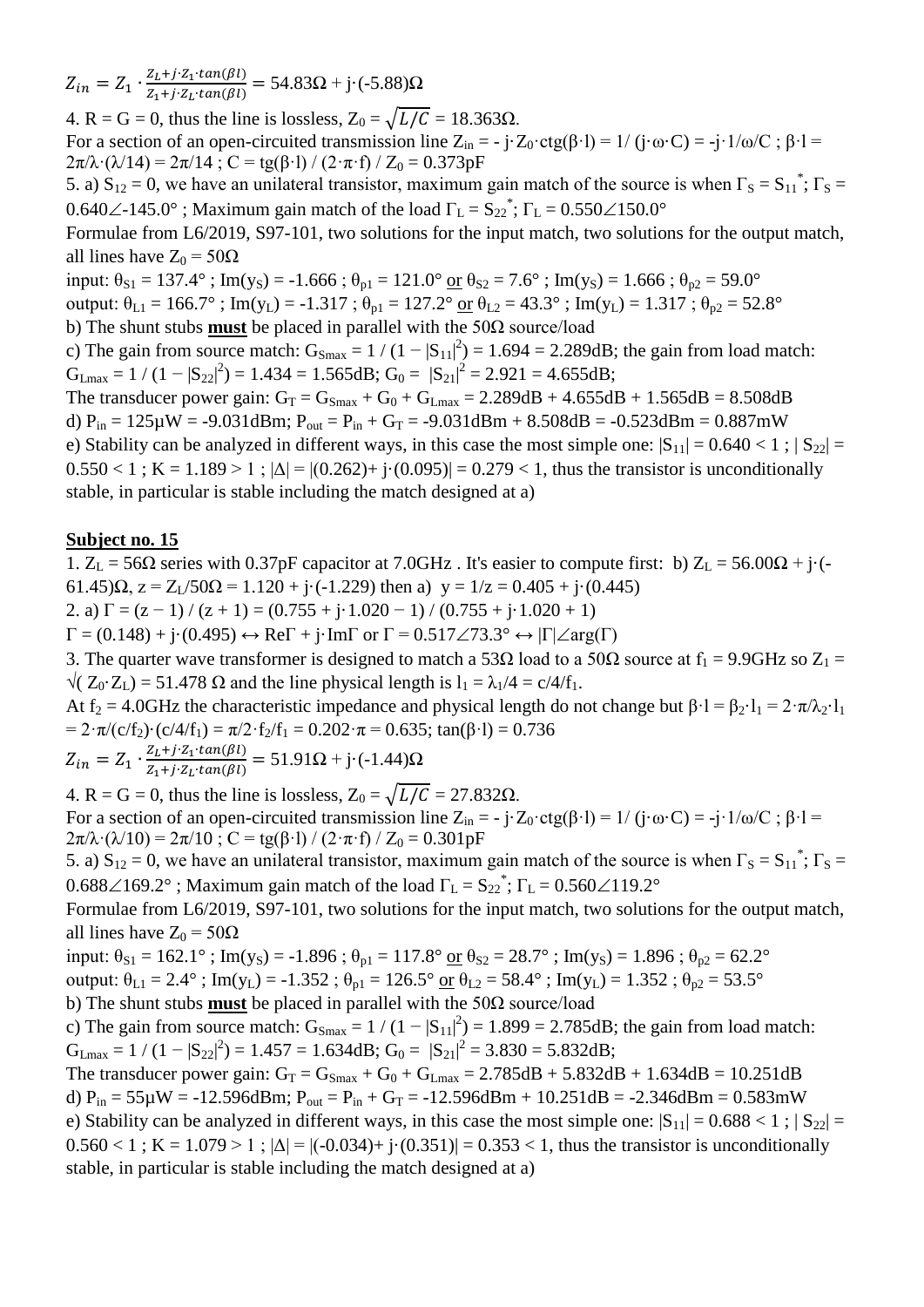$$Z_{in} = Z_1 \cdot \frac{Z_L + j \cdot Z_1 \cdot tan(\beta l)}{Z_1 + j \cdot Z_L \cdot tan(\beta l)} = 54.83\Omega + j \cdot (-5.88)\Omega$$

4. R = G = 0, thus the line is lossless, $Z_0 = \sqrt{L/C}$ = 18.363Ω.

For a section of an open-circuited transmission line $Z_{in} = -j \cdot Z_0 \cdot ctg(\beta \cdot l) = 1/(j \cdot \omega \cdot C) = -j \cdot 1/\omega/C$ ; $\beta \cdot l = 2\pi/\lambda \cdot (\lambda/14) = 2\pi/14$ ; $C = tg(\beta \cdot l) / (2 \cdot \pi \cdot f) / Z_0$ = 0.373pF

5. a) $S_{12} = 0$, we have an unilateral transistor, maximum gain match of the source is when $\Gamma_S = S_{11}^*$; $\Gamma_S = 0.640\angle{-145.0°}$ ; Maximum gain match of the load $\Gamma_L = S_{22}^*$; $\Gamma_L = 0.550\angle 150.0°$

Formulae from L6/2019, S97-101, two solutions for the input match, two solutions for the output match, all lines have $Z_0 = 50\Omega$

input: $\theta_{S1} = 137.4°$ ; $Im(y_S) = -1.666$ ; $\theta_{p1} = 121.0°$ <u>or</u> $\theta_{S2} = 7.6°$ ; $Im(y_S) = 1.666$ ; $\theta_{p2} = 59.0°$

output: $\theta_{L1} = 166.7°$ ; $Im(y_L) = -1.317$ ; $\theta_{p1} = 127.2°$ <u>or</u> $\theta_{L2} = 43.3°$ ; $Im(y_L) = 1.317$ ; $\theta_{p2} = 52.8°$

b) The shunt stubs **must** be placed in parallel with the 50Ω source/load

c) The gain from source match: $G_{Smax} = 1 / (1 - |S_{11}|^2) = 1.694$ = 2.289dB; the gain from load match: $G_{Lmax} = 1 / (1 - |S_{22}|^2) = 1.434$ = 1.565dB; $G_0 = |S_{21}|^2 = 2.921$ = 4.655dB;

The transducer power gain: $G_T = G_{Smax} + G_0 + G_{Lmax}$ = 2.289dB + 4.655dB + 1.565dB = 8.508dB

d) $P_{in}$ = 125μW = -9.031dBm; $P_{out} = P_{in} + G_T$ = -9.031dBm + 8.508dB = -0.523dBm = 0.887mW

e) Stability can be analyzed in different ways, in this case the most simple one: $|S_{11}| = 0.640 < 1$ ; $|S_{22}| = 0.550 < 1$ ; $K = 1.189 > 1$ ; $|\Delta| = |(0.262) + j \cdot (0.095)| = 0.279 < 1$, thus the transistor is unconditionally stable, in particular is stable including the match designed at a)

## <u>Subject no. 15</u>

1. $Z_L$ = 56Ω series with 0.37pF capacitor at 7.0GHz . It's easier to compute first: b) $Z_L = 56.00\Omega + j \cdot (-61.45)\Omega$, $z = Z_L/50\Omega = 1.120 + j \cdot (-1.229)$ then a) $y = 1/z = 0.405 + j \cdot (0.445)$

2. a) $\Gamma = (z - 1) / (z + 1) = (0.755 + j \cdot 1.020 - 1) / (0.755 + j \cdot 1.020 + 1)$

$\Gamma = (0.148) + j \cdot (0.495) \leftrightarrow Re\Gamma + j \cdot Im\Gamma$ or $\Gamma = 0.517\angle 73.3° \leftrightarrow |\Gamma|\angle arg(\Gamma)$

3. The quarter wave transformer is designed to match a 53Ω load to a 50Ω source at $f_1$ = 9.9GHz so $Z_1 = \sqrt{(Z_0 \cdot Z_L)}$ = 51.478 Ω and the line physical length is $l_1 = \lambda_1/4 = c/4/f_1$.

At $f_2$ = 4.0GHz the characteristic impedance and physical length do not change but $\beta \cdot l = \beta_2 \cdot l_1 = 2 \cdot \pi/\lambda_2 \cdot l_1 = 2 \cdot \pi/(c/f_2) \cdot (c/4/f_1) = \pi/2 \cdot f_2/f_1 = 0.202 \cdot \pi = 0.635$; $tan(\beta \cdot l) = 0.736$

$$Z_{in} = Z_1 \cdot \frac{Z_L + j \cdot Z_1 \cdot tan(\beta l)}{Z_1 + j \cdot Z_L \cdot tan(\beta l)} = 51.91\Omega + j \cdot (-1.44)\Omega$$

4. R = G = 0, thus the line is lossless, $Z_0 = \sqrt{L/C}$ = 27.832Ω.

For a section of an open-circuited transmission line $Z_{in} = -j \cdot Z_0 \cdot ctg(\beta \cdot l) = 1/(j \cdot \omega \cdot C) = -j \cdot 1/\omega/C$ ; $\beta \cdot l = 2\pi/\lambda \cdot (\lambda/10) = 2\pi/10$ ; $C = tg(\beta \cdot l) / (2 \cdot \pi \cdot f) / Z_0$ = 0.301pF

5. a) $S_{12} = 0$, we have an unilateral transistor, maximum gain match of the source is when $\Gamma_S = S_{11}^*$; $\Gamma_S = 0.688\angle 169.2°$ ; Maximum gain match of the load $\Gamma_L = S_{22}^*$; $\Gamma_L = 0.560\angle 119.2°$

Formulae from L6/2019, S97-101, two solutions for the input match, two solutions for the output match, all lines have $Z_0 = 50\Omega$

input: $\theta_{S1} = 162.1°$ ; $Im(y_S) = -1.896$ ; $\theta_{p1} = 117.8°$ <u>or</u> $\theta_{S2} = 28.7°$ ; $Im(y_S) = 1.896$ ; $\theta_{p2} = 62.2°$

output: $\theta_{L1} = 2.4°$ ; $Im(y_L) = -1.352$ ; $\theta_{p1} = 126.5°$ <u>or</u> $\theta_{L2} = 58.4°$ ; $Im(y_L) = 1.352$ ; $\theta_{p2} = 53.5°$

b) The shunt stubs **must** be placed in parallel with the 50Ω source/load

c) The gain from source match: $G_{Smax} = 1 / (1 - |S_{11}|^2) = 1.899$ = 2.785dB; the gain from load match: $G_{Lmax} = 1 / (1 - |S_{22}|^2) = 1.457$ = 1.634dB; $G_0 = |S_{21}|^2 = 3.830$ = 5.832dB;

The transducer power gain: $G_T = G_{Smax} + G_0 + G_{Lmax}$ = 2.785dB + 5.832dB + 1.634dB = 10.251dB

d) $P_{in}$ = 55μW = -12.596dBm; $P_{out} = P_{in} + G_T$ = -12.596dBm + 10.251dB = -2.346dBm = 0.583mW

e) Stability can be analyzed in different ways, in this case the most simple one: $|S_{11}| = 0.688 < 1$ ; $|S_{22}| = 0.560 < 1$ ; $K = 1.079 > 1$ ; $|\Delta| = |(-0.034) + j \cdot (0.351)| = 0.353 < 1$, thus the transistor is unconditionally stable, in particular is stable including the match designed at a)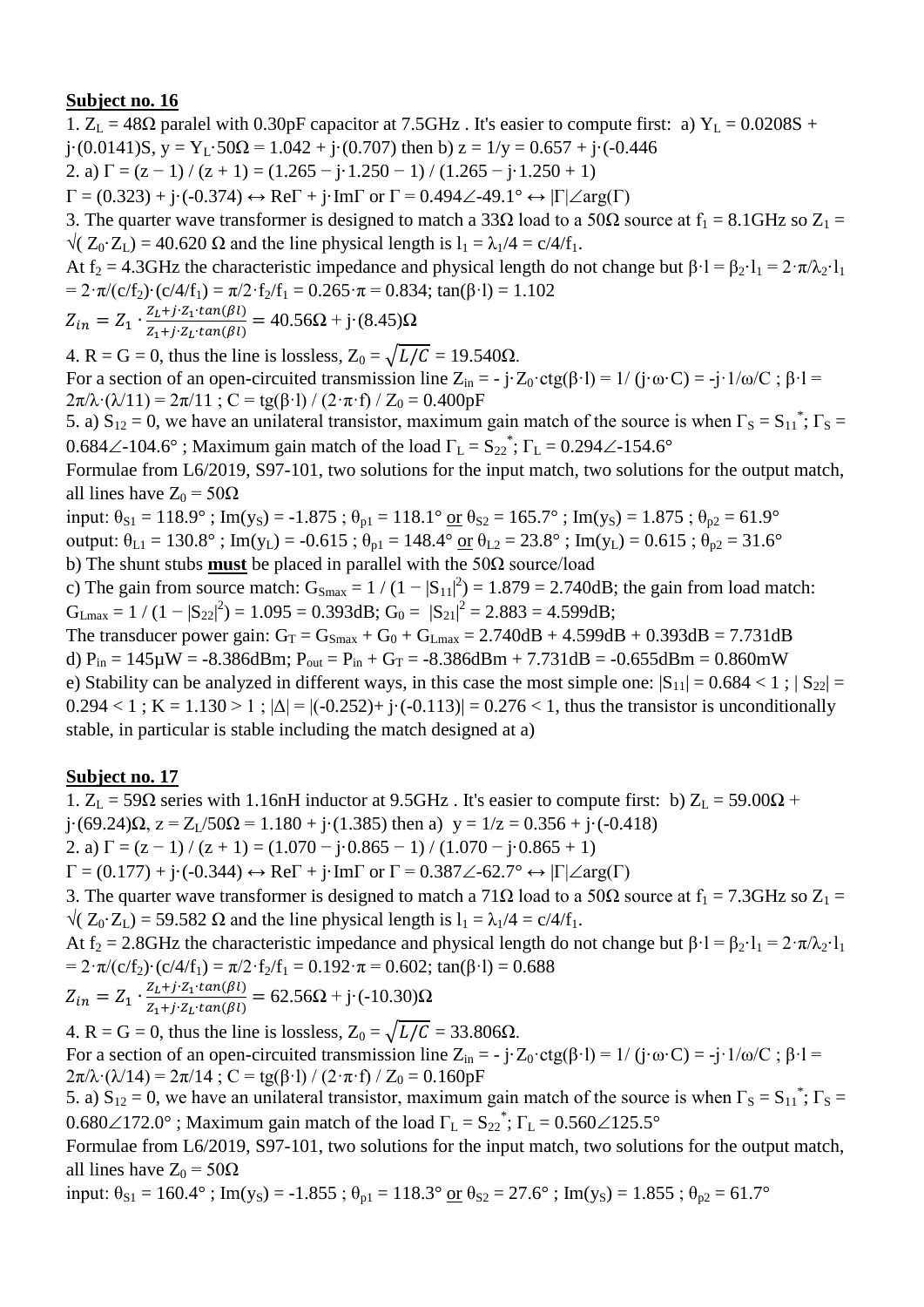**Subject no. 16**

1. $Z_L$ = 48Ω paralel with 0.30pF capacitor at 7.5GHz . It's easier to compute first: a) $Y_L$ = 0.0208S + j·(0.0141)S, y = $Y_L$·50Ω = 1.042 + j·(0.707) then b) z = 1/y = 0.657 + j·(-0.446

2. a) Γ = (z − 1) / (z + 1) = (1.265 − j·1.250 − 1) / (1.265 − j·1.250 + 1)

Γ = (0.323) + j·(-0.374) ↔ ReΓ + j·ImΓ or Γ = 0.494∠-49.1° ↔ |Γ|∠arg(Γ)

3. The quarter wave transformer is designed to match a 33Ω load to a 50Ω source at $f_1$ = 8.1GHz so $Z_1$ = √( $Z_0$·$Z_L$) = 40.620 Ω and the line physical length is $l_1 = \lambda_1/4 = c/4/f_1$.

At $f_2$ = 4.3GHz the characteristic impedance and physical length do not change but $\beta \cdot l = \beta_2 \cdot l_1 = 2\cdot\pi/\lambda_2 \cdot l_1 = 2\cdot\pi/(c/f_2)\cdot(c/4/f_1) = \pi/2\cdot f_2/f_1 = 0.265\cdot\pi = 0.834$; tan(β·l) = 1.102

$$Z_{in} = Z_1 \cdot \frac{Z_L + j\cdot Z_1 \cdot tan(\beta l)}{Z_1 + j\cdot Z_L \cdot tan(\beta l)} = 40.56\Omega + j\cdot(8.45)\Omega$$

4. R = G = 0, thus the line is lossless, $Z_0 = \sqrt{L/C}$ = 19.540Ω.

For a section of an open-circuited transmission line $Z_{in} = - j\cdot Z_0\cdot ctg(\beta\cdot l) = 1/(j\cdot\omega\cdot C) = -j\cdot 1/\omega/C$ ; $\beta\cdot l = 2\pi/\lambda\cdot(\lambda/11) = 2\pi/11$ ; $C = tg(\beta\cdot l) / (2\cdot\pi\cdot f) / Z_0$ = 0.400pF

5. a) $S_{12}$ = 0, we have an unilateral transistor, maximum gain match of the source is when $\Gamma_S = S_{11}^*$; $\Gamma_S$ = 0.684∠-104.6° ; Maximum gain match of the load $\Gamma_L = S_{22}^*$; $\Gamma_L$ = 0.294∠-154.6°

Formulae from L6/2019, S97-101, two solutions for the input match, two solutions for the output match, all lines have $Z_0$ = 50Ω

input: $\theta_{S1}$ = 118.9° ; Im($y_S$) = -1.875 ; $\theta_{p1}$ = 118.1° or $\theta_{S2}$ = 165.7° ; Im($y_S$) = 1.875 ; $\theta_{p2}$ = 61.9°

output: $\theta_{L1}$ = 130.8° ; Im($y_L$) = -0.615 ; $\theta_{p1}$ = 148.4° or $\theta_{L2}$ = 23.8° ; Im($y_L$) = 0.615 ; $\theta_{p2}$ = 31.6°

b) The shunt stubs **must** be placed in parallel with the 50Ω source/load

c) The gain from source match: $G_{Smax} = 1 / (1 − |S_{11}|^2)$ = 1.879 = 2.740dB; the gain from load match: $G_{Lmax} = 1 / (1 − |S_{22}|^2)$ = 1.095 = 0.393dB; $G_0 = |S_{21}|^2$ = 2.883 = 4.599dB;

The transducer power gain: $G_T = G_{Smax} + G_0 + G_{Lmax}$ = 2.740dB + 4.599dB + 0.393dB = 7.731dB

d) $P_{in}$ = 145μW = -8.386dBm; $P_{out} = P_{in} + G_T$ = -8.386dBm + 7.731dB = -0.655dBm = 0.860mW

e) Stability can be analyzed in different ways, in this case the most simple one: $|S_{11}|$ = 0.684 < 1 ; $|S_{22}|$ = 0.294 < 1 ; K = 1.130 > 1 ; |Δ| = |(-0.252)+ j·(-0.113)| = 0.276 < 1, thus the transistor is unconditionally stable, in particular is stable including the match designed at a)

**Subject no. 17**

1. $Z_L$ = 59Ω series with 1.16nH inductor at 9.5GHz . It's easier to compute first: b) $Z_L$ = 59.00Ω + j·(69.24)Ω, z = $Z_L$/50Ω = 1.180 + j·(1.385) then a) y = 1/z = 0.356 + j·(-0.418)

2. a) Γ = (z − 1) / (z + 1) = (1.070 − j·0.865 − 1) / (1.070 − j·0.865 + 1)

Γ = (0.177) + j·(-0.344) ↔ ReΓ + j·ImΓ or Γ = 0.387∠-62.7° ↔ |Γ|∠arg(Γ)

3. The quarter wave transformer is designed to match a 71Ω load to a 50Ω source at $f_1$ = 7.3GHz so $Z_1$ = √( $Z_0$·$Z_L$) = 59.582 Ω and the line physical length is $l_1 = \lambda_1/4 = c/4/f_1$.

At $f_2$ = 2.8GHz the characteristic impedance and physical length do not change but $\beta \cdot l = \beta_2 \cdot l_1 = 2\cdot\pi/\lambda_2 \cdot l_1 = 2\cdot\pi/(c/f_2)\cdot(c/4/f_1) = \pi/2\cdot f_2/f_1 = 0.192\cdot\pi = 0.602$; tan(β·l) = 0.688

$$Z_{in} = Z_1 \cdot \frac{Z_L + j\cdot Z_1 \cdot tan(\beta l)}{Z_1 + j\cdot Z_L \cdot tan(\beta l)} = 62.56\Omega + j\cdot(-10.30)\Omega$$

4. R = G = 0, thus the line is lossless, $Z_0 = \sqrt{L/C}$ = 33.806Ω.

For a section of an open-circuited transmission line $Z_{in} = - j\cdot Z_0\cdot ctg(\beta\cdot l) = 1/(j\cdot\omega\cdot C) = -j\cdot 1/\omega/C$ ; $\beta\cdot l = 2\pi/\lambda\cdot(\lambda/14) = 2\pi/14$ ; $C = tg(\beta\cdot l) / (2\cdot\pi\cdot f) / Z_0$ = 0.160pF

5. a) $S_{12}$ = 0, we have an unilateral transistor, maximum gain match of the source is when $\Gamma_S = S_{11}^*$; $\Gamma_S$ = 0.680∠172.0° ; Maximum gain match of the load $\Gamma_L = S_{22}^*$; $\Gamma_L$ = 0.560∠125.5°

Formulae from L6/2019, S97-101, two solutions for the input match, two solutions for the output match, all lines have $Z_0$ = 50Ω

input: $\theta_{S1}$ = 160.4° ; Im($y_S$) = -1.855 ; $\theta_{p1}$ = 118.3° or $\theta_{S2}$ = 27.6° ; Im($y_S$) = 1.855 ; $\theta_{p2}$ = 61.7°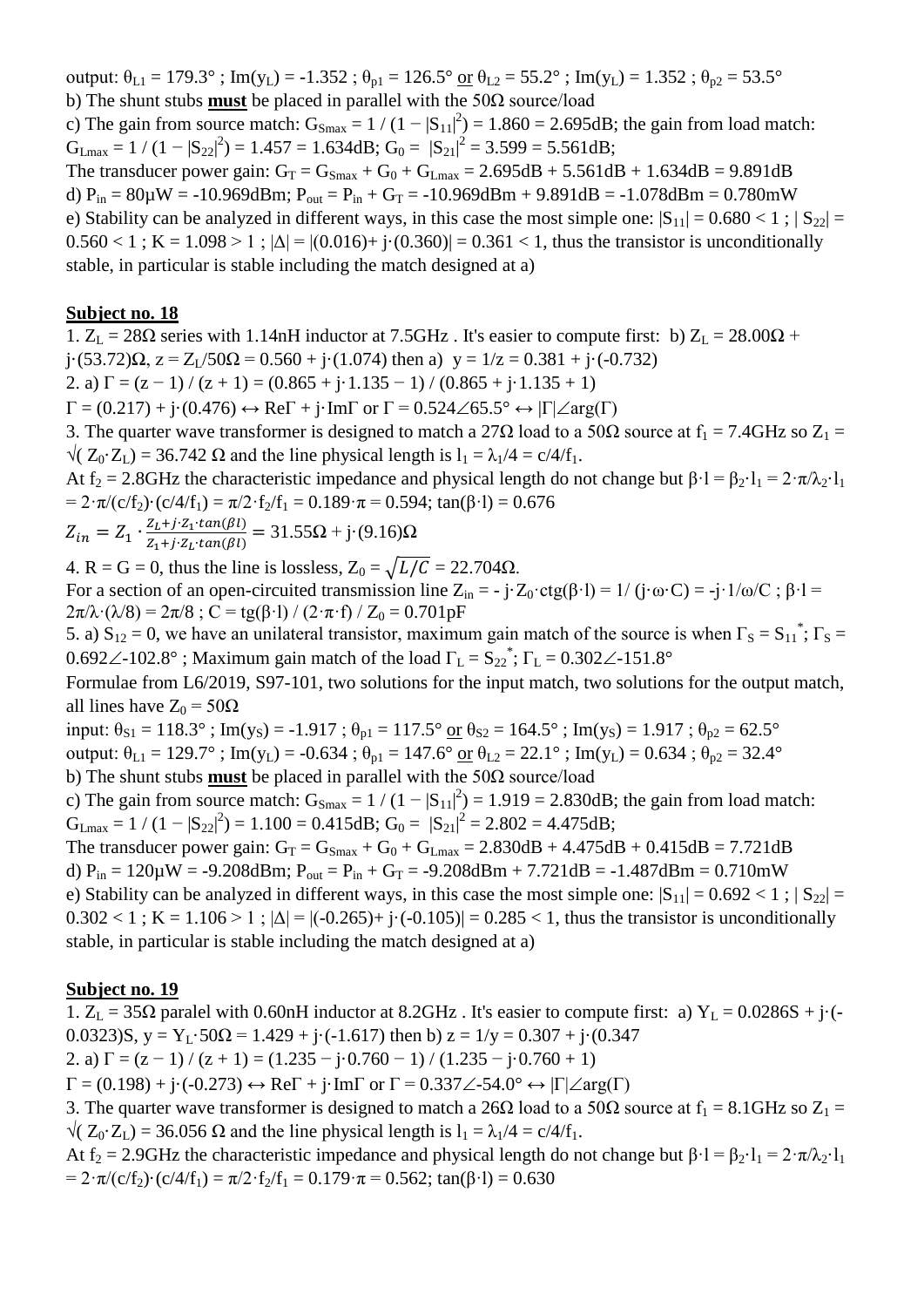output: $\theta_{L1}$ = 179.3° ; Im($y_L$) = -1.352 ; $\theta_{p1}$ = 126.5° or $\theta_{L2}$ = 55.2° ; Im($y_L$) = 1.352 ; $\theta_{p2}$ = 53.5°

b) The shunt stubs **must** be placed in parallel with the 50Ω source/load

c) The gain from source match: $G_{Smax} = 1 / (1 - |S_{11}|^2)$ = 1.860 = 2.695dB; the gain from load match: $G_{Lmax} = 1 / (1 - |S_{22}|^2)$ = 1.457 = 1.634dB; $G_0 = |S_{21}|^2$ = 3.599 = 5.561dB;

The transducer power gain: $G_T = G_{Smax} + G_0 + G_{Lmax}$ = 2.695dB + 5.561dB + 1.634dB = 9.891dB

d) $P_{in}$ = 80μW = -10.969dBm; $P_{out} = P_{in} + G_T$ = -10.969dBm + 9.891dB = -1.078dBm = 0.780mW

e) Stability can be analyzed in different ways, in this case the most simple one: $|S_{11}|$ = 0.680 < 1 ; $|S_{22}|$ = 0.560 < 1 ; K = 1.098 > 1 ; |Δ| = |(0.016)+ j·(0.360)| = 0.361 < 1, thus the transistor is unconditionally stable, in particular is stable including the match designed at a)

## Subject no. 18

1. $Z_L$ = 28Ω series with 1.14nH inductor at 7.5GHz . It's easier to compute first: b) $Z_L$ = 28.00Ω + j·(53.72)Ω, z = $Z_L$/50Ω = 0.560 + j·(1.074) then a) y = 1/z = 0.381 + j·(-0.732)

2. a) Γ = (z − 1) / (z + 1) = (0.865 + j·1.135 − 1) / (0.865 + j·1.135 + 1)

Γ = (0.217) + j·(0.476) ↔ ReΓ + j·ImΓ or Γ = 0.524∠65.5° ↔ |Γ|∠arg(Γ)

3. The quarter wave transformer is designed to match a 27Ω load to a 50Ω source at $f_1$ = 7.4GHz so $Z_1 = \sqrt{Z_0 \cdot Z_L}$ = 36.742 Ω and the line physical length is $l_1 = \lambda_1/4 = c/4/f_1$.

At $f_2$ = 2.8GHz the characteristic impedance and physical length do not change but $\beta \cdot l = \beta_2 \cdot l_1 = 2\cdot\pi/\lambda_2 \cdot l_1 = 2\cdot\pi/(c/f_2)\cdot(c/4/f_1) = \pi/2\cdot f_2/f_1 = 0.189\cdot\pi$ = 0.594; tan(β·l) = 0.676

$$Z_{in} = Z_1 \cdot \frac{Z_L + j \cdot Z_1 \cdot tan(\beta l)}{Z_1 + j \cdot Z_L \cdot tan(\beta l)} = 31.55\Omega + j\cdot(9.16)\Omega$$

4. R = G = 0, thus the line is lossless, $Z_0 = \sqrt{L/C}$ = 22.704Ω.

For a section of an open-circuited transmission line $Z_{in} = -j\cdot Z_0 \cdot ctg(\beta \cdot l) = 1/(j\cdot\omega\cdot C) = -j\cdot 1/\omega/C$ ; $\beta \cdot l = 2\pi/\lambda\cdot(\lambda/8) = 2\pi/8$ ; $C = tg(\beta\cdot l) / (2\cdot\pi\cdot f) / Z_0$ = 0.701pF

5. a) $S_{12}$ = 0, we have an unilateral transistor, maximum gain match of the source is when $\Gamma_S = S_{11}^*$; $\Gamma_S$ = 0.692∠-102.8° ; Maximum gain match of the load $\Gamma_L = S_{22}^*$; $\Gamma_L$ = 0.302∠-151.8°

Formulae from L6/2019, S97-101, two solutions for the input match, two solutions for the output match, all lines have $Z_0$ = 50Ω

input: $\theta_{S1}$ = 118.3° ; Im($y_S$) = -1.917 ; $\theta_{p1}$ = 117.5° or $\theta_{S2}$ = 164.5° ; Im($y_S$) = 1.917 ; $\theta_{p2}$ = 62.5°

output: $\theta_{L1}$ = 129.7° ; Im($y_L$) = -0.634 ; $\theta_{p1}$ = 147.6° or $\theta_{L2}$ = 22.1° ; Im($y_L$) = 0.634 ; $\theta_{p2}$ = 32.4°

b) The shunt stubs **must** be placed in parallel with the 50Ω source/load

c) The gain from source match: $G_{Smax} = 1 / (1 - |S_{11}|^2)$ = 1.919 = 2.830dB; the gain from load match: $G_{Lmax} = 1 / (1 - |S_{22}|^2)$ = 1.100 = 0.415dB; $G_0 = |S_{21}|^2$ = 2.802 = 4.475dB;

The transducer power gain: $G_T = G_{Smax} + G_0 + G_{Lmax}$ = 2.830dB + 4.475dB + 0.415dB = 7.721dB

d) $P_{in}$ = 120μW = -9.208dBm; $P_{out} = P_{in} + G_T$ = -9.208dBm + 7.721dB = -1.487dBm = 0.710mW

e) Stability can be analyzed in different ways, in this case the most simple one: $|S_{11}|$ = 0.692 < 1 ; $|S_{22}|$ = 0.302 < 1 ; K = 1.106 > 1 ; |Δ| = |(-0.265)+ j·(-0.105)| = 0.285 < 1, thus the transistor is unconditionally stable, in particular is stable including the match designed at a)

## Subject no. 19

1. $Z_L$ = 35Ω paralel with 0.60nH inductor at 8.2GHz . It's easier to compute first: a) $Y_L$ = 0.0286S + j·(-0.0323)S, y = $Y_L$·50Ω = 1.429 + j·(-1.617) then b) z = 1/y = 0.307 + j·(0.347

2. a) Γ = (z − 1) / (z + 1) = (1.235 − j·0.760 − 1) / (1.235 − j·0.760 + 1)

Γ = (0.198) + j·(-0.273) ↔ ReΓ + j·ImΓ or Γ = 0.337∠-54.0° ↔ |Γ|∠arg(Γ)

3. The quarter wave transformer is designed to match a 26Ω load to a 50Ω source at $f_1$ = 8.1GHz so $Z_1 = \sqrt{Z_0 \cdot Z_L}$ = 36.056 Ω and the line physical length is $l_1 = \lambda_1/4 = c/4/f_1$.

At $f_2$ = 2.9GHz the characteristic impedance and physical length do not change but $\beta \cdot l = \beta_2 \cdot l_1 = 2\cdot\pi/\lambda_2 \cdot l_1 = 2\cdot\pi/(c/f_2)\cdot(c/4/f_1) = \pi/2\cdot f_2/f_1 = 0.179\cdot\pi$ = 0.562; tan(β·l) = 0.630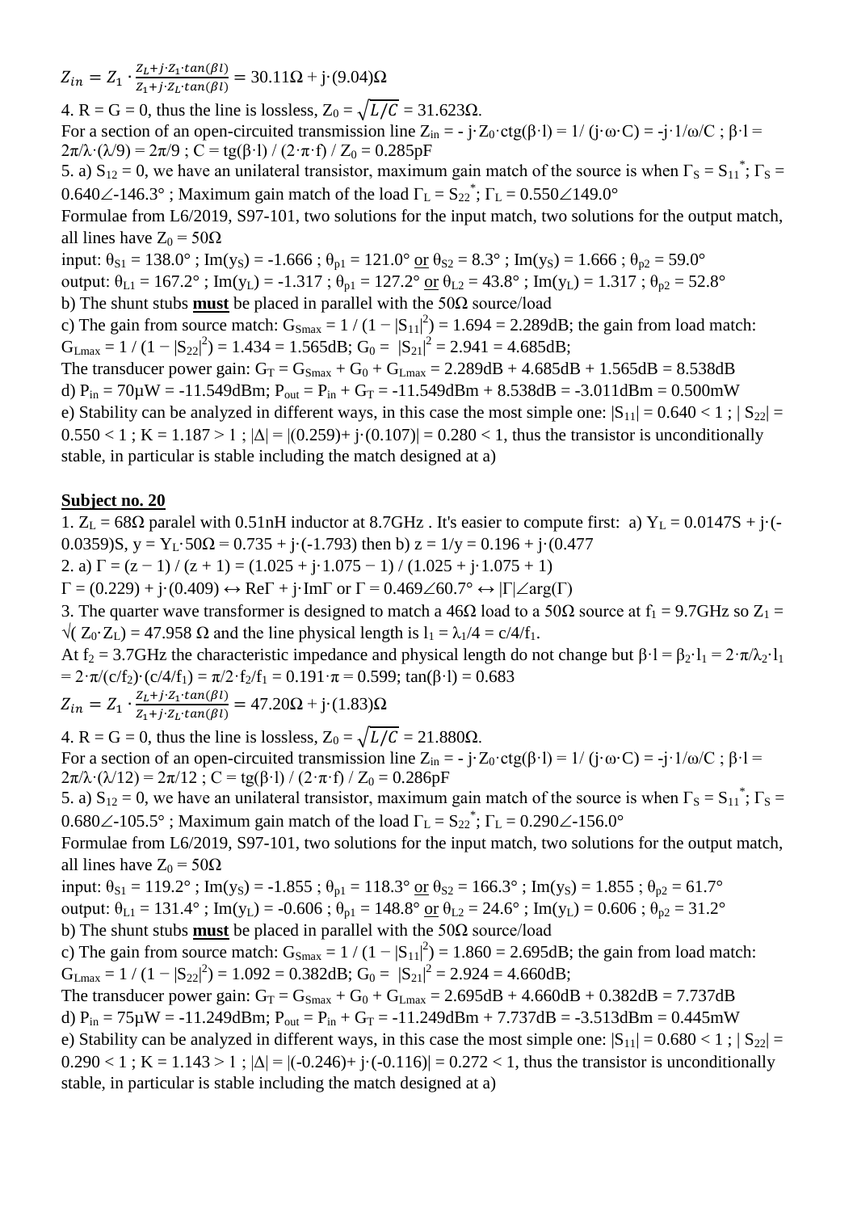$Z_{in} = Z_1 \cdot \frac{Z_L + j \cdot Z_1 \cdot tan(\beta l)}{Z_1 + j \cdot Z_L \cdot tan(\beta l)} = 30.11\Omega + j\cdot(9.04)\Omega$

4. R = G = 0, thus the line is lossless, $Z_0 = \sqrt{L/C} = 31.623\Omega$.
For a section of an open-circuited transmission line $Z_{in} = - j\cdot Z_0\cdot ctg(\beta\cdot l) = 1/ (j\cdot\omega\cdot C) = -j\cdot 1/\omega/C$ ; $\beta\cdot l = 2\pi/\lambda\cdot(\lambda/9) = 2\pi/9$ ; $C = tg(\beta\cdot l) / (2\cdot\pi\cdot f) / Z_0 = 0.285pF$

5. a) $S_{12} = 0$, we have an unilateral transistor, maximum gain match of the source is when $\Gamma_S = S_{11}^*$; $\Gamma_S = 0.640\angle\text{-}146.3°$ ; Maximum gain match of the load $\Gamma_L = S_{22}^*$; $\Gamma_L = 0.550\angle 149.0°$
Formulae from L6/2019, S97-101, two solutions for the input match, two solutions for the output match, all lines have $Z_0 = 50\Omega$
input: $\theta_{S1} = 138.0°$ ; $Im(y_S) = -1.666$ ; $\theta_{p1} = 121.0°$ <u>or</u> $\theta_{S2} = 8.3°$ ; $Im(y_S) = 1.666$ ; $\theta_{p2} = 59.0°$
output: $\theta_{L1} = 167.2°$ ; $Im(y_L) = -1.317$ ; $\theta_{p1} = 127.2°$ <u>or</u> $\theta_{L2} = 43.8°$ ; $Im(y_L) = 1.317$ ; $\theta_{p2} = 52.8°$
b) The shunt stubs **<u>must</u>** be placed in parallel with the 50Ω source/load
c) The gain from <u>source</u> match: $G_{Smax} = 1 / (1 - |S_{11}|^2) = 1.694 = 2.289dB$; the gain from load match: $G_{Lmax} = 1 / (1 - |S_{22}|^2) = 1.434 = 1.565dB$; $G_0 = |S_{21}|^2 = 2.941 = 4.685dB$;
The transducer power gain: $G_T = G_{Smax} + G_0 + G_{Lmax} = 2.289dB + 4.685dB + 1.565dB = 8.538dB$
d) $P_{in} = 70\mu W = -11.549dBm$; $P_{out} = P_{in} + G_T = -11.549dBm + 8.538dB = -3.011dBm = 0.500mW$
e) Stability can be analyzed in different ways, in this case the most simple one: $|S_{11}| = 0.640 < 1$ ; $|S_{22}| = 0.550 < 1$ ; $K = 1.187 > 1$ ; $|\Delta| = |(0.259)+ j\cdot(0.107)| = 0.280 < 1$, thus the transistor is unconditionally stable, in particular is stable including the match designed at a)

## <u>Subject no. 20</u>

1. $Z_L = 68\Omega$ paralel with 0.51nH inductor at 8.7GHz . It's easier to compute first: a) $Y_L = 0.0147S + j\cdot(-0.0359)S$, $y = Y_L\cdot 50\Omega = 0.735 + j\cdot(-1.793)$ then b) $z = 1/y = 0.196 + j\cdot(0.477$

2. a) $\Gamma = (z - 1) / (z + 1) = (1.025 + j\cdot 1.075 - 1) / (1.025 + j\cdot 1.075 + 1)$
$\Gamma = (0.229) + j\cdot(0.409) \leftrightarrow Re\Gamma + j\cdot Im\Gamma$ or $\Gamma = 0.469\angle 60.7° \leftrightarrow |\Gamma|\angle arg(\Gamma)$

3. The quarter wave transformer is designed to match a 46Ω load to a 50Ω source at $f_1$ = 9.7GHz so $Z_1 = \sqrt{(Z_0\cdot Z_L)} = 47.958\ \Omega$ and the line physical length is $l_1 = \lambda_1/4 = c/4/f_1$.
At $f_2$ = 3.7GHz the characteristic impedance and physical length do not change but $\beta\cdot l = \beta_2\cdot l_1 = 2\cdot\pi/\lambda_2\cdot l_1 = 2\cdot\pi/(c/f_2)\cdot(c/4/f_1) = \pi/2\cdot f_2/f_1 = 0.191\cdot\pi = 0.599$; $tan(\beta\cdot l) = 0.683$

$$Z_{in} = Z_1 \cdot \frac{Z_L + j \cdot Z_1 \cdot tan(\beta l)}{Z_1 + j \cdot Z_L \cdot tan(\beta l)} = 47.20\Omega + j\cdot(1.83)\Omega$$

4. R = G = 0, thus the line is lossless, $Z_0 = \sqrt{L/C} = 21.880\Omega$.
For a section of an open-circuited transmission line $Z_{in} = - j\cdot Z_0\cdot ctg(\beta\cdot l) = 1/ (j\cdot\omega\cdot C) = -j\cdot 1/\omega/C$ ; $\beta\cdot l = 2\pi/\lambda\cdot(\lambda/12) = 2\pi/12$ ; $C = tg(\beta\cdot l) / (2\cdot\pi\cdot f) / Z_0 = 0.286pF$

5. a) $S_{12} = 0$, we have an unilateral transistor, maximum gain match of the source is when $\Gamma_S = S_{11}^*$; $\Gamma_S = 0.680\angle\text{-}105.5°$ ; Maximum gain match of the load $\Gamma_L = S_{22}^*$; $\Gamma_L = 0.290\angle\text{-}156.0°$
Formulae from L6/2019, S97-101, two solutions for the input match, two solutions for the output match, all lines have $Z_0 = 50\Omega$
input: $\theta_{S1} = 119.2°$ ; $Im(y_S) = -1.855$ ; $\theta_{p1} = 118.3°$ <u>or</u> $\theta_{S2} = 166.3°$ ; $Im(y_S) = 1.855$ ; $\theta_{p2} = 61.7°$
output: $\theta_{L1} = 131.4°$ ; $Im(y_L) = -0.606$ ; $\theta_{p1} = 148.8°$ <u>or</u> $\theta_{L2} = 24.6°$ ; $Im(y_L) = 0.606$ ; $\theta_{p2} = 31.2°$
b) The shunt stubs **<u>must</u>** be placed in parallel with the 50Ω source/load
c) The gain from <u>source</u> match: $G_{Smax} = 1 / (1 - |S_{11}|^2) = 1.860 = 2.695dB$; the gain from load match: $G_{Lmax} = 1 / (1 - |S_{22}|^2) = 1.092 = 0.382dB$; $G_0 = |S_{21}|^2 = 2.924 = 4.660dB$;
The transducer power gain: $G_T = G_{Smax} + G_0 + G_{Lmax} = 2.695dB + 4.660dB + 0.382dB = 7.737dB$
d) $P_{in} = 75\mu W = -11.249dBm$; $P_{out} = P_{in} + G_T = -11.249dBm + 7.737dB = -3.513dBm = 0.445mW$
e) Stability can be analyzed in different ways, in this case the most simple one: $|S_{11}| = 0.680 < 1$ ; $|S_{22}| = 0.290 < 1$ ; $K = 1.143 > 1$ ; $|\Delta| = |(-0.246)+ j\cdot(-0.116)| = 0.272 < 1$, thus the transistor is unconditionally stable, in particular is stable including the match designed at a)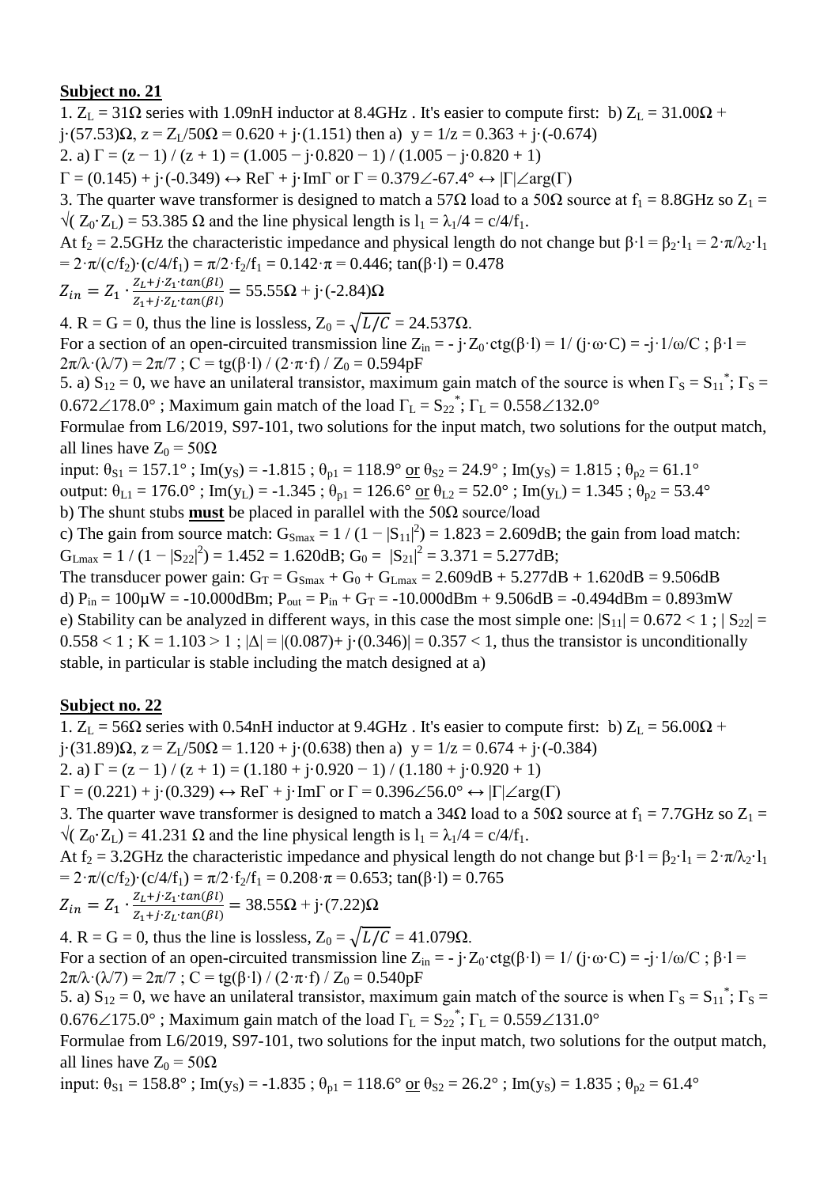**Subject no. 21**

1. $Z_L$ = 31Ω series with 1.09nH inductor at 8.4GHz . It's easier to compute first: b) $Z_L$ = 31.00Ω + j·(57.53)Ω, z = $Z_L$/50Ω = 0.620 + j·(1.151) then a) y = 1/z = 0.363 + j·(-0.674)

2. a) Γ = (z − 1) / (z + 1) = (1.005 − j·0.820 − 1) / (1.005 − j·0.820 + 1)

Γ = (0.145) + j·(-0.349) ↔ ReΓ + j·ImΓ or Γ = 0.379∠-67.4° ↔ |Γ|∠arg(Γ)

3. The quarter wave transformer is designed to match a 57Ω load to a 50Ω source at $f_1$ = 8.8GHz so $Z_1$ = √( $Z_0$·$Z_L$) = 53.385 Ω and the line physical length is $l_1 = \lambda_1/4 = c/4/f_1$.

At $f_2$ = 2.5GHz the characteristic impedance and physical length do not change but $\beta\cdot l = \beta_2\cdot l_1 = 2\cdot\pi/\lambda_2\cdot l_1 = 2\cdot\pi/(c/f_2)\cdot(c/4/f_1) = \pi/2\cdot f_2/f_1$ = 0.142·π = 0.446; tan(β·l) = 0.478

$$Z_{in} = Z_1 \cdot \frac{Z_L + j\cdot Z_1\cdot tan(\beta l)}{Z_1 + j\cdot Z_L\cdot tan(\beta l)} = 55.55\Omega + j\cdot(-2.84)\Omega$$

4. R = G = 0, thus the line is lossless, $Z_0 = \sqrt{L/C}$ = 24.537Ω.

For a section of an open-circuited transmission line $Z_{in}$ = - j·$Z_0$·ctg(β·l) = 1/ (j·ω·C) = -j·1/ω/C ; β·l = 2π/λ·(λ/7) = 2π/7 ; C = tg(β·l) / (2·π·f) / $Z_0$ = 0.594pF

5. a) $S_{12}$ = 0, we have an unilateral transistor, maximum gain match of the source is when $\Gamma_S = S_{11}^*$; $\Gamma_S$ = 0.672∠178.0° ; Maximum gain match of the load $\Gamma_L = S_{22}^*$; $\Gamma_L$ = 0.558∠132.0°

Formulae from L6/2019, S97-101, two solutions for the input match, two solutions for the output match, all lines have $Z_0$ = 50Ω

input: $\theta_{S1}$ = 157.1° ; Im($y_S$) = -1.815 ; $\theta_{p1}$ = 118.9° or $\theta_{S2}$ = 24.9° ; Im($y_S$) = 1.815 ; $\theta_{p2}$ = 61.1°

output: $\theta_{L1}$ = 176.0° ; Im($y_L$) = -1.345 ; $\theta_{p1}$ = 126.6° or $\theta_{L2}$ = 52.0° ; Im($y_L$) = 1.345 ; $\theta_{p2}$ = 53.4°

b) The shunt stubs **must** be placed in parallel with the 50Ω source/load

c) The gain from source match: $G_{Smax} = 1 / (1 - |S_{11}|^2)$ = 1.823 = 2.609dB; the gain from load match: $G_{Lmax} = 1 / (1 - |S_{22}|^2)$ = 1.452 = 1.620dB; $G_0 = |S_{21}|^2$ = 3.371 = 5.277dB;

The transducer power gain: $G_T = G_{Smax} + G_0 + G_{Lmax}$ = 2.609dB + 5.277dB + 1.620dB = 9.506dB

d) $P_{in}$ = 100μW = -10.000dBm; $P_{out} = P_{in} + G_T$ = -10.000dBm + 9.506dB = -0.494dBm = 0.893mW

e) Stability can be analyzed in different ways, in this case the most simple one: $|S_{11}|$ = 0.672 < 1 ; $|S_{22}|$ = 0.558 < 1 ; K = 1.103 > 1 ; |Δ| = |(0.087)+ j·(0.346)| = 0.357 < 1, thus the transistor is unconditionally stable, in particular is stable including the match designed at a)

**Subject no. 22**

1. $Z_L$ = 56Ω series with 0.54nH inductor at 9.4GHz . It's easier to compute first: b) $Z_L$ = 56.00Ω + j·(31.89)Ω, z = $Z_L$/50Ω = 1.120 + j·(0.638) then a) y = 1/z = 0.674 + j·(-0.384)

2. a) Γ = (z − 1) / (z + 1) = (1.180 + j·0.920 − 1) / (1.180 + j·0.920 + 1)

Γ = (0.221) + j·(0.329) ↔ ReΓ + j·ImΓ or Γ = 0.396∠56.0° ↔ |Γ|∠arg(Γ)

3. The quarter wave transformer is designed to match a 34Ω load to a 50Ω source at $f_1$ = 7.7GHz so $Z_1$ = √( $Z_0$·$Z_L$) = 41.231 Ω and the line physical length is $l_1 = \lambda_1/4 = c/4/f_1$.

At $f_2$ = 3.2GHz the characteristic impedance and physical length do not change but $\beta\cdot l = \beta_2\cdot l_1 = 2\cdot\pi/\lambda_2\cdot l_1 = 2\cdot\pi/(c/f_2)\cdot(c/4/f_1) = \pi/2\cdot f_2/f_1$ = 0.208·π = 0.653; tan(β·l) = 0.765

$$Z_{in} = Z_1 \cdot \frac{Z_L + j\cdot Z_1\cdot tan(\beta l)}{Z_1 + j\cdot Z_L\cdot tan(\beta l)} = 38.55\Omega + j\cdot(7.22)\Omega$$

4. R = G = 0, thus the line is lossless, $Z_0 = \sqrt{L/C}$ = 41.079Ω.

For a section of an open-circuited transmission line $Z_{in}$ = - j·$Z_0$·ctg(β·l) = 1/ (j·ω·C) = -j·1/ω/C ; β·l = 2π/λ·(λ/7) = 2π/7 ; C = tg(β·l) / (2·π·f) / $Z_0$ = 0.540pF

5. a) $S_{12}$ = 0, we have an unilateral transistor, maximum gain match of the source is when $\Gamma_S = S_{11}^*$; $\Gamma_S$ = 0.676∠175.0° ; Maximum gain match of the load $\Gamma_L = S_{22}^*$; $\Gamma_L$ = 0.559∠131.0°

Formulae from L6/2019, S97-101, two solutions for the input match, two solutions for the output match, all lines have $Z_0$ = 50Ω

input: $\theta_{S1}$ = 158.8° ; Im($y_S$) = -1.835 ; $\theta_{p1}$ = 118.6° or $\theta_{S2}$ = 26.2° ; Im($y_S$) = 1.835 ; $\theta_{p2}$ = 61.4°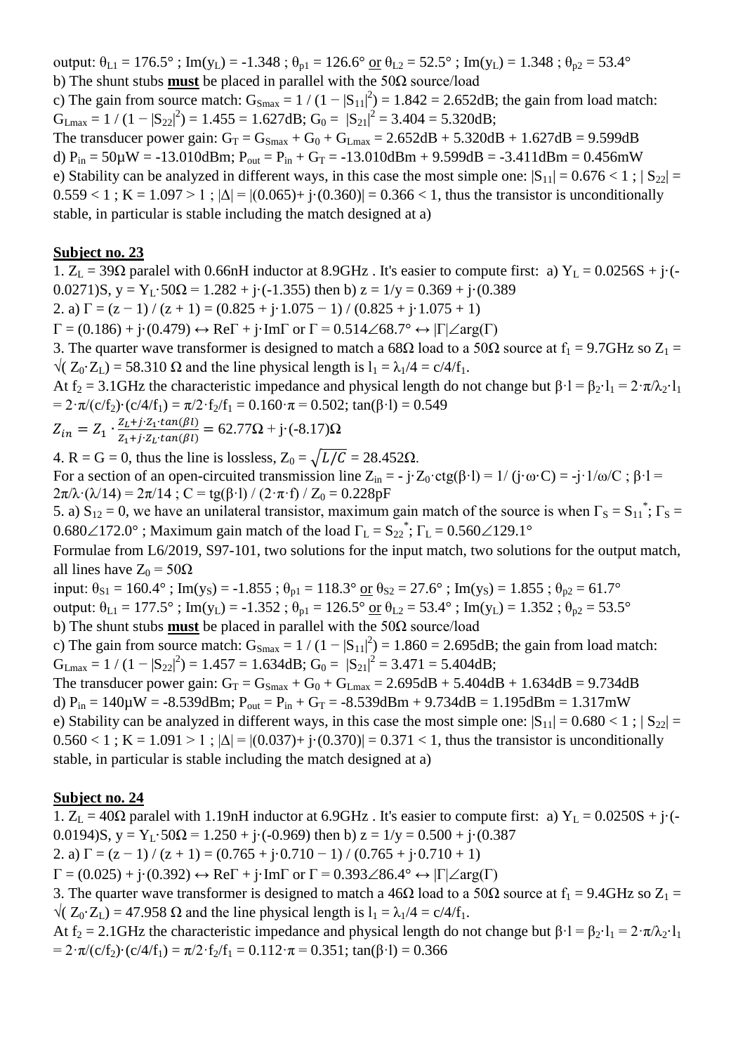output: $\theta_{L1} = 176.5°$ ; $Im(y_L) = -1.348$ ; $\theta_{p1} = 126.6°$ or $\theta_{L2} = 52.5°$ ; $Im(y_L) = 1.348$ ; $\theta_{p2} = 53.4°$
b) The shunt stubs **must** be placed in parallel with the 50Ω source/load
c) The gain from source match: $G_{Smax} = 1 / (1 - |S_{11}|^2) = 1.842 = 2.652dB$; the gain from load match: $G_{Lmax} = 1 / (1 - |S_{22}|^2) = 1.455 = 1.627dB$; $G_0 = |S_{21}|^2 = 3.404 = 5.320dB$;
The transducer power gain: $G_T = G_{Smax} + G_0 + G_{Lmax} = 2.652dB + 5.320dB + 1.627dB = 9.599dB$
d) $P_{in} = 50μW = -13.010dBm$; $P_{out} = P_{in} + G_T = -13.010dBm + 9.599dB = -3.411dBm = 0.456mW$
e) Stability can be analyzed in different ways, in this case the most simple one: $|S_{11}| = 0.676 < 1$ ; $|S_{22}| = 0.559 < 1$ ; $K = 1.097 > 1$ ; $|\Delta| = |(0.065)+ j\cdot(0.360)| = 0.366 < 1$, thus the transistor is unconditionally stable, in particular is stable including the match designed at a)

## Subject no. 23

1. $Z_L = 39Ω$ paralel with 0.66nH inductor at 8.9GHz . It's easier to compute first: a) $Y_L = 0.0256S + j\cdot(-0.0271)S$, $y = Y_L\cdot 50Ω = 1.282 + j\cdot(-1.355)$ then b) $z = 1/y = 0.369 + j\cdot(0.389$
2. a) $\Gamma = (z - 1) / (z + 1) = (0.825 + j\cdot 1.075 - 1) / (0.825 + j\cdot 1.075 + 1)$
$\Gamma = (0.186) + j\cdot(0.479) \leftrightarrow Re\Gamma + j\cdot Im\Gamma$ or $\Gamma = 0.514\angle 68.7° \leftrightarrow |\Gamma|\angle arg(\Gamma)$
3. The quarter wave transformer is designed to match a 68Ω load to a 50Ω source at $f_1 = 9.7GHz$ so $Z_1 = \sqrt{Z_0\cdot Z_L} = 58.310\ Ω$ and the line physical length is $l_1 = \lambda_1/4 = c/4/f_1$.
At $f_2 = 3.1GHz$ the characteristic impedance and physical length do not change but $\beta\cdot l = \beta_2\cdot l_1 = 2\cdot\pi/\lambda_2\cdot l_1 = 2\cdot\pi/(c/f_2)\cdot(c/4/f_1) = \pi/2\cdot f_2/f_1 = 0.160\cdot\pi = 0.502$; $\tan(\beta\cdot l) = 0.549$

$$Z_{in} = Z_1 \cdot \frac{Z_L + j\cdot Z_1\cdot tan(\beta l)}{Z_1 + j\cdot Z_L\cdot tan(\beta l)} = 62.77Ω + j\cdot(-8.17)Ω$$

4. R = G = 0, thus the line is lossless, $Z_0 = \sqrt{L/C} = 28.452Ω$.
For a section of an open-circuited transmission line $Z_{in} = -j\cdot Z_0\cdot ctg(\beta\cdot l) = 1/(j\cdot\omega\cdot C) = -j\cdot 1/\omega/C$ ; $\beta\cdot l = 2\pi/\lambda\cdot(\lambda/14) = 2\pi/14$ ; $C = tg(\beta\cdot l) / (2\cdot\pi\cdot f) / Z_0 = 0.228pF$
5. a) $S_{12} = 0$, we have an unilateral transistor, maximum gain match of the source is when $\Gamma_S = S_{11}^*$; $\Gamma_S = 0.680\angle 172.0°$ ; Maximum gain match of the load $\Gamma_L = S_{22}^*$; $\Gamma_L = 0.560\angle 129.1°$
Formulae from L6/2019, S97-101, two solutions for the input match, two solutions for the output match, all lines have $Z_0 = 50Ω$
input: $\theta_{S1} = 160.4°$ ; $Im(y_S) = -1.855$ ; $\theta_{p1} = 118.3°$ or $\theta_{S2} = 27.6°$ ; $Im(y_S) = 1.855$ ; $\theta_{p2} = 61.7°$
output: $\theta_{L1} = 177.5°$ ; $Im(y_L) = -1.352$ ; $\theta_{p1} = 126.5°$ or $\theta_{L2} = 53.4°$ ; $Im(y_L) = 1.352$ ; $\theta_{p2} = 53.5°$
b) The shunt stubs **must** be placed in parallel with the 50Ω source/load
c) The gain from source match: $G_{Smax} = 1 / (1 - |S_{11}|^2) = 1.860 = 2.695dB$; the gain from load match: $G_{Lmax} = 1 / (1 - |S_{22}|^2) = 1.457 = 1.634dB$; $G_0 = |S_{21}|^2 = 3.471 = 5.404dB$;
The transducer power gain: $G_T = G_{Smax} + G_0 + G_{Lmax} = 2.695dB + 5.404dB + 1.634dB = 9.734dB$
d) $P_{in} = 140μW = -8.539dBm$; $P_{out} = P_{in} + G_T = -8.539dBm + 9.734dB = 1.195dBm = 1.317mW$
e) Stability can be analyzed in different ways, in this case the most simple one: $|S_{11}| = 0.680 < 1$ ; $|S_{22}| = 0.560 < 1$ ; $K = 1.091 > 1$ ; $|\Delta| = |(0.037)+ j\cdot(0.370)| = 0.371 < 1$, thus the transistor is unconditionally stable, in particular is stable including the match designed at a)

## Subject no. 24

1. $Z_L = 40Ω$ paralel with 1.19nH inductor at 6.9GHz . It's easier to compute first: a) $Y_L = 0.0250S + j\cdot(-0.0194)S$, $y = Y_L\cdot 50Ω = 1.250 + j\cdot(-0.969)$ then b) $z = 1/y = 0.500 + j\cdot(0.387$
2. a) $\Gamma = (z - 1) / (z + 1) = (0.765 + j\cdot 0.710 - 1) / (0.765 + j\cdot 0.710 + 1)$
$\Gamma = (0.025) + j\cdot(0.392) \leftrightarrow Re\Gamma + j\cdot Im\Gamma$ or $\Gamma = 0.393\angle 86.4° \leftrightarrow |\Gamma|\angle arg(\Gamma)$
3. The quarter wave transformer is designed to match a 46Ω load to a 50Ω source at $f_1 = 9.4GHz$ so $Z_1 = \sqrt{Z_0\cdot Z_L} = 47.958\ Ω$ and the line physical length is $l_1 = \lambda_1/4 = c/4/f_1$.
At $f_2 = 2.1GHz$ the characteristic impedance and physical length do not change but $\beta\cdot l = \beta_2\cdot l_1 = 2\cdot\pi/\lambda_2\cdot l_1 = 2\cdot\pi/(c/f_2)\cdot(c/4/f_1) = \pi/2\cdot f_2/f_1 = 0.112\cdot\pi = 0.351$; $\tan(\beta\cdot l) = 0.366$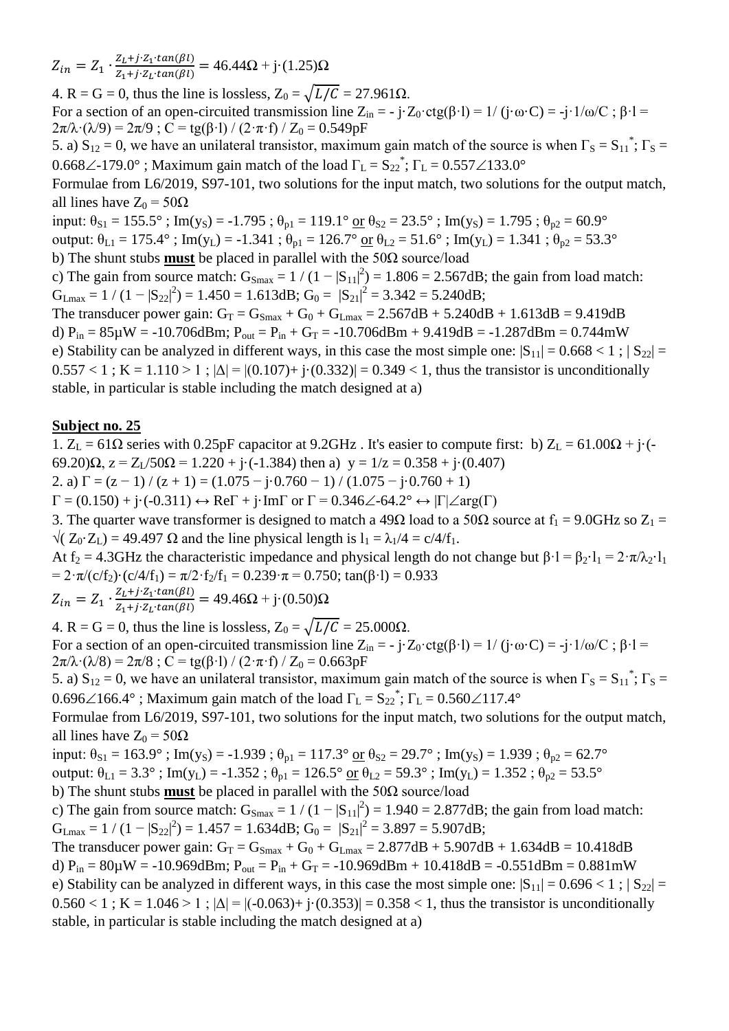$$Z_{in} = Z_1 \cdot \frac{Z_L + j \cdot Z_1 \cdot tan(\beta l)}{Z_1 + j \cdot Z_L \cdot tan(\beta l)} = 46.44\Omega + j \cdot (1.25)\Omega$$

4. R = G = 0, thus the line is lossless, $Z_0 = \sqrt{L/C}$ = 27.961Ω.
For a section of an open-circuited transmission line $Z_{in}$ = - j·$Z_0$·ctg(β·l) = 1/ (j·ω·C) = -j·1/ω/C ; β·l = 2π/λ·(λ/9) = 2π/9 ; C = tg(β·l) / (2·π·f) / $Z_0$ = 0.549pF

5. a) $S_{12}$ = 0, we have an unilateral transistor, maximum gain match of the source is when $\Gamma_S = S_{11}^*$; $\Gamma_S$ = 0.668∠-179.0° ; Maximum gain match of the load $\Gamma_L = S_{22}^*$; $\Gamma_L$ = 0.557∠133.0°
Formulae from L6/2019, S97-101, two solutions for the input match, two solutions for the output match, all lines have $Z_0$ = 50Ω
input: $\theta_{S1}$ = 155.5° ; Im($y_S$) = -1.795 ; $\theta_{p1}$ = 119.1° <u>or</u> $\theta_{S2}$ = 23.5° ; Im($y_S$) = 1.795 ; $\theta_{p2}$ = 60.9°
output: $\theta_{L1}$ = 175.4° ; Im($y_L$) = -1.341 ; $\theta_{p1}$ = 126.7° <u>or</u> $\theta_{L2}$ = 51.6° ; Im($y_L$) = 1.341 ; $\theta_{p2}$ = 53.3°
b) The shunt stubs **<u>must</u>** be placed in parallel with the 50Ω source/load
c) The gain from source match: $G_{Smax} = 1 / (1 - |S_{11}|^2)$ = 1.806 = 2.567dB; the gain from load match: $G_{Lmax} = 1 / (1 - |S_{22}|^2)$ = 1.450 = 1.613dB; $G_0 = |S_{21}|^2$ = 3.342 = 5.240dB;
The transducer power gain: $G_T = G_{Smax} + G_0 + G_{Lmax}$ = 2.567dB + 5.240dB + 1.613dB = 9.419dB
d) $P_{in}$ = 85μW = -10.706dBm; $P_{out} = P_{in} + G_T$ = -10.706dBm + 9.419dB = -1.287dBm = 0.744mW
e) Stability can be analyzed in different ways, in this case the most simple one: $|S_{11}|$ = 0.668 < 1 ; $|S_{22}|$ = 0.557 < 1 ; K = 1.110 > 1 ; |Δ| = |(0.107)+ j·(0.332)| = 0.349 < 1, thus the transistor is unconditionally stable, in particular is stable including the match designed at a)

## <u>Subject no. 25</u>

1. $Z_L$ = 61Ω series with 0.25pF capacitor at 9.2GHz . It's easier to compute first: b) $Z_L$ = 61.00Ω + j·(-69.20)Ω, z = $Z_L$/50Ω = 1.220 + j·(-1.384) then a) y = 1/z = 0.358 + j·(0.407)
2. a) Γ = (z − 1) / (z + 1) = (1.075 − j·0.760 − 1) / (1.075 − j·0.760 + 1)
Γ = (0.150) + j·(-0.311) ↔ ReΓ + j·ImΓ or Γ = 0.346∠-64.2° ↔ |Γ|∠arg(Γ)
3. The quarter wave transformer is designed to match a 49Ω load to a 50Ω source at $f_1$ = 9.0GHz so $Z_1 = \sqrt{Z_0 \cdot Z_L}$ = 49.497 Ω and the line physical length is $l_1 = \lambda_1/4 = c/4/f_1$.
At $f_2$ = 4.3GHz the characteristic impedance and physical length do not change but $\beta \cdot l = \beta_2 \cdot l_1 = 2 \cdot \pi/\lambda_2 \cdot l_1 = 2 \cdot \pi/(c/f_2) \cdot (c/4/f_1) = \pi/2 \cdot f_2/f_1 = 0.239 \cdot \pi = 0.750$; tan(β·l) = 0.933

$$Z_{in} = Z_1 \cdot \frac{Z_L + j \cdot Z_1 \cdot tan(\beta l)}{Z_1 + j \cdot Z_L \cdot tan(\beta l)} = 49.46\Omega + j \cdot (0.50)\Omega$$

4. R = G = 0, thus the line is lossless, $Z_0 = \sqrt{L/C}$ = 25.000Ω.
For a section of an open-circuited transmission line $Z_{in}$ = - j·$Z_0$·ctg(β·l) = 1/ (j·ω·C) = -j·1/ω/C ; β·l = 2π/λ·(λ/8) = 2π/8 ; C = tg(β·l) / (2·π·f) / $Z_0$ = 0.663pF
5. a) $S_{12}$ = 0, we have an unilateral transistor, maximum gain match of the source is when $\Gamma_S = S_{11}^*$; $\Gamma_S$ = 0.696∠166.4° ; Maximum gain match of the load $\Gamma_L = S_{22}^*$; $\Gamma_L$ = 0.560∠117.4°
Formulae from L6/2019, S97-101, two solutions for the input match, two solutions for the output match, all lines have $Z_0$ = 50Ω
input: $\theta_{S1}$ = 163.9° ; Im($y_S$) = -1.939 ; $\theta_{p1}$ = 117.3° <u>or</u> $\theta_{S2}$ = 29.7° ; Im($y_S$) = 1.939 ; $\theta_{p2}$ = 62.7°
output: $\theta_{L1}$ = 3.3° ; Im($y_L$) = -1.352 ; $\theta_{p1}$ = 126.5° <u>or</u> $\theta_{L2}$ = 59.3° ; Im($y_L$) = 1.352 ; $\theta_{p2}$ = 53.5°
b) The shunt stubs **<u>must</u>** be placed in parallel with the 50Ω source/load
c) The gain from source match: $G_{Smax} = 1 / (1 - |S_{11}|^2)$ = 1.940 = 2.877dB; the gain from load match: $G_{Lmax} = 1 / (1 - |S_{22}|^2)$ = 1.457 = 1.634dB; $G_0 = |S_{21}|^2$ = 3.897 = 5.907dB;
The transducer power gain: $G_T = G_{Smax} + G_0 + G_{Lmax}$ = 2.877dB + 5.907dB + 1.634dB = 10.418dB
d) $P_{in}$ = 80μW = -10.969dBm; $P_{out} = P_{in} + G_T$ = -10.969dBm + 10.418dB = -0.551dBm = 0.881mW
e) Stability can be analyzed in different ways, in this case the most simple one: $|S_{11}|$ = 0.696 < 1 ; $|S_{22}|$ = 0.560 < 1 ; K = 1.046 > 1 ; |Δ| = |(-0.063)+ j·(0.353)| = 0.358 < 1, thus the transistor is unconditionally stable, in particular is stable including the match designed at a)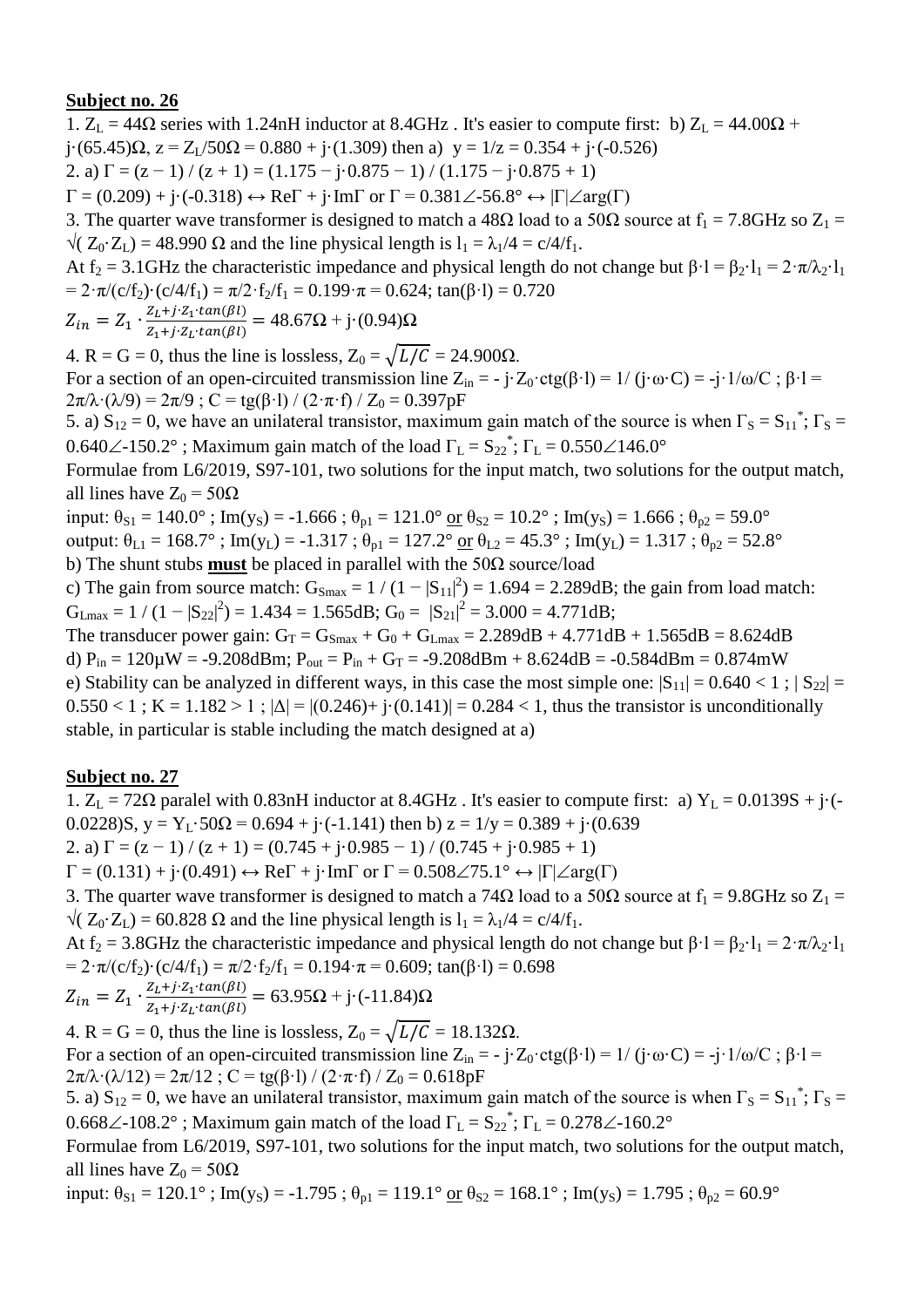**Subject no. 26**

1. $Z_L$ = 44Ω series with 1.24nH inductor at 8.4GHz . It's easier to compute first: b) $Z_L$ = 44.00Ω + j·(65.45)Ω, z = $Z_L$/50Ω = 0.880 + j·(1.309) then a) y = 1/z = 0.354 + j·(-0.526)

2. a) Γ = (z − 1) / (z + 1) = (1.175 − j·0.875 − 1) / (1.175 − j·0.875 + 1)

Γ = (0.209) + j·(-0.318) ↔ ReΓ + j·ImΓ or Γ = 0.381∠-56.8° ↔ |Γ|∠arg(Γ)

3. The quarter wave transformer is designed to match a 48Ω load to a 50Ω source at $f_1$ = 7.8GHz so $Z_1$ = $\sqrt{(Z_0 \cdot Z_L)}$ = 48.990 Ω and the line physical length is $l_1 = \lambda_1/4 = c/4/f_1$.

At $f_2$ = 3.1GHz the characteristic impedance and physical length do not change but $\beta \cdot l = \beta_2 \cdot l_1 = 2\cdot\pi/\lambda_2 \cdot l_1 = 2\cdot\pi/(c/f_2)\cdot(c/4/f_1) = \pi/2 \cdot f_2/f_1 = 0.199\cdot\pi = 0.624$; tan(β·l) = 0.720

$$Z_{in} = Z_1 \cdot \frac{Z_L + j \cdot Z_1 \cdot tan(\beta l)}{Z_1 + j \cdot Z_L \cdot tan(\beta l)} = 48.67\Omega + j\cdot(0.94)\Omega$$

4. R = G = 0, thus the line is lossless, $Z_0 = \sqrt{L/C}$ = 24.900Ω.

For a section of an open-circuited transmission line $Z_{in} = -j\cdot Z_0\cdot ctg(\beta\cdot l) = 1/(j\cdot\omega\cdot C) = -j\cdot 1/\omega/C$ ; $\beta\cdot l = 2\pi/\lambda\cdot(\lambda/9) = 2\pi/9$ ; $C = tg(\beta\cdot l) / (2\cdot\pi\cdot f) / Z_0$ = 0.397pF

5. a) $S_{12}$ = 0, we have an unilateral transistor, maximum gain match of the source is when $\Gamma_S = S_{11}^*$; $\Gamma_S$ = 0.640∠-150.2° ; Maximum gain match of the load $\Gamma_L = S_{22}^*$; $\Gamma_L$ = 0.550∠146.0°

Formulae from L6/2019, S97-101, two solutions for the input match, two solutions for the output match, all lines have $Z_0$ = 50Ω

input: $\theta_{S1}$ = 140.0° ; Im($y_S$) = -1.666 ; $\theta_{p1}$ = 121.0° or $\theta_{S2}$ = 10.2° ; Im($y_S$) = 1.666 ; $\theta_{p2}$ = 59.0°

output: $\theta_{L1}$ = 168.7° ; Im($y_L$) = -1.317 ; $\theta_{p1}$ = 127.2° or $\theta_{L2}$ = 45.3° ; Im($y_L$) = 1.317 ; $\theta_{p2}$ = 52.8°

b) The shunt stubs **must** be placed in parallel with the 50Ω source/load

c) The gain from source match: $G_{Smax} = 1 / (1 - |S_{11}|^2)$ = 1.694 = 2.289dB; the gain from load match: $G_{Lmax} = 1 / (1 - |S_{22}|^2)$ = 1.434 = 1.565dB; $G_0 = |S_{21}|^2$ = 3.000 = 4.771dB;

The transducer power gain: $G_T = G_{Smax} + G_0 + G_{Lmax}$ = 2.289dB + 4.771dB + 1.565dB = 8.624dB

d) $P_{in}$ = 120µW = -9.208dBm; $P_{out} = P_{in} + G_T$ = -9.208dBm + 8.624dB = -0.584dBm = 0.874mW

e) Stability can be analyzed in different ways, in this case the most simple one: $|S_{11}|$ = 0.640 < 1 ; $|S_{22}|$ = 0.550 < 1 ; K = 1.182 > 1 ; |Δ| = |(0.246)+ j·(0.141)| = 0.284 < 1, thus the transistor is unconditionally stable, in particular is stable including the match designed at a)

**Subject no. 27**

1. $Z_L$ = 72Ω paralel with 0.83nH inductor at 8.4GHz . It's easier to compute first: a) $Y_L$ = 0.0139S + j·(-0.0228)S, y = $Y_L$·50Ω = 0.694 + j·(-1.141) then b) z = 1/y = 0.389 + j·(0.639

2. a) Γ = (z − 1) / (z + 1) = (0.745 + j·0.985 − 1) / (0.745 + j·0.985 + 1)

Γ = (0.131) + j·(0.491) ↔ ReΓ + j·ImΓ or Γ = 0.508∠75.1° ↔ |Γ|∠arg(Γ)

3. The quarter wave transformer is designed to match a 74Ω load to a 50Ω source at $f_1$ = 9.8GHz so $Z_1$ = $\sqrt{(Z_0 \cdot Z_L)}$ = 60.828 Ω and the line physical length is $l_1 = \lambda_1/4 = c/4/f_1$.

At $f_2$ = 3.8GHz the characteristic impedance and physical length do not change but $\beta \cdot l = \beta_2 \cdot l_1 = 2\cdot\pi/\lambda_2 \cdot l_1 = 2\cdot\pi/(c/f_2)\cdot(c/4/f_1) = \pi/2 \cdot f_2/f_1 = 0.194\cdot\pi = 0.609$; tan(β·l) = 0.698

$$Z_{in} = Z_1 \cdot \frac{Z_L + j \cdot Z_1 \cdot tan(\beta l)}{Z_1 + j \cdot Z_L \cdot tan(\beta l)} = 63.95\Omega + j\cdot(-11.84)\Omega$$

4. R = G = 0, thus the line is lossless, $Z_0 = \sqrt{L/C}$ = 18.132Ω.

For a section of an open-circuited transmission line $Z_{in} = -j\cdot Z_0\cdot ctg(\beta\cdot l) = 1/(j\cdot\omega\cdot C) = -j\cdot 1/\omega/C$ ; $\beta\cdot l = 2\pi/\lambda\cdot(\lambda/12) = 2\pi/12$ ; $C = tg(\beta\cdot l) / (2\cdot\pi\cdot f) / Z_0$ = 0.618pF

5. a) $S_{12}$ = 0, we have an unilateral transistor, maximum gain match of the source is when $\Gamma_S = S_{11}^*$; $\Gamma_S$ = 0.668∠-108.2° ; Maximum gain match of the load $\Gamma_L = S_{22}^*$; $\Gamma_L$ = 0.278∠-160.2°

Formulae from L6/2019, S97-101, two solutions for the input match, two solutions for the output match, all lines have $Z_0$ = 50Ω

input: $\theta_{S1}$ = 120.1° ; Im($y_S$) = -1.795 ; $\theta_{p1}$ = 119.1° or $\theta_{S2}$ = 168.1° ; Im($y_S$) = 1.795 ; $\theta_{p2}$ = 60.9°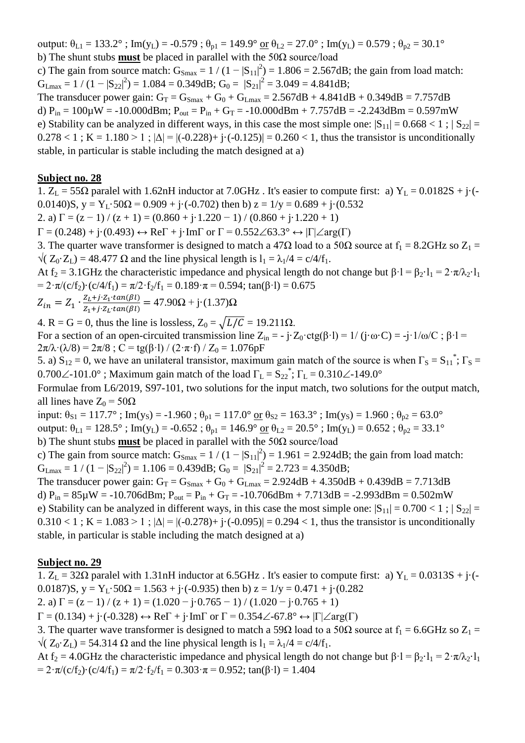output: $\theta_{L1}$ = 133.2° ; Im($y_L$) = -0.579 ; $\theta_{p1}$ = 149.9° or $\theta_{L2}$ = 27.0° ; Im($y_L$) = 0.579 ; $\theta_{p2}$ = 30.1°

b) The shunt stubs **must** be placed in parallel with the 50Ω source/load

c) The gain from source match: $G_{Smax} = 1 / (1 - |S_{11}|^2) = 1.806 = 2.567$dB; the gain from load match: $G_{Lmax} = 1 / (1 - |S_{22}|^2) = 1.084 = 0.349$dB; $G_0 = |S_{21}|^2 = 3.049 = 4.841$dB;

The transducer power gain: $G_T = G_{Smax} + G_0 + G_{Lmax}$ = 2.567dB + 4.841dB + 0.349dB = 7.757dB

d) $P_{in}$ = 100μW = -10.000dBm; $P_{out} = P_{in} + G_T$ = -10.000dBm + 7.757dB = -2.243dBm = 0.597mW

e) Stability can be analyzed in different ways, in this case the most simple one: $|S_{11}|$ = 0.668 < 1 ; $|S_{22}|$ = 0.278 < 1 ; K = 1.180 > 1 ; $|\Delta|$ = |(-0.228)+ j·(-0.125)| = 0.260 < 1, thus the transistor is unconditionally stable, in particular is stable including the match designed at a)

## Subject no. 28

1. $Z_L$ = 55Ω paralel with 1.62nH inductor at 7.0GHz . It's easier to compute first: a) $Y_L$ = 0.0182S + j·(-0.0140)S, y = $Y_L$·50Ω = 0.909 + j·(-0.702) then b) z = 1/y = 0.689 + j·(0.532

2. a) Γ = (z − 1) / (z + 1) = (0.860 + j·1.220 − 1) / (0.860 + j·1.220 + 1)

Γ = (0.248) + j·(0.493) ↔ ReΓ + j·ImΓ or Γ = 0.552∠63.3° ↔ |Γ|∠arg(Γ)

3. The quarter wave transformer is designed to match a 47Ω load to a 50Ω source at $f_1$ = 8.2GHz so $Z_1 = \sqrt{Z_0 \cdot Z_L}$ = 48.477 Ω and the line physical length is $l_1 = \lambda_1/4 = c/4/f_1$.

At $f_2$ = 3.1GHz the characteristic impedance and physical length do not change but $\beta \cdot l = \beta_2 \cdot l_1 = 2\cdot\pi/\lambda_2 \cdot l_1 = 2\cdot\pi/(c/f_2)\cdot(c/4/f_1) = \pi/2\cdot f_2/f_1 = 0.189\cdot\pi = 0.594$; tan(β·l) = 0.675

$$Z_{in} = Z_1 \cdot \frac{Z_L + j \cdot Z_1 \cdot tan(\beta l)}{Z_1 + j \cdot Z_L \cdot tan(\beta l)} = 47.90\Omega + j\cdot(1.37)\Omega$$

4. R = G = 0, thus the line is lossless, $Z_0 = \sqrt{L/C}$ = 19.211Ω.

For a section of an open-circuited transmission line $Z_{in} = -j\cdot Z_0\cdot ctg(\beta\cdot l) = 1/(j\cdot\omega\cdot C) = -j\cdot 1/\omega/C$ ; $\beta\cdot l = 2\pi/\lambda\cdot(\lambda/8) = 2\pi/8$ ; $C = tg(\beta\cdot l) / (2\cdot\pi\cdot f) / Z_0$ = 1.076pF

5. a) $S_{12}$ = 0, we have an unilateral transistor, maximum gain match of the source is when $\Gamma_S = S_{11}^*$; $\Gamma_S$ = 0.700∠-101.0° ; Maximum gain match of the load $\Gamma_L = S_{22}^*$; $\Gamma_L$ = 0.310∠-149.0°

Formulae from L6/2019, S97-101, two solutions for the input match, two solutions for the output match, all lines have $Z_0$ = 50Ω

input: $\theta_{S1}$ = 117.7° ; Im($y_S$) = -1.960 ; $\theta_{p1}$ = 117.0° or $\theta_{S2}$ = 163.3° ; Im($y_S$) = 1.960 ; $\theta_{p2}$ = 63.0°

output: $\theta_{L1}$ = 128.5° ; Im($y_L$) = -0.652 ; $\theta_{p1}$ = 146.9° or $\theta_{L2}$ = 20.5° ; Im($y_L$) = 0.652 ; $\theta_{p2}$ = 33.1°

b) The shunt stubs **must** be placed in parallel with the 50Ω source/load

c) The gain from source match: $G_{Smax} = 1 / (1 - |S_{11}|^2) = 1.961 = 2.924$dB; the gain from load match: $G_{Lmax} = 1 / (1 - |S_{22}|^2) = 1.106 = 0.439$dB; $G_0 = |S_{21}|^2 = 2.723 = 4.350$dB;

The transducer power gain: $G_T = G_{Smax} + G_0 + G_{Lmax}$ = 2.924dB + 4.350dB + 0.439dB = 7.713dB

d) $P_{in}$ = 85μW = -10.706dBm; $P_{out} = P_{in} + G_T$ = -10.706dBm + 7.713dB = -2.993dBm = 0.502mW

e) Stability can be analyzed in different ways, in this case the most simple one: $|S_{11}|$ = 0.700 < 1 ; $|S_{22}|$ = 0.310 < 1 ; K = 1.083 > 1 ; $|\Delta|$ = |(-0.278)+ j·(-0.095)| = 0.294 < 1, thus the transistor is unconditionally stable, in particular is stable including the match designed at a)

## Subject no. 29

1. $Z_L$ = 32Ω paralel with 1.31nH inductor at 6.5GHz . It's easier to compute first: a) $Y_L$ = 0.0313S + j·(-0.0187)S, y = $Y_L$·50Ω = 1.563 + j·(-0.935) then b) z = 1/y = 0.471 + j·(0.282

2. a) Γ = (z − 1) / (z + 1) = (1.020 − j·0.765 − 1) / (1.020 − j·0.765 + 1)

Γ = (0.134) + j·(-0.328) ↔ ReΓ + j·ImΓ or Γ = 0.354∠-67.8° ↔ |Γ|∠arg(Γ)

3. The quarter wave transformer is designed to match a 59Ω load to a 50Ω source at $f_1$ = 6.6GHz so $Z_1 = \sqrt{Z_0 \cdot Z_L}$ = 54.314 Ω and the line physical length is $l_1 = \lambda_1/4 = c/4/f_1$.

At $f_2$ = 4.0GHz the characteristic impedance and physical length do not change but $\beta \cdot l = \beta_2 \cdot l_1 = 2\cdot\pi/\lambda_2 \cdot l_1 = 2\cdot\pi/(c/f_2)\cdot(c/4/f_1) = \pi/2\cdot f_2/f_1 = 0.303\cdot\pi = 0.952$; tan(β·l) = 1.404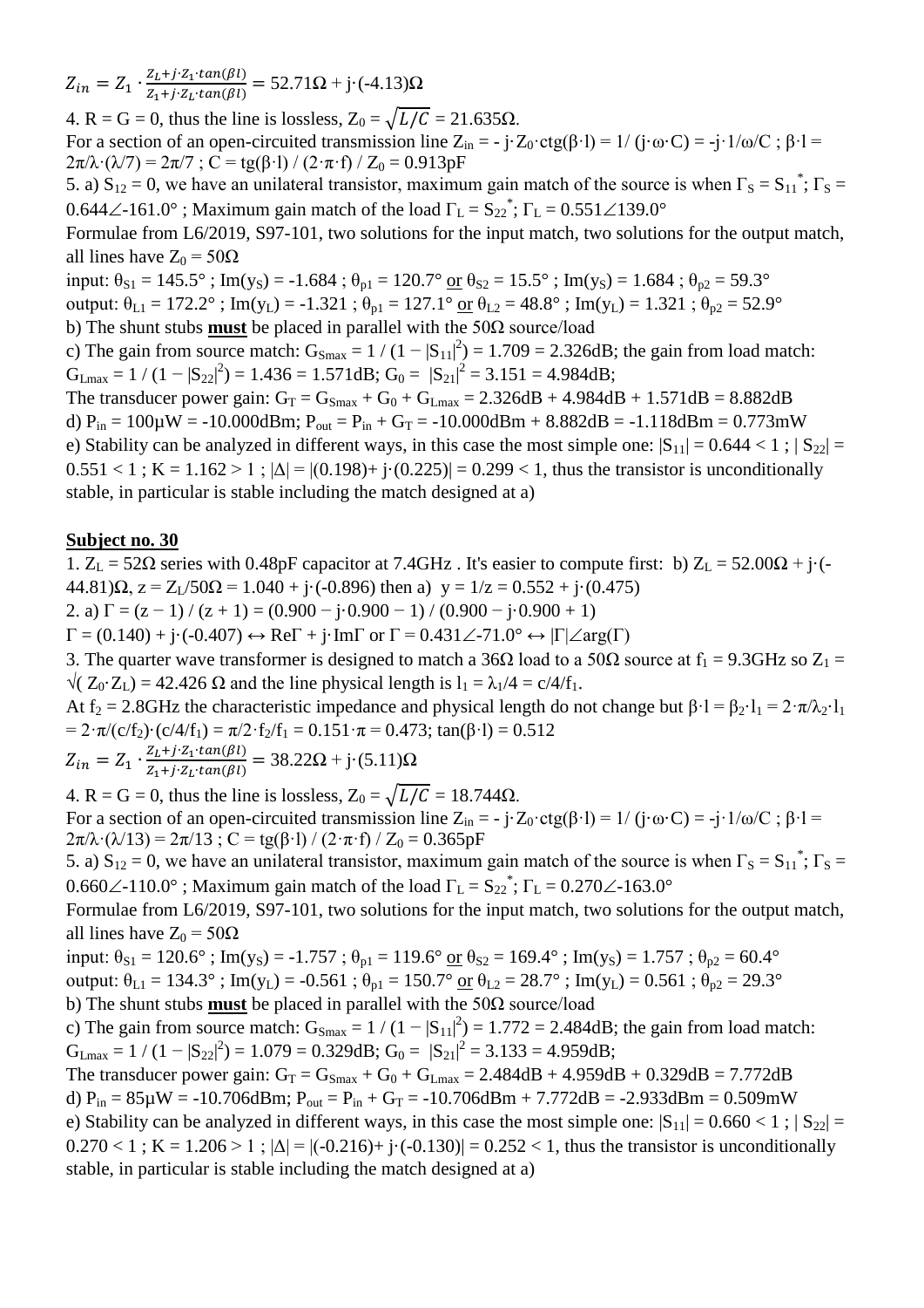$$Z_{in} = Z_1 \cdot \frac{Z_L + j \cdot Z_1 \cdot tan(\beta l)}{Z_1 + j \cdot Z_L \cdot tan(\beta l)} = 52.71\Omega + j\cdot(-4.13)\Omega$$

4. R = G = 0, thus the line is lossless, $Z_0 = \sqrt{L/C} = 21.635\Omega$.

For a section of an open-circuited transmission line $Z_{in} = -j\cdot Z_0\cdot ctg(\beta\cdot l) = 1/(j\cdot\omega\cdot C) = -j\cdot 1/\omega/C$ ; $\beta\cdot l = 2\pi/\lambda\cdot(\lambda/7) = 2\pi/7$ ; $C = tg(\beta\cdot l) / (2\cdot\pi\cdot f) / Z_0 = 0.913pF$

5. a) $S_{12} = 0$, we have an unilateral transistor, maximum gain match of the source is when $\Gamma_S = S_{11}^*$; $\Gamma_S = 0.644\angle\text{-}161.0°$ ; Maximum gain match of the load $\Gamma_L = S_{22}^*$; $\Gamma_L = 0.551\angle 139.0°$

Formulae from L6/2019, S97-101, two solutions for the input match, two solutions for the output match, all lines have $Z_0 = 50\Omega$

input: $\theta_{S1} = 145.5°$ ; $Im(y_S) = -1.684$ ; $\theta_{p1} = 120.7°$ <u>or</u> $\theta_{S2} = 15.5°$ ; $Im(y_S) = 1.684$ ; $\theta_{p2} = 59.3°$

output: $\theta_{L1} = 172.2°$ ; $Im(y_L) = -1.321$ ; $\theta_{p1} = 127.1°$ <u>or</u> $\theta_{L2} = 48.8°$ ; $Im(y_L) = 1.321$ ; $\theta_{p2} = 52.9°$

b) The shunt stubs **must** be placed in parallel with the 50Ω source/load

c) The gain from source match: $G_{Smax} = 1 / (1 - |S_{11}|^2) = 1.709 = 2.326dB$; the gain from load match: $G_{Lmax} = 1 / (1 - |S_{22}|^2) = 1.436 = 1.571dB$; $G_0 = |S_{21}|^2 = 3.151 = 4.984dB$;

The transducer power gain: $G_T = G_{Smax} + G_0 + G_{Lmax} = 2.326dB + 4.984dB + 1.571dB = 8.882dB$

d) $P_{in} = 100\mu W = -10.000dBm$; $P_{out} = P_{in} + G_T = -10.000dBm + 8.882dB = -1.118dBm = 0.773mW$

e) Stability can be analyzed in different ways, in this case the most simple one: $|S_{11}| = 0.644 < 1$ ; $|S_{22}| = 0.551 < 1$ ; $K = 1.162 > 1$ ; $|\Delta| = |(0.198)+ j\cdot(0.225)| = 0.299 < 1$, thus the transistor is unconditionally stable, in particular is stable including the match designed at a)

## <u>Subject no. 30</u>

1. $Z_L$ = 52Ω series with 0.48pF capacitor at 7.4GHz . It's easier to compute first: b) $Z_L = 52.00\Omega + j\cdot(-44.81)\Omega$, $z = Z_L/50\Omega = 1.040 + j\cdot(-0.896)$ then a) $y = 1/z = 0.552 + j\cdot(0.475)$

2. a) $\Gamma = (z - 1) / (z + 1) = (0.900 - j\cdot 0.900 - 1) / (0.900 - j\cdot 0.900 + 1)$

$\Gamma = (0.140) + j\cdot(-0.407) \leftrightarrow Re\Gamma + j\cdot Im\Gamma$ or $\Gamma = 0.431\angle\text{-}71.0° \leftrightarrow |\Gamma|\angle arg(\Gamma)$

3. The quarter wave transformer is designed to match a 36Ω load to a 50Ω source at $f_1$ = 9.3GHz so $Z_1 = \sqrt{(Z_0\cdot Z_L)} = 42.426\ \Omega$ and the line physical length is $l_1 = \lambda_1/4 = c/4/f_1$.

At $f_2$ = 2.8GHz the characteristic impedance and physical length do not change but $\beta\cdot l = \beta_2\cdot l_1 = 2\cdot\pi/\lambda_2\cdot l_1 = 2\cdot\pi/(c/f_2)\cdot(c/4/f_1) = \pi/2\cdot f_2/f_1 = 0.151\cdot\pi = 0.473$; $tan(\beta\cdot l) = 0.512$

$$Z_{in} = Z_1 \cdot \frac{Z_L + j \cdot Z_1 \cdot tan(\beta l)}{Z_1 + j \cdot Z_L \cdot tan(\beta l)} = 38.22\Omega + j\cdot(5.11)\Omega$$

4. R = G = 0, thus the line is lossless, $Z_0 = \sqrt{L/C} = 18.744\Omega$.

For a section of an open-circuited transmission line $Z_{in} = -j\cdot Z_0\cdot ctg(\beta\cdot l) = 1/(j\cdot\omega\cdot C) = -j\cdot 1/\omega/C$ ; $\beta\cdot l = 2\pi/\lambda\cdot(\lambda/13) = 2\pi/13$ ; $C = tg(\beta\cdot l) / (2\cdot\pi\cdot f) / Z_0 = 0.365pF$

5. a) $S_{12} = 0$, we have an unilateral transistor, maximum gain match of the source is when $\Gamma_S = S_{11}^*$; $\Gamma_S = 0.660\angle\text{-}110.0°$ ; Maximum gain match of the load $\Gamma_L = S_{22}^*$; $\Gamma_L = 0.270\angle\text{-}163.0°$

Formulae from L6/2019, S97-101, two solutions for the input match, two solutions for the output match, all lines have $Z_0 = 50\Omega$

input: $\theta_{S1} = 120.6°$ ; $Im(y_S) = -1.757$ ; $\theta_{p1} = 119.6°$ <u>or</u> $\theta_{S2} = 169.4°$ ; $Im(y_S) = 1.757$ ; $\theta_{p2} = 60.4°$

output: $\theta_{L1} = 134.3°$ ; $Im(y_L) = -0.561$ ; $\theta_{p1} = 150.7°$ <u>or</u> $\theta_{L2} = 28.7°$ ; $Im(y_L) = 0.561$ ; $\theta_{p2} = 29.3°$

b) The shunt stubs **must** be placed in parallel with the 50Ω source/load

c) The gain from source match: $G_{Smax} = 1 / (1 - |S_{11}|^2) = 1.772 = 2.484dB$; the gain from load match: $G_{Lmax} = 1 / (1 - |S_{22}|^2) = 1.079 = 0.329dB$; $G_0 = |S_{21}|^2 = 3.133 = 4.959dB$;

The transducer power gain: $G_T = G_{Smax} + G_0 + G_{Lmax} = 2.484dB + 4.959dB + 0.329dB = 7.772dB$

d) $P_{in} = 85\mu W = -10.706dBm$; $P_{out} = P_{in} + G_T = -10.706dBm + 7.772dB = -2.933dBm = 0.509mW$

e) Stability can be analyzed in different ways, in this case the most simple one: $|S_{11}| = 0.660 < 1$ ; $|S_{22}| = 0.270 < 1$ ; $K = 1.206 > 1$ ; $|\Delta| = |(-0.216)+ j\cdot(-0.130)| = 0.252 < 1$, thus the transistor is unconditionally stable, in particular is stable including the match designed at a)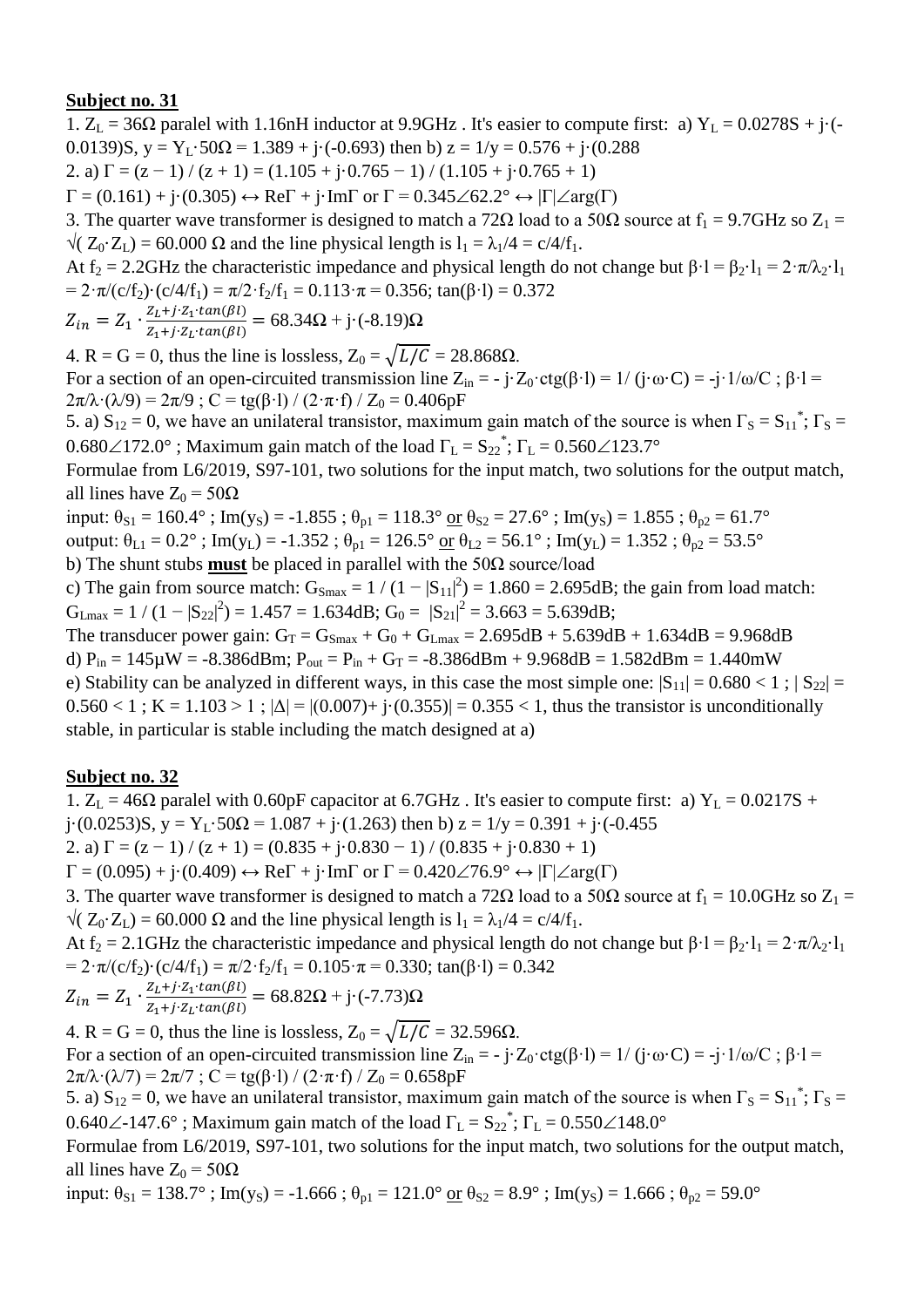**Subject no. 31**

1. $Z_L$ = 36Ω paralel with 1.16nH inductor at 9.9GHz . It's easier to compute first: a) $Y_L$ = 0.0278S + j·(-0.0139)S, y = $Y_L$·50Ω = 1.389 + j·(-0.693) then b) z = 1/y = 0.576 + j·(0.288

2. a) Γ = (z − 1) / (z + 1) = (1.105 + j·0.765 − 1) / (1.105 + j·0.765 + 1)

Γ = (0.161) + j·(0.305) ↔ ReΓ + j·ImΓ or Γ = 0.345∠62.2° ↔ |Γ|∠arg(Γ)

3. The quarter wave transformer is designed to match a 72Ω load to a 50Ω source at $f_1$ = 9.7GHz so $Z_1 = \sqrt{Z_0 \cdot Z_L}$ = 60.000 Ω and the line physical length is $l_1 = \lambda_1/4 = c/4/f_1$.

At $f_2$ = 2.2GHz the characteristic impedance and physical length do not change but $\beta \cdot l = \beta_2 \cdot l_1 = 2\cdot\pi/\lambda_2 \cdot l_1 = 2\cdot\pi/(c/f_2)\cdot(c/4/f_1) = \pi/2\cdot f_2/f_1 = 0.113\cdot\pi = 0.356$; $\tan(\beta\cdot l) = 0.372$

$$Z_{in} = Z_1 \cdot \frac{Z_L + j\cdot Z_1\cdot tan(\beta l)}{Z_1 + j\cdot Z_L\cdot tan(\beta l)} = 68.34\Omega + j\cdot(-8.19)\Omega$$

4. R = G = 0, thus the line is lossless, $Z_0 = \sqrt{L/C}$ = 28.868Ω.

For a section of an open-circuited transmission line $Z_{in} = -j\cdot Z_0\cdot ctg(\beta\cdot l) = 1/(j\cdot\omega\cdot C) = -j\cdot 1/\omega/C$ ; $\beta\cdot l = 2\pi/\lambda\cdot(\lambda/9) = 2\pi/9$ ; $C = tg(\beta\cdot l) / (2\cdot\pi\cdot f) / Z_0$ = 0.406pF

5. a) $S_{12}$ = 0, we have an unilateral transistor, maximum gain match of the source is when $\Gamma_S = S_{11}^*$; $\Gamma_S$ = 0.680∠172.0° ; Maximum gain match of the load $\Gamma_L = S_{22}^*$; $\Gamma_L$ = 0.560∠123.7°

Formulae from L6/2019, S97-101, two solutions for the input match, two solutions for the output match, all lines have $Z_0$ = 50Ω

input: $\theta_{S1}$ = 160.4° ; Im($y_S$) = -1.855 ; $\theta_{p1}$ = 118.3° or $\theta_{S2}$ = 27.6° ; Im($y_S$) = 1.855 ; $\theta_{p2}$ = 61.7°

output: $\theta_{L1}$ = 0.2° ; Im($y_L$) = -1.352 ; $\theta_{p1}$ = 126.5° or $\theta_{L2}$ = 56.1° ; Im($y_L$) = 1.352 ; $\theta_{p2}$ = 53.5°

b) The shunt stubs **must** be placed in parallel with the 50Ω source/load

c) The gain from source match: $G_{Smax} = 1 / (1 - |S_{11}|^2)$ = 1.860 = 2.695dB; the gain from load match: $G_{Lmax} = 1 / (1 - |S_{22}|^2)$ = 1.457 = 1.634dB; $G_0 = |S_{21}|^2$ = 3.663 = 5.639dB;

The transducer power gain: $G_T = G_{Smax} + G_0 + G_{Lmax}$ = 2.695dB + 5.639dB + 1.634dB = 9.968dB

d) $P_{in}$ = 145μW = -8.386dBm; $P_{out} = P_{in} + G_T$ = -8.386dBm + 9.968dB = 1.582dBm = 1.440mW

e) Stability can be analyzed in different ways, in this case the most simple one: $|S_{11}|$ = 0.680 < 1 ; $|S_{22}|$ = 0.560 < 1 ; K = 1.103 > 1 ; |Δ| = |(0.007)+ j·(0.355)| = 0.355 < 1, thus the transistor is unconditionally stable, in particular is stable including the match designed at a)

**Subject no. 32**

1. $Z_L$ = 46Ω paralel with 0.60pF capacitor at 6.7GHz . It's easier to compute first: a) $Y_L$ = 0.0217S + j·(0.0253)S, y = $Y_L$·50Ω = 1.087 + j·(1.263) then b) z = 1/y = 0.391 + j·(-0.455

2. a) Γ = (z − 1) / (z + 1) = (0.835 + j·0.830 − 1) / (0.835 + j·0.830 + 1)

Γ = (0.095) + j·(0.409) ↔ ReΓ + j·ImΓ or Γ = 0.420∠76.9° ↔ |Γ|∠arg(Γ)

3. The quarter wave transformer is designed to match a 72Ω load to a 50Ω source at $f_1$ = 10.0GHz so $Z_1 = \sqrt{Z_0 \cdot Z_L}$ = 60.000 Ω and the line physical length is $l_1 = \lambda_1/4 = c/4/f_1$.

At $f_2$ = 2.1GHz the characteristic impedance and physical length do not change but $\beta \cdot l = \beta_2 \cdot l_1 = 2\cdot\pi/\lambda_2 \cdot l_1 = 2\cdot\pi/(c/f_2)\cdot(c/4/f_1) = \pi/2\cdot f_2/f_1 = 0.105\cdot\pi = 0.330$; $\tan(\beta\cdot l) = 0.342$

$$Z_{in} = Z_1 \cdot \frac{Z_L + j\cdot Z_1\cdot tan(\beta l)}{Z_1 + j\cdot Z_L\cdot tan(\beta l)} = 68.82\Omega + j\cdot(-7.73)\Omega$$

4. R = G = 0, thus the line is lossless, $Z_0 = \sqrt{L/C}$ = 32.596Ω.

For a section of an open-circuited transmission line $Z_{in} = -j\cdot Z_0\cdot ctg(\beta\cdot l) = 1/(j\cdot\omega\cdot C) = -j\cdot 1/\omega/C$ ; $\beta\cdot l = 2\pi/\lambda\cdot(\lambda/7) = 2\pi/7$ ; $C = tg(\beta\cdot l) / (2\cdot\pi\cdot f) / Z_0$ = 0.658pF

5. a) $S_{12}$ = 0, we have an unilateral transistor, maximum gain match of the source is when $\Gamma_S = S_{11}^*$; $\Gamma_S$ = 0.640∠-147.6° ; Maximum gain match of the load $\Gamma_L = S_{22}^*$; $\Gamma_L$ = 0.550∠148.0°

Formulae from L6/2019, S97-101, two solutions for the input match, two solutions for the output match, all lines have $Z_0$ = 50Ω

input: $\theta_{S1}$ = 138.7° ; Im($y_S$) = -1.666 ; $\theta_{p1}$ = 121.0° or $\theta_{S2}$ = 8.9° ; Im($y_S$) = 1.666 ; $\theta_{p2}$ = 59.0°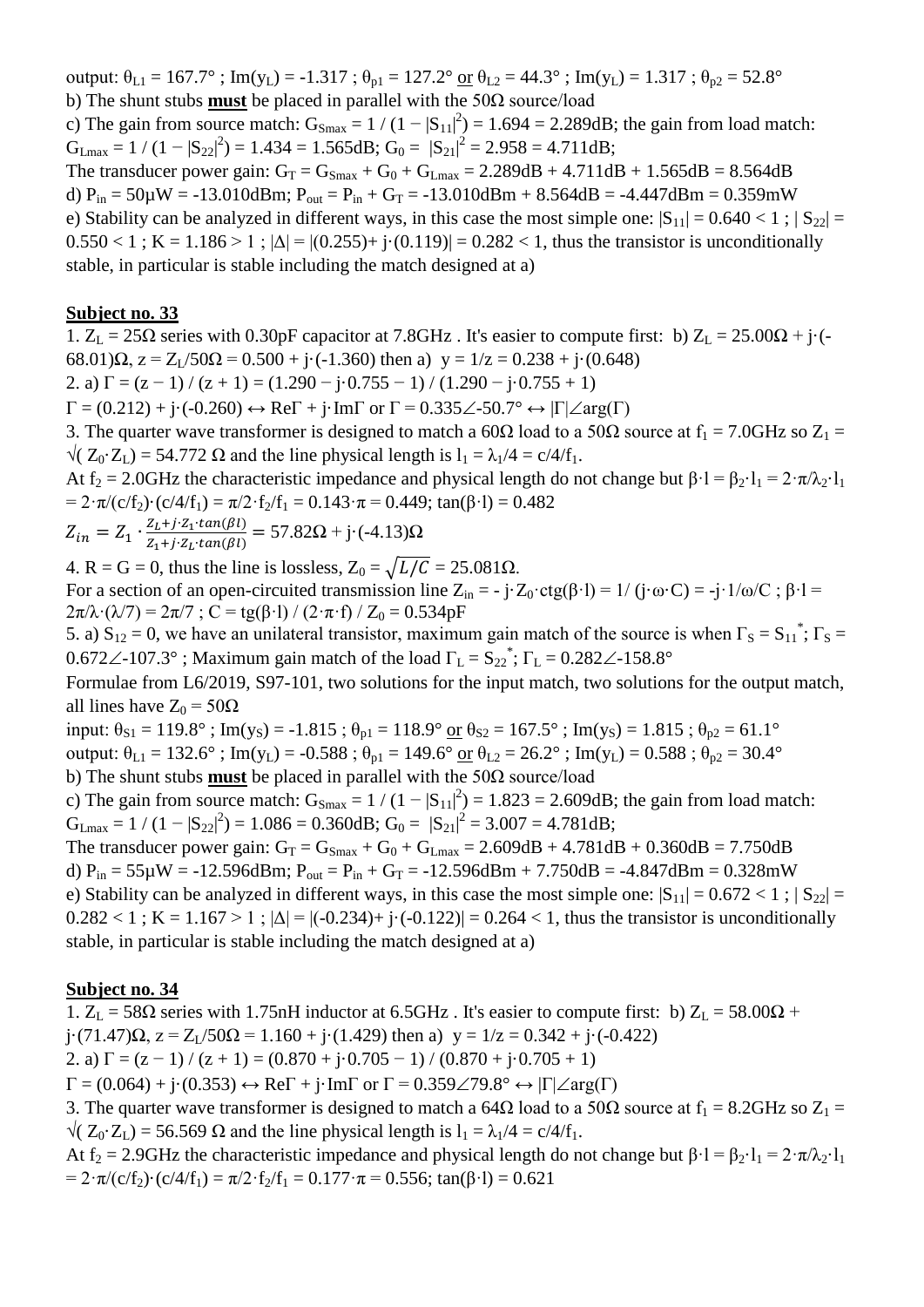output: $\theta_{L1}$ = 167.7° ; Im($y_L$) = -1.317 ; $\theta_{p1}$ = 127.2° or $\theta_{L2}$ = 44.3° ; Im($y_L$) = 1.317 ; $\theta_{p2}$ = 52.8°

b) The shunt stubs **must** be placed in parallel with the 50Ω source/load

c) The gain from source match: $G_{Smax} = 1 / (1 - |S_{11}|^2) = 1.694 = 2.289$dB; the gain from load match: $G_{Lmax} = 1 / (1 - |S_{22}|^2) = 1.434 = 1.565$dB; $G_0 = |S_{21}|^2 = 2.958 = 4.711$dB;

The transducer power gain: $G_T = G_{Smax} + G_0 + G_{Lmax}$ = 2.289dB + 4.711dB + 1.565dB = 8.564dB

d) $P_{in}$ = 50μW = -13.010dBm; $P_{out} = P_{in} + G_T$ = -13.010dBm + 8.564dB = -4.447dBm = 0.359mW

e) Stability can be analyzed in different ways, in this case the most simple one: $|S_{11}|$ = 0.640 < 1 ; $|S_{22}|$ = 0.550 < 1 ; K = 1.186 > 1 ; |Δ| = |(0.255)+ j·(0.119)| = 0.282 < 1, thus the transistor is unconditionally stable, in particular is stable including the match designed at a)

## Subject no. 33

1. $Z_L$ = 25Ω series with 0.30pF capacitor at 7.8GHz . It's easier to compute first: b) $Z_L$ = 25.00Ω + j·(-68.01)Ω, $z = Z_L/50Ω$ = 0.500 + j·(-1.360) then a) y = 1/z = 0.238 + j·(0.648)

2. a) Γ = (z − 1) / (z + 1) = (1.290 − j·0.755 − 1) / (1.290 − j·0.755 + 1)

Γ = (0.212) + j·(-0.260) ↔ ReΓ + j·ImΓ or Γ = 0.335∠-50.7° ↔ |Γ|∠arg(Γ)

3. The quarter wave transformer is designed to match a 60Ω load to a 50Ω source at $f_1$ = 7.0GHz so $Z_1 = \sqrt{Z_0 \cdot Z_L}$ = 54.772 Ω and the line physical length is $l_1 = \lambda_1/4 = c/4/f_1$.

At $f_2$ = 2.0GHz the characteristic impedance and physical length do not change but $\beta \cdot l = \beta_2 \cdot l_1 = 2\cdot\pi/\lambda_2 \cdot l_1 = 2\cdot\pi/(c/f_2)\cdot(c/4/f_1) = \pi/2\cdot f_2/f_1 = 0.143\cdot\pi = 0.449$; tan(β·l) = 0.482

$$Z_{in} = Z_1 \cdot \frac{Z_L + j\cdot Z_1 \cdot tan(\beta l)}{Z_1 + j\cdot Z_L \cdot tan(\beta l)} = 57.82\Omega + j\cdot(-4.13)\Omega$$

4. R = G = 0, thus the line is lossless, $Z_0 = \sqrt{L/C}$ = 25.081Ω.

For a section of an open-circuited transmission line $Z_{in} = -j\cdot Z_0 \cdot ctg(\beta\cdot l) = 1/(j\cdot\omega\cdot C) = -j\cdot 1/\omega/C$ ; $\beta\cdot l = 2\pi/\lambda\cdot(\lambda/7) = 2\pi/7$ ; $C = tg(\beta\cdot l) / (2\cdot\pi\cdot f) / Z_0$ = 0.534pF

5. a) $S_{12}$ = 0, we have an unilateral transistor, maximum gain match of the source is when $\Gamma_S = S_{11}^*$; $\Gamma_S$ = 0.672∠-107.3° ; Maximum gain match of the load $\Gamma_L = S_{22}^*$; $\Gamma_L$ = 0.282∠-158.8°

Formulae from L6/2019, S97-101, two solutions for the input match, two solutions for the output match, all lines have $Z_0$ = 50Ω

input: $\theta_{S1}$ = 119.8° ; Im($y_S$) = -1.815 ; $\theta_{p1}$ = 118.9° or $\theta_{S2}$ = 167.5° ; Im($y_S$) = 1.815 ; $\theta_{p2}$ = 61.1°

output: $\theta_{L1}$ = 132.6° ; Im($y_L$) = -0.588 ; $\theta_{p1}$ = 149.6° or $\theta_{L2}$ = 26.2° ; Im($y_L$) = 0.588 ; $\theta_{p2}$ = 30.4°

b) The shunt stubs **must** be placed in parallel with the 50Ω source/load

c) The gain from source match: $G_{Smax} = 1 / (1 - |S_{11}|^2) = 1.823 = 2.609$dB; the gain from load match: $G_{Lmax} = 1 / (1 - |S_{22}|^2) = 1.086 = 0.360$dB; $G_0 = |S_{21}|^2 = 3.007 = 4.781$dB;

The transducer power gain: $G_T = G_{Smax} + G_0 + G_{Lmax}$ = 2.609dB + 4.781dB + 0.360dB = 7.750dB

d) $P_{in}$ = 55μW = -12.596dBm; $P_{out} = P_{in} + G_T$ = -12.596dBm + 7.750dB = -4.847dBm = 0.328mW

e) Stability can be analyzed in different ways, in this case the most simple one: $|S_{11}|$ = 0.672 < 1 ; $|S_{22}|$ = 0.282 < 1 ; K = 1.167 > 1 ; |Δ| = |(-0.234)+ j·(-0.122)| = 0.264 < 1, thus the transistor is unconditionally stable, in particular is stable including the match designed at a)

## Subject no. 34

1. $Z_L$ = 58Ω series with 1.75nH inductor at 6.5GHz . It's easier to compute first: b) $Z_L$ = 58.00Ω + j·(71.47)Ω, $z = Z_L/50Ω$ = 1.160 + j·(1.429) then a) y = 1/z = 0.342 + j·(-0.422)

2. a) Γ = (z − 1) / (z + 1) = (0.870 + j·0.705 − 1) / (0.870 + j·0.705 + 1)

Γ = (0.064) + j·(0.353) ↔ ReΓ + j·ImΓ or Γ = 0.359∠79.8° ↔ |Γ|∠arg(Γ)

3. The quarter wave transformer is designed to match a 64Ω load to a 50Ω source at $f_1$ = 8.2GHz so $Z_1 = \sqrt{Z_0 \cdot Z_L}$ = 56.569 Ω and the line physical length is $l_1 = \lambda_1/4 = c/4/f_1$.

At $f_2$ = 2.9GHz the characteristic impedance and physical length do not change but $\beta \cdot l = \beta_2 \cdot l_1 = 2\cdot\pi/\lambda_2 \cdot l_1 = 2\cdot\pi/(c/f_2)\cdot(c/4/f_1) = \pi/2\cdot f_2/f_1 = 0.177\cdot\pi = 0.556$; tan(β·l) = 0.621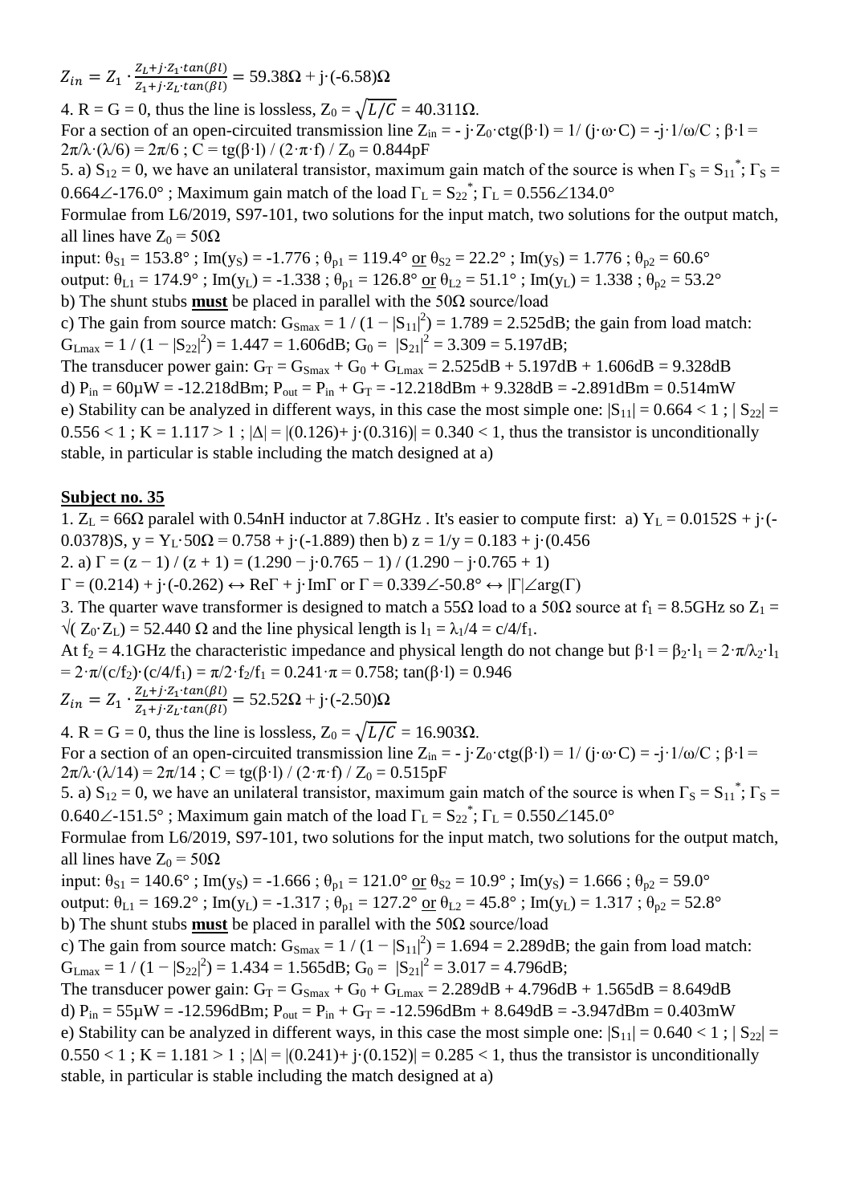$Z_{in} = Z_1 \cdot \frac{Z_L + j \cdot Z_1 \cdot tan(\beta l)}{Z_1 + j \cdot Z_L \cdot tan(\beta l)} = 59.38\Omega + j\cdot(-6.58)\Omega$

4. R = G = 0, thus the line is lossless, $Z_0 = \sqrt{L/C} = 40.311\Omega$.
For a section of an open-circuited transmission line $Z_{in} = -j\cdot Z_0\cdot ctg(\beta\cdot l) = 1/(j\cdot\omega\cdot C) = -j\cdot 1/\omega/C$ ; $\beta\cdot l = 2\pi/\lambda\cdot(\lambda/6) = 2\pi/6$ ; $C = tg(\beta\cdot l) / (2\cdot\pi\cdot f) / Z_0 = 0.844pF$

5. a) $S_{12} = 0$, we have an unilateral transistor, maximum gain match of the source is when $\Gamma_S = S_{11}^*$; $\Gamma_S = 0.664\angle{-176.0°}$ ; Maximum gain match of the load $\Gamma_L = S_{22}^*$; $\Gamma_L = 0.556\angle 134.0°$
Formulae from L6/2019, S97-101, two solutions for the input match, two solutions for the output match, all lines have $Z_0 = 50\Omega$
input: $\theta_{S1} = 153.8°$ ; $Im(y_S) = -1.776$ ; $\theta_{p1} = 119.4°$ or $\theta_{S2} = 22.2°$ ; $Im(y_S) = 1.776$ ; $\theta_{p2} = 60.6°$
output: $\theta_{L1} = 174.9°$ ; $Im(y_L) = -1.338$ ; $\theta_{p1} = 126.8°$ or $\theta_{L2} = 51.1°$ ; $Im(y_L) = 1.338$ ; $\theta_{p2} = 53.2°$
b) The shunt stubs **must** be placed in parallel with the 50Ω source/load
c) The gain from source match: $G_{Smax} = 1 / (1 - |S_{11}|^2) = 1.789 = 2.525dB$; the gain from load match: $G_{Lmax} = 1 / (1 - |S_{22}|^2) = 1.447 = 1.606dB$; $G_0 = |S_{21}|^2 = 3.309 = 5.197dB$;
The transducer power gain: $G_T = G_{Smax} + G_0 + G_{Lmax} = 2.525dB + 5.197dB + 1.606dB = 9.328dB$
d) $P_{in} = 60\mu W = -12.218dBm$; $P_{out} = P_{in} + G_T = -12.218dBm + 9.328dB = -2.891dBm = 0.514mW$
e) Stability can be analyzed in different ways, in this case the most simple one: $|S_{11}| = 0.664 < 1$ ; $|S_{22}| = 0.556 < 1$ ; $K = 1.117 > 1$ ; $|\Delta| = |(0.126) + j\cdot(0.316)| = 0.340 < 1$, thus the transistor is unconditionally stable, in particular is stable including the match designed at a)

## Subject no. 35

1. $Z_L = 66\Omega$ paralel with 0.54nH inductor at 7.8GHz . It's easier to compute first: a) $Y_L = 0.0152S + j\cdot(-0.0378)S$, $y = Y_L\cdot 50\Omega = 0.758 + j\cdot(-1.889)$ then b) $z = 1/y = 0.183 + j\cdot(0.456$

2. a) $\Gamma = (z - 1) / (z + 1) = (1.290 - j\cdot 0.765 - 1) / (1.290 - j\cdot 0.765 + 1)$
$\Gamma = (0.214) + j\cdot(-0.262) \leftrightarrow Re\Gamma + j\cdot Im\Gamma$ or $\Gamma = 0.339\angle{-50.8°} \leftrightarrow |\Gamma|\angle arg(\Gamma)$

3. The quarter wave transformer is designed to match a 55Ω load to a 50Ω source at $f_1 = 8.5GHz$ so $Z_1 = \sqrt{(Z_0\cdot Z_L)} = 52.440\ \Omega$ and the line physical length is $l_1 = \lambda_1/4 = c/4/f_1$.
At $f_2 = 4.1GHz$ the characteristic impedance and physical length do not change but $\beta\cdot l = \beta_2\cdot l_1 = 2\cdot\pi/\lambda_2\cdot l_1 = 2\cdot\pi/(c/f_2)\cdot(c/4/f_1) = \pi/2\cdot f_2/f_1 = 0.241\cdot\pi = 0.758$; $tan(\beta\cdot l) = 0.946$

$Z_{in} = Z_1 \cdot \frac{Z_L + j \cdot Z_1 \cdot tan(\beta l)}{Z_1 + j \cdot Z_L \cdot tan(\beta l)} = 52.52\Omega + j\cdot(-2.50)\Omega$

4. R = G = 0, thus the line is lossless, $Z_0 = \sqrt{L/C} = 16.903\Omega$.
For a section of an open-circuited transmission line $Z_{in} = -j\cdot Z_0\cdot ctg(\beta\cdot l) = 1/(j\cdot\omega\cdot C) = -j\cdot 1/\omega/C$ ; $\beta\cdot l = 2\pi/\lambda\cdot(\lambda/14) = 2\pi/14$ ; $C = tg(\beta\cdot l) / (2\cdot\pi\cdot f) / Z_0 = 0.515pF$

5. a) $S_{12} = 0$, we have an unilateral transistor, maximum gain match of the source is when $\Gamma_S = S_{11}^*$; $\Gamma_S = 0.640\angle{-151.5°}$ ; Maximum gain match of the load $\Gamma_L = S_{22}^*$; $\Gamma_L = 0.550\angle 145.0°$
Formulae from L6/2019, S97-101, two solutions for the input match, two solutions for the output match, all lines have $Z_0 = 50\Omega$
input: $\theta_{S1} = 140.6°$ ; $Im(y_S) = -1.666$ ; $\theta_{p1} = 121.0°$ or $\theta_{S2} = 10.9°$ ; $Im(y_S) = 1.666$ ; $\theta_{p2} = 59.0°$
output: $\theta_{L1} = 169.2°$ ; $Im(y_L) = -1.317$ ; $\theta_{p1} = 127.2°$ or $\theta_{L2} = 45.8°$ ; $Im(y_L) = 1.317$ ; $\theta_{p2} = 52.8°$
b) The shunt stubs **must** be placed in parallel with the 50Ω source/load
c) The gain from source match: $G_{Smax} = 1 / (1 - |S_{11}|^2) = 1.694 = 2.289dB$; the gain from load match: $G_{Lmax} = 1 / (1 - |S_{22}|^2) = 1.434 = 1.565dB$; $G_0 = |S_{21}|^2 = 3.017 = 4.796dB$;
The transducer power gain: $G_T = G_{Smax} + G_0 + G_{Lmax} = 2.289dB + 4.796dB + 1.565dB = 8.649dB$
d) $P_{in} = 55\mu W = -12.596dBm$; $P_{out} = P_{in} + G_T = -12.596dBm + 8.649dB = -3.947dBm = 0.403mW$
e) Stability can be analyzed in different ways, in this case the most simple one: $|S_{11}| = 0.640 < 1$ ; $|S_{22}| = 0.550 < 1$ ; $K = 1.181 > 1$ ; $|\Delta| = |(0.241) + j\cdot(0.152)| = 0.285 < 1$, thus the transistor is unconditionally stable, in particular is stable including the match designed at a)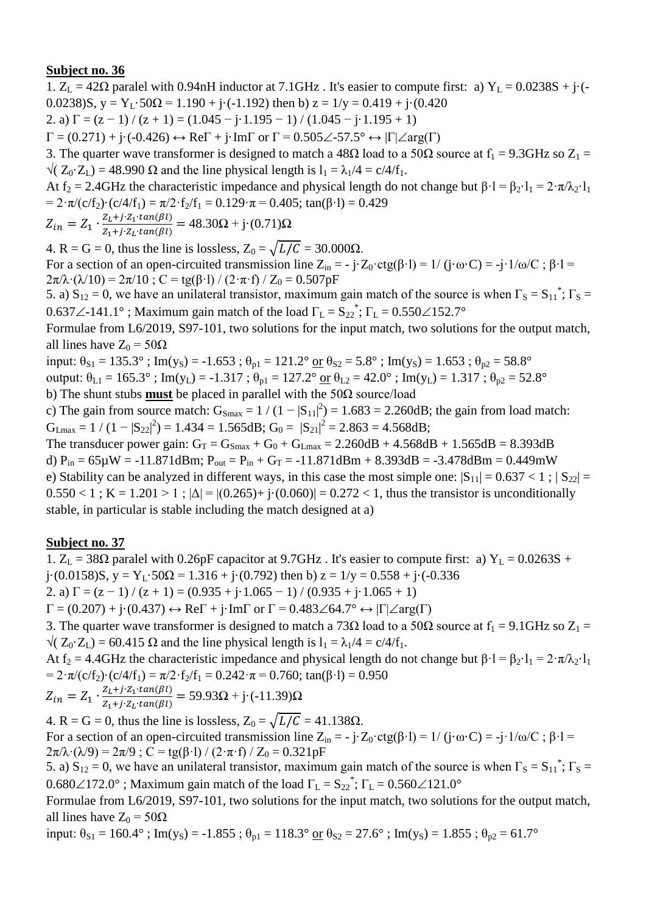**Subject no. 36**

1. $Z_L = 42\Omega$ paralel with 0.94nH inductor at 7.1GHz . It's easier to compute first: a) $Y_L = 0.0238S + j\cdot(-0.0238)S$, $y = Y_L\cdot 50\Omega = 1.190 + j\cdot(-1.192)$ then b) $z = 1/y = 0.419 + j\cdot(0.420$

2. a) $\Gamma = (z - 1) / (z + 1) = (1.045 - j\cdot 1.195 - 1) / (1.045 - j\cdot 1.195 + 1)$

$\Gamma = (0.271) + j\cdot(-0.426) \leftrightarrow \text{Re}\Gamma + j\cdot\text{Im}\Gamma$ or $\Gamma = 0.505\angle{-57.5°} \leftrightarrow |\Gamma|\angle\arg(\Gamma)$

3. The quarter wave transformer is designed to match a 48Ω load to a 50Ω source at $f_1$ = 9.3GHz so $Z_1 = \sqrt{(Z_0\cdot Z_L)} = 48.990\ \Omega$ and the line physical length is $l_1 = \lambda_1/4 = c/4/f_1$.

At $f_2$ = 2.4GHz the characteristic impedance and physical length do not change but $\beta\cdot l = \beta_2\cdot l_1 = 2\cdot\pi/\lambda_2\cdot l_1 = 2\cdot\pi/(c/f_2)\cdot(c/4/f_1) = \pi/2\cdot f_2/f_1 = 0.129\cdot\pi = 0.405$; $\tan(\beta\cdot l) = 0.429$

$$Z_{in} = Z_1 \cdot \frac{Z_L + j\cdot Z_1\cdot tan(\beta l)}{Z_1 + j\cdot Z_L\cdot tan(\beta l)} = 48.30\Omega + j\cdot(0.71)\Omega$$

4. R = G = 0, thus the line is lossless, $Z_0 = \sqrt{L/C} = 30.000\Omega$.

For a section of an open-circuited transmission line $Z_{in} = -j\cdot Z_0\cdot\text{ctg}(\beta\cdot l) = 1/(j\cdot\omega\cdot C) = -j\cdot 1/\omega/C$ ; $\beta\cdot l = 2\pi/\lambda\cdot(\lambda/10) = 2\pi/10$ ; $C = \text{tg}(\beta\cdot l) / (2\cdot\pi\cdot f) / Z_0 = 0.507\text{pF}$

5. a) $S_{12} = 0$, we have an unilateral transistor, maximum gain match of the source is when $\Gamma_S = S_{11}^*$; $\Gamma_S = 0.637\angle{-141.1°}$ ; Maximum gain match of the load $\Gamma_L = S_{22}^*$; $\Gamma_L = 0.550\angle 152.7°$

Formulae from L6/2019, S97-101, two solutions for the input match, two solutions for the output match, all lines have $Z_0 = 50\Omega$

input: $\theta_{S1} = 135.3°$ ; $\text{Im}(y_S) = -1.653$ ; $\theta_{p1} = 121.2°$ or $\theta_{S2} = 5.8°$ ; $\text{Im}(y_S) = 1.653$ ; $\theta_{p2} = 58.8°$

output: $\theta_{L1} = 165.3°$ ; $\text{Im}(y_L) = -1.317$ ; $\theta_{p1} = 127.2°$ or $\theta_{L2} = 42.0°$ ; $\text{Im}(y_L) = 1.317$ ; $\theta_{p2} = 52.8°$

b) The shunt stubs **must** be placed in parallel with the 50Ω source/load

c) The gain from source match: $G_{Smax} = 1 / (1 - |S_{11}|^2) = 1.683 = 2.260\text{dB}$; the gain from load match: $G_{Lmax} = 1 / (1 - |S_{22}|^2) = 1.434 = 1.565\text{dB}$; $G_0 = |S_{21}|^2 = 2.863 = 4.568\text{dB}$;

The transducer power gain: $G_T = G_{Smax} + G_0 + G_{Lmax} = 2.260\text{dB} + 4.568\text{dB} + 1.565\text{dB} = 8.393\text{dB}$

d) $P_{in} = 65\mu W = -11.871\text{dBm}$; $P_{out} = P_{in} + G_T = -11.871\text{dBm} + 8.393\text{dB} = -3.478\text{dBm} = 0.449\text{mW}$

e) Stability can be analyzed in different ways, in this case the most simple one: $|S_{11}| = 0.637 < 1$ ; $|S_{22}| = 0.550 < 1$ ; $K = 1.201 > 1$ ; $|\Delta| = |(0.265)+ j\cdot(0.060)| = 0.272 < 1$, thus the transistor is unconditionally stable, in particular is stable including the match designed at a)

**Subject no. 37**

1. $Z_L = 38\Omega$ paralel with 0.26pF capacitor at 9.7GHz . It's easier to compute first: a) $Y_L = 0.0263S + j\cdot(0.0158)S$, $y = Y_L\cdot 50\Omega = 1.316 + j\cdot(0.792)$ then b) $z = 1/y = 0.558 + j\cdot(-0.336$

2. a) $\Gamma = (z - 1) / (z + 1) = (0.935 + j\cdot 1.065 - 1) / (0.935 + j\cdot 1.065 + 1)$

$\Gamma = (0.207) + j\cdot(0.437) \leftrightarrow \text{Re}\Gamma + j\cdot\text{Im}\Gamma$ or $\Gamma = 0.483\angle 64.7° \leftrightarrow |\Gamma|\angle\arg(\Gamma)$

3. The quarter wave transformer is designed to match a 73Ω load to a 50Ω source at $f_1$ = 9.1GHz so $Z_1 = \sqrt{(Z_0\cdot Z_L)} = 60.415\ \Omega$ and the line physical length is $l_1 = \lambda_1/4 = c/4/f_1$.

At $f_2$ = 4.4GHz the characteristic impedance and physical length do not change but $\beta\cdot l = \beta_2\cdot l_1 = 2\cdot\pi/\lambda_2\cdot l_1 = 2\cdot\pi/(c/f_2)\cdot(c/4/f_1) = \pi/2\cdot f_2/f_1 = 0.242\cdot\pi = 0.760$; $\tan(\beta\cdot l) = 0.950$

$$Z_{in} = Z_1 \cdot \frac{Z_L + j\cdot Z_1\cdot tan(\beta l)}{Z_1 + j\cdot Z_L\cdot tan(\beta l)} = 59.93\Omega + j\cdot(-11.39)\Omega$$

4. R = G = 0, thus the line is lossless, $Z_0 = \sqrt{L/C} = 41.138\Omega$.

For a section of an open-circuited transmission line $Z_{in} = -j\cdot Z_0\cdot\text{ctg}(\beta\cdot l) = 1/(j\cdot\omega\cdot C) = -j\cdot 1/\omega/C$ ; $\beta\cdot l = 2\pi/\lambda\cdot(\lambda/9) = 2\pi/9$ ; $C = \text{tg}(\beta\cdot l) / (2\cdot\pi\cdot f) / Z_0 = 0.321\text{pF}$

5. a) $S_{12} = 0$, we have an unilateral transistor, maximum gain match of the source is when $\Gamma_S = S_{11}^*$; $\Gamma_S = 0.680\angle 172.0°$ ; Maximum gain match of the load $\Gamma_L = S_{22}^*$; $\Gamma_L = 0.560\angle 121.0°$

Formulae from L6/2019, S97-101, two solutions for the input match, two solutions for the output match, all lines have $Z_0 = 50\Omega$

input: $\theta_{S1} = 160.4°$ ; $\text{Im}(y_S) = -1.855$ ; $\theta_{p1} = 118.3°$ or $\theta_{S2} = 27.6°$ ; $\text{Im}(y_S) = 1.855$ ; $\theta_{p2} = 61.7°$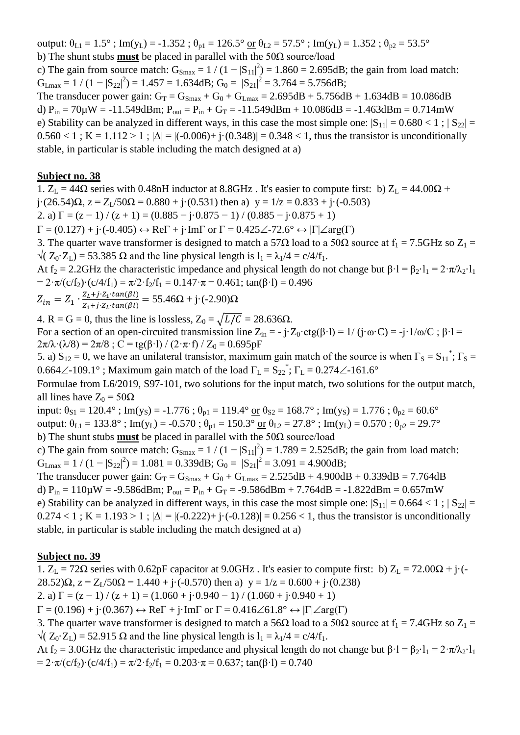output: $\theta_{L1} = 1.5°$ ; $Im(y_L) = -1.352$ ; $\theta_{p1} = 126.5°$ or $\theta_{L2} = 57.5°$ ; $Im(y_L) = 1.352$ ; $\theta_{p2} = 53.5°$

b) The shunt stubs **must** be placed in parallel with the 50Ω source/load

c) The gain from source match: $G_{Smax} = 1 / (1 - |S_{11}|^2) = 1.860 = 2.695dB$; the gain from load match: $G_{Lmax} = 1 / (1 - |S_{22}|^2) = 1.457 = 1.634dB$; $G_0 = |S_{21}|^2 = 3.764 = 5.756dB$;

The transducer power gain: $G_T = G_{Smax} + G_0 + G_{Lmax} = 2.695dB + 5.756dB + 1.634dB = 10.086dB$

d) $P_{in} = 70\mu W = -11.549dBm$; $P_{out} = P_{in} + G_T = -11.549dBm + 10.086dB = -1.463dBm = 0.714mW$

e) Stability can be analyzed in different ways, in this case the most simple one: $|S_{11}| = 0.680 < 1$ ; $|S_{22}| = 0.560 < 1$ ; $K = 1.112 > 1$ ; $|\Delta| = |(-0.006) + j\cdot(0.348)| = 0.348 < 1$, thus the transistor is unconditionally stable, in particular is stable including the match designed at a)

## Subject no. 38

1. $Z_L = 44\Omega$ series with 0.48nH inductor at 8.8GHz . It's easier to compute first: b) $Z_L = 44.00\Omega + j\cdot(26.54)\Omega$, $z = Z_L/50\Omega = 0.880 + j\cdot(0.531)$ then a) $y = 1/z = 0.833 + j\cdot(-0.503)$

2. a) $\Gamma = (z - 1) / (z + 1) = (0.885 - j\cdot0.875 - 1) / (0.885 - j\cdot0.875 + 1)$

$\Gamma = (0.127) + j\cdot(-0.405) \leftrightarrow Re\Gamma + j\cdot Im\Gamma$ or $\Gamma = 0.425\angle{-72.6°} \leftrightarrow |\Gamma|\angle arg(\Gamma)$

3. The quarter wave transformer is designed to match a 57Ω load to a 50Ω source at $f_1 = 7.5GHz$ so $Z_1 = \sqrt{(Z_0 \cdot Z_L)} = 53.385\ \Omega$ and the line physical length is $l_1 = \lambda_1/4 = c/4/f_1$.

At $f_2 = 2.2GHz$ the characteristic impedance and physical length do not change but $\beta\cdot l = \beta_2\cdot l_1 = 2\cdot\pi/\lambda_2\cdot l_1 = 2\cdot\pi/(c/f_2)\cdot(c/4/f_1) = \pi/2\cdot f_2/f_1 = 0.147\cdot\pi = 0.461$; $\tan(\beta\cdot l) = 0.496$

$$Z_{in} = Z_1 \cdot \frac{Z_L + j\cdot Z_1\cdot tan(\beta l)}{Z_1 + j\cdot Z_L\cdot tan(\beta l)} = 55.46\Omega + j\cdot(-2.90)\Omega$$

4. R = G = 0, thus the line is lossless, $Z_0 = \sqrt{L/C} = 28.636\Omega$.

For a section of an open-circuited transmission line $Z_{in} = -j\cdot Z_0\cdot ctg(\beta\cdot l) = 1/(j\cdot\omega\cdot C) = -j\cdot 1/\omega/C$ ; $\beta\cdot l = 2\pi/\lambda\cdot(\lambda/8) = 2\pi/8$ ; $C = tg(\beta\cdot l) / (2\cdot\pi\cdot f) / Z_0 = 0.695pF$

5. a) $S_{12} = 0$, we have an unilateral transistor, maximum gain match of the source is when $\Gamma_S = S_{11}^*$; $\Gamma_S = 0.664\angle{-109.1°}$ ; Maximum gain match of the load $\Gamma_L = S_{22}^*$; $\Gamma_L = 0.274\angle{-161.6°}$

Formulae from L6/2019, S97-101, two solutions for the input match, two solutions for the output match, all lines have $Z_0 = 50\Omega$

input: $\theta_{S1} = 120.4°$ ; $Im(y_S) = -1.776$ ; $\theta_{p1} = 119.4°$ or $\theta_{S2} = 168.7°$ ; $Im(y_S) = 1.776$ ; $\theta_{p2} = 60.6°$

output: $\theta_{L1} = 133.8°$ ; $Im(y_L) = -0.570$ ; $\theta_{p1} = 150.3°$ or $\theta_{L2} = 27.8°$ ; $Im(y_L) = 0.570$ ; $\theta_{p2} = 29.7°$

b) The shunt stubs **must** be placed in parallel with the 50Ω source/load

c) The gain from source match: $G_{Smax} = 1 / (1 - |S_{11}|^2) = 1.789 = 2.525dB$; the gain from load match: $G_{Lmax} = 1 / (1 - |S_{22}|^2) = 1.081 = 0.339dB$; $G_0 = |S_{21}|^2 = 3.091 = 4.900dB$;

The transducer power gain: $G_T = G_{Smax} + G_0 + G_{Lmax} = 2.525dB + 4.900dB + 0.339dB = 7.764dB$

d) $P_{in} = 110\mu W = -9.586dBm$; $P_{out} = P_{in} + G_T = -9.586dBm + 7.764dB = -1.822dBm = 0.657mW$

e) Stability can be analyzed in different ways, in this case the most simple one: $|S_{11}| = 0.664 < 1$ ; $|S_{22}| = 0.274 < 1$ ; $K = 1.193 > 1$ ; $|\Delta| = |(-0.222) + j\cdot(-0.128)| = 0.256 < 1$, thus the transistor is unconditionally stable, in particular is stable including the match designed at a)

## Subject no. 39

1. $Z_L = 72\Omega$ series with 0.62pF capacitor at 9.0GHz . It's easier to compute first: b) $Z_L = 72.00\Omega + j\cdot(-28.52)\Omega$, $z = Z_L/50\Omega = 1.440 + j\cdot(-0.570)$ then a) $y = 1/z = 0.600 + j\cdot(0.238)$

2. a) $\Gamma = (z - 1) / (z + 1) = (1.060 + j\cdot0.940 - 1) / (1.060 + j\cdot0.940 + 1)$

$\Gamma = (0.196) + j\cdot(0.367) \leftrightarrow Re\Gamma + j\cdot Im\Gamma$ or $\Gamma = 0.416\angle 61.8° \leftrightarrow |\Gamma|\angle arg(\Gamma)$

3. The quarter wave transformer is designed to match a 56Ω load to a 50Ω source at $f_1 = 7.4GHz$ so $Z_1 = \sqrt{(Z_0 \cdot Z_L)} = 52.915\ \Omega$ and the line physical length is $l_1 = \lambda_1/4 = c/4/f_1$.

At $f_2 = 3.0GHz$ the characteristic impedance and physical length do not change but $\beta\cdot l = \beta_2\cdot l_1 = 2\cdot\pi/\lambda_2\cdot l_1 = 2\cdot\pi/(c/f_2)\cdot(c/4/f_1) = \pi/2\cdot f_2/f_1 = 0.203\cdot\pi = 0.637$; $\tan(\beta\cdot l) = 0.740$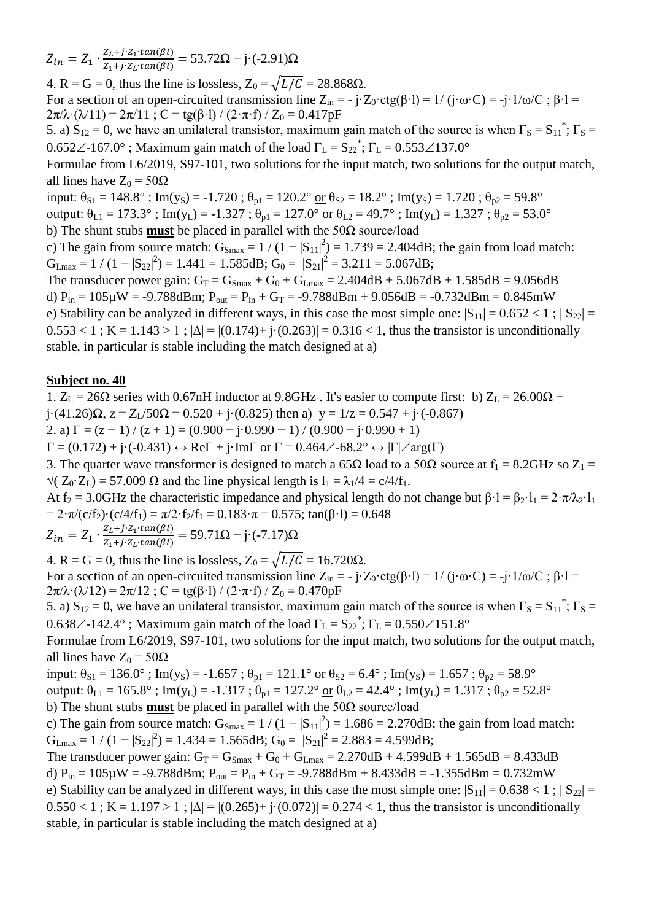$$Z_{in} = Z_1 \cdot \frac{Z_L + j \cdot Z_1 \cdot tan(\beta l)}{Z_1 + j \cdot Z_L \cdot tan(\beta l)} = 53.72\Omega + j \cdot (-2.91)\Omega$$

4. R = G = 0, thus the line is lossless, $Z_0 = \sqrt{L/C} = 28.868\Omega$.
For a section of an open-circuited transmission line $Z_{in} = -j \cdot Z_0 \cdot ctg(\beta \cdot l) = 1/(j \cdot \omega \cdot C) = -j \cdot 1/\omega/C$ ; $\beta \cdot l = 2\pi/\lambda \cdot (\lambda/11) = 2\pi/11$ ; $C = tg(\beta \cdot l) / (2 \cdot \pi \cdot f) / Z_0 = 0.417pF$

5. a) $S_{12} = 0$, we have an unilateral transistor, maximum gain match of the source is when $\Gamma_S = S_{11}^*$; $\Gamma_S = 0.652\angle{-167.0°}$ ; Maximum gain match of the load $\Gamma_L = S_{22}^*$; $\Gamma_L = 0.553\angle 137.0°$
Formulae from L6/2019, S97-101, two solutions for the input match, two solutions for the output match, all lines have $Z_0 = 50\Omega$
input: $\theta_{S1} = 148.8°$ ; $Im(y_S) = -1.720$ ; $\theta_{p1} = 120.2°$ <u>or</u> $\theta_{S2} = 18.2°$ ; $Im(y_S) = 1.720$ ; $\theta_{p2} = 59.8°$
output: $\theta_{L1} = 173.3°$ ; $Im(y_L) = -1.327$ ; $\theta_{p1} = 127.0°$ <u>or</u> $\theta_{L2} = 49.7°$ ; $Im(y_L) = 1.327$ ; $\theta_{p2} = 53.0°$
b) The shunt stubs **<u>must</u>** be placed in parallel with the 50Ω source/load
c) The gain from source match: $G_{Smax} = 1 / (1 - |S_{11}|^2) = 1.739 = 2.404dB$; the gain from load match: $G_{Lmax} = 1 / (1 - |S_{22}|^2) = 1.441 = 1.585dB$; $G_0 = |S_{21}|^2 = 3.211 = 5.067dB$;
The transducer power gain: $G_T = G_{Smax} + G_0 + G_{Lmax} = 2.404dB + 5.067dB + 1.585dB = 9.056dB$
d) $P_{in} = 105\mu W = -9.788dBm$; $P_{out} = P_{in} + G_T = -9.788dBm + 9.056dB = -0.732dBm = 0.845mW$
e) Stability can be analyzed in different ways, in this case the most simple one: $|S_{11}| = 0.652 < 1$ ; $|S_{22}| = 0.553 < 1$ ; $K = 1.143 > 1$ ; $|\Delta| = |(0.174)+ j \cdot (0.263)| = 0.316 < 1$, thus the transistor is unconditionally stable, in particular is stable including the match designed at a)

## <u>Subject no. 40</u>

1. $Z_L = 26\Omega$ series with 0.67nH inductor at 9.8GHz . It's easier to compute first: b) $Z_L = 26.00\Omega + j \cdot (41.26)\Omega$, $z = Z_L/50\Omega = 0.520 + j \cdot (0.825)$ then a) $y = 1/z = 0.547 + j \cdot (-0.867)$
2. a) $\Gamma = (z - 1) / (z + 1) = (0.900 - j \cdot 0.990 - 1) / (0.900 - j \cdot 0.990 + 1)$
$\Gamma = (0.172) + j \cdot (-0.431) \leftrightarrow Re\Gamma + j \cdot Im\Gamma$ or $\Gamma = 0.464\angle{-68.2°} \leftrightarrow |\Gamma|\angle arg(\Gamma)$
3. The quarter wave transformer is designed to match a 65Ω load to a 50Ω source at $f_1 = 8.2GHz$ so $Z_1 = \sqrt{Z_0 \cdot Z_L} = 57.009\ \Omega$ and the line physical length is $l_1 = \lambda_1/4 = c/4/f_1$.
At $f_2 = 3.0GHz$ the characteristic impedance and physical length do not change but $\beta \cdot l = \beta_2 \cdot l_1 = 2 \cdot \pi/\lambda_2 \cdot l_1 = 2 \cdot \pi/(c/f_2) \cdot (c/4/f_1) = \pi/2 \cdot f_2/f_1 = 0.183 \cdot \pi = 0.575$; $tan(\beta \cdot l) = 0.648$

$$Z_{in} = Z_1 \cdot \frac{Z_L + j \cdot Z_1 \cdot tan(\beta l)}{Z_1 + j \cdot Z_L \cdot tan(\beta l)} = 59.71\Omega + j \cdot (-7.17)\Omega$$

4. R = G = 0, thus the line is lossless, $Z_0 = \sqrt{L/C} = 16.720\Omega$.
For a section of an open-circuited transmission line $Z_{in} = -j \cdot Z_0 \cdot ctg(\beta \cdot l) = 1/(j \cdot \omega \cdot C) = -j \cdot 1/\omega/C$ ; $\beta \cdot l = 2\pi/\lambda \cdot (\lambda/12) = 2\pi/12$ ; $C = tg(\beta \cdot l) / (2 \cdot \pi \cdot f) / Z_0 = 0.470pF$
5. a) $S_{12} = 0$, we have an unilateral transistor, maximum gain match of the source is when $\Gamma_S = S_{11}^*$; $\Gamma_S = 0.638\angle{-142.4°}$ ; Maximum gain match of the load $\Gamma_L = S_{22}^*$; $\Gamma_L = 0.550\angle 151.8°$
Formulae from L6/2019, S97-101, two solutions for the input match, two solutions for the output match, all lines have $Z_0 = 50\Omega$
input: $\theta_{S1} = 136.0°$ ; $Im(y_S) = -1.657$ ; $\theta_{p1} = 121.1°$ <u>or</u> $\theta_{S2} = 6.4°$ ; $Im(y_S) = 1.657$ ; $\theta_{p2} = 58.9°$
output: $\theta_{L1} = 165.8°$ ; $Im(y_L) = -1.317$ ; $\theta_{p1} = 127.2°$ <u>or</u> $\theta_{L2} = 42.4°$ ; $Im(y_L) = 1.317$ ; $\theta_{p2} = 52.8°$
b) The shunt stubs **<u>must</u>** be placed in parallel with the 50Ω source/load
c) The gain from source match: $G_{Smax} = 1 / (1 - |S_{11}|^2) = 1.686 = 2.270dB$; the gain from load match: $G_{Lmax} = 1 / (1 - |S_{22}|^2) = 1.434 = 1.565dB$; $G_0 = |S_{21}|^2 = 2.883 = 4.599dB$;
The transducer power gain: $G_T = G_{Smax} + G_0 + G_{Lmax} = 2.270dB + 4.599dB + 1.565dB = 8.433dB$
d) $P_{in} = 105\mu W = -9.788dBm$; $P_{out} = P_{in} + G_T = -9.788dBm + 8.433dB = -1.355dBm = 0.732mW$
e) Stability can be analyzed in different ways, in this case the most simple one: $|S_{11}| = 0.638 < 1$ ; $|S_{22}| = 0.550 < 1$ ; $K = 1.197 > 1$ ; $|\Delta| = |(0.265)+ j \cdot (0.072)| = 0.274 < 1$, thus the transistor is unconditionally stable, in particular is stable including the match designed at a)